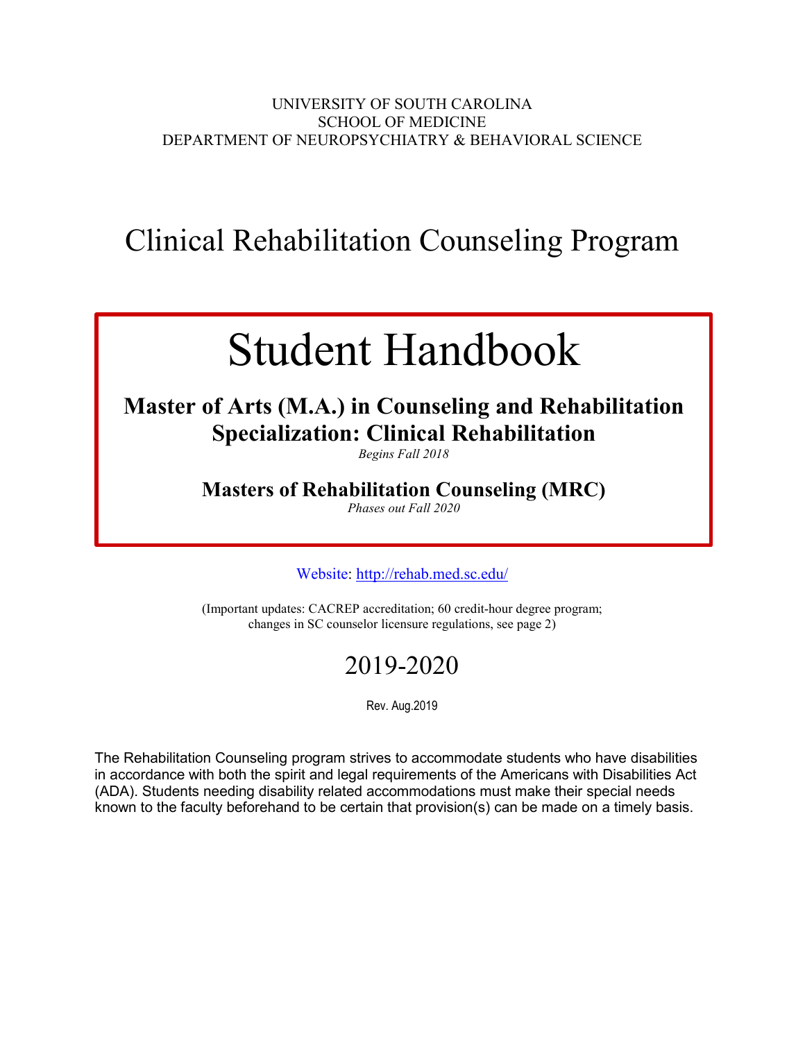UNIVERSITY OF SOUTH CAROLINA
SCHOOL OF MEDICINE
DEPARTMENT OF NEUROPSYCHIATRY & BEHAVIORAL SCIENCE

# Clinical Rehabilitation Counseling Program

# Student Handbook

## Master of Arts (M.A.) in Counseling and Rehabilitation
## Specialization: Clinical Rehabilitation

*Begins Fall 2018*

## Masters of Rehabilitation Counseling (MRC)

*Phases out Fall 2020*

Website: http://rehab.med.sc.edu/

(Important updates: CACREP accreditation; 60 credit-hour degree program; changes in SC counselor licensure regulations, see page 2)

## 2019-2020

Rev. Aug.2019

The Rehabilitation Counseling program strives to accommodate students who have disabilities in accordance with both the spirit and legal requirements of the Americans with Disabilities Act (ADA). Students needing disability related accommodations must make their special needs known to the faculty beforehand to be certain that provision(s) can be made on a timely basis.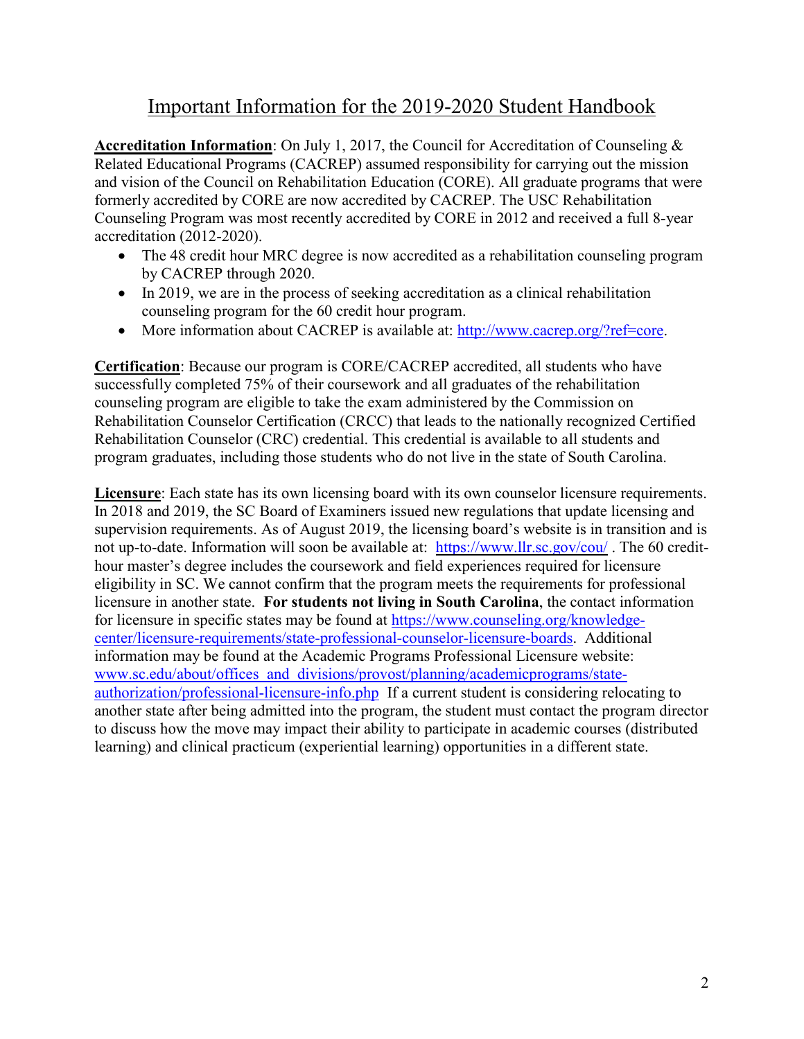# Important Information for the 2019-2020 Student Handbook

**Accreditation Information**: On July 1, 2017, the Council for Accreditation of Counseling & Related Educational Programs (CACREP) assumed responsibility for carrying out the mission and vision of the Council on Rehabilitation Education (CORE). All graduate programs that were formerly accredited by CORE are now accredited by CACREP. The USC Rehabilitation Counseling Program was most recently accredited by CORE in 2012 and received a full 8-year accreditation (2012-2020).

- The 48 credit hour MRC degree is now accredited as a rehabilitation counseling program by CACREP through 2020.
- In 2019, we are in the process of seeking accreditation as a clinical rehabilitation counseling program for the 60 credit hour program.
- More information about CACREP is available at: [http://www.cacrep.org/?ref=core](http://www.cacrep.org/?ref=core).

**Certification**: Because our program is CORE/CACREP accredited, all students who have successfully completed 75% of their coursework and all graduates of the rehabilitation counseling program are eligible to take the exam administered by the Commission on Rehabilitation Counselor Certification (CRCC) that leads to the nationally recognized Certified Rehabilitation Counselor (CRC) credential. This credential is available to all students and program graduates, including those students who do not live in the state of South Carolina.

**Licensure**: Each state has its own licensing board with its own counselor licensure requirements. In 2018 and 2019, the SC Board of Examiners issued new regulations that update licensing and supervision requirements. As of August 2019, the licensing board's website is in transition and is not up-to-date. Information will soon be available at: [https://www.llr.sc.gov/cou/](https://www.llr.sc.gov/cou/) . The 60 credit-hour master's degree includes the coursework and field experiences required for licensure eligibility in SC. We cannot confirm that the program meets the requirements for professional licensure in another state. **For students not living in South Carolina**, the contact information for licensure in specific states may be found at [https://www.counseling.org/knowledge-center/licensure-requirements/state-professional-counselor-licensure-boards](https://www.counseling.org/knowledge-center/licensure-requirements/state-professional-counselor-licensure-boards). Additional information may be found at the Academic Programs Professional Licensure website: [www.sc.edu/about/offices_and_divisions/provost/planning/academicprograms/state-authorization/professional-licensure-info.php](www.sc.edu/about/offices_and_divisions/provost/planning/academicprograms/state-authorization/professional-licensure-info.php) If a current student is considering relocating to another state after being admitted into the program, the student must contact the program director to discuss how the move may impact their ability to participate in academic courses (distributed learning) and clinical practicum (experiential learning) opportunities in a different state.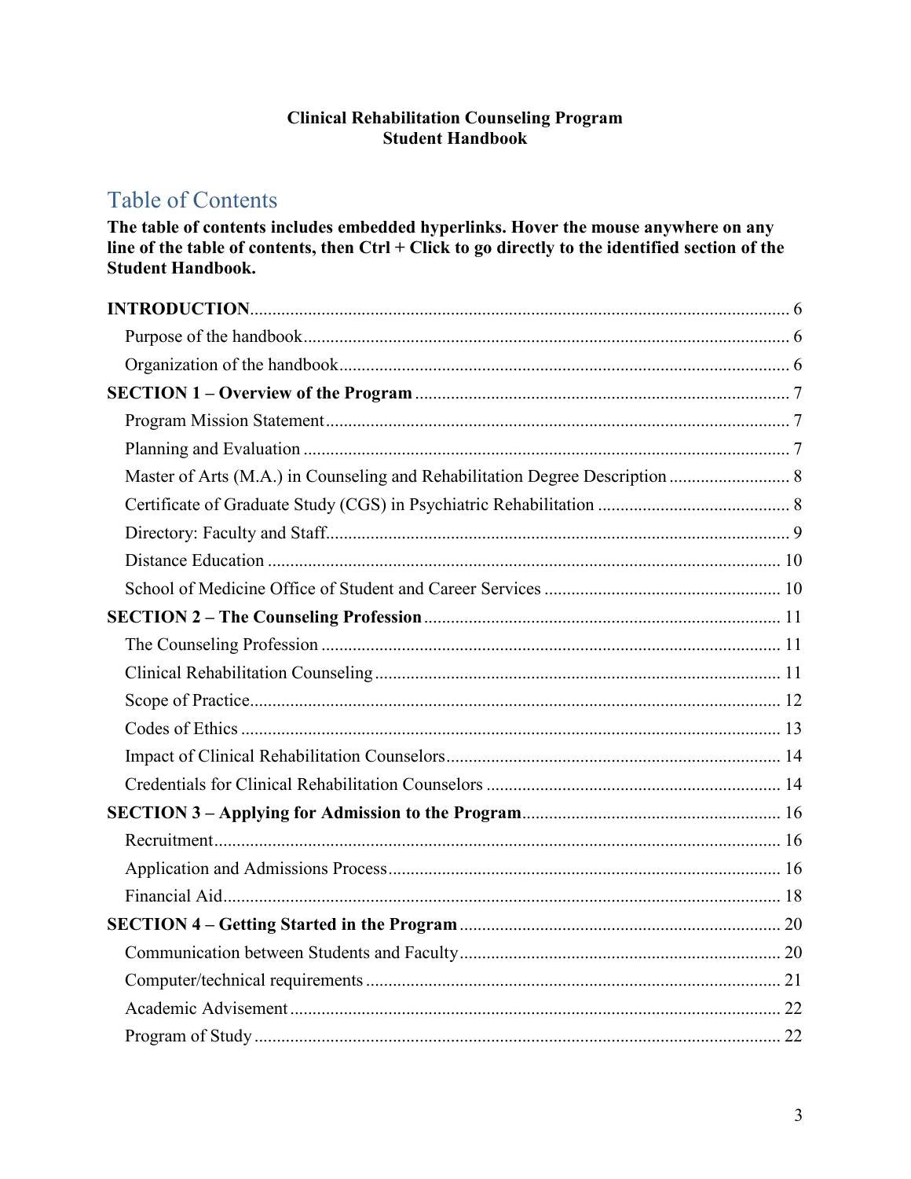**Clinical Rehabilitation Counseling Program**
**Student Handbook**

# Table of Contents

**The table of contents includes embedded hyperlinks. Hover the mouse anywhere on any line of the table of contents, then Ctrl + Click to go directly to the identified section of the Student Handbook.**

**INTRODUCTION** ........................................................................................................ 6
- Purpose of the handbook ........................................................................................ 6
- Organization of the handbook ................................................................................. 6

**SECTION 1 – Overview of the Program** ................................................................... 7
- Program Mission Statement ..................................................................................... 7
- Planning and Evaluation .......................................................................................... 7
- Master of Arts (M.A.) in Counseling and Rehabilitation Degree Description ........... 8
- Certificate of Graduate Study (CGS) in Psychiatric Rehabilitation ........................... 8
- Directory: Faculty and Staff ..................................................................................... 9
- Distance Education ................................................................................................. 10
- School of Medicine Office of Student and Career Services ..................................... 10

**SECTION 2 – The Counseling Profession** ............................................................... 11
- The Counseling Profession ..................................................................................... 11
- Clinical Rehabilitation Counseling .......................................................................... 11
- Scope of Practice ..................................................................................................... 12
- Codes of Ethics ....................................................................................................... 13
- Impact of Clinical Rehabilitation Counselors ......................................................... 14
- Credentials for Clinical Rehabilitation Counselors ................................................. 14

**SECTION 3 – Applying for Admission to the Program** ........................................... 16
- Recruitment ............................................................................................................. 16
- Application and Admissions Process ...................................................................... 16
- Financial Aid ........................................................................................................... 18

**SECTION 4 – Getting Started in the Program** ....................................................... 20
- Communication between Students and Faculty ...................................................... 20
- Computer/technical requirements ........................................................................... 21
- Academic Advisement ............................................................................................. 22
- Program of Study ..................................................................................................... 22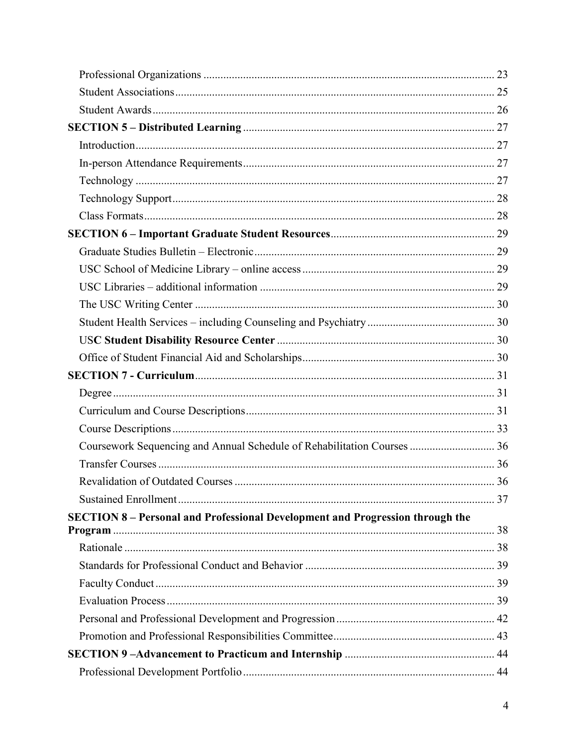Professional Organizations ...................................................................................................... 23
Student Associations ................................................................................................................ 25
Student Awards ........................................................................................................................ 26

**SECTION 5 – Distributed Learning** ........................................................................................ 27
Introduction ............................................................................................................................. 27
In-person Attendance Requirements ........................................................................................ 27
Technology .............................................................................................................................. 27
Technology Support ................................................................................................................. 28
Class Formats ........................................................................................................................... 28

**SECTION 6 – Important Graduate Student Resources** .......................................................... 29
Graduate Studies Bulletin – Electronic .................................................................................... 29
USC School of Medicine Library – online access ................................................................... 29
USC Libraries – additional information .................................................................................. 29
The USC Writing Center ......................................................................................................... 30
Student Health Services – including Counseling and Psychiatry ............................................ 30
US**C Student Disability Resource Center** ............................................................................ 30
Office of Student Financial Aid and Scholarships ................................................................... 30

**SECTION 7 - Curriculum** ......................................................................................................... 31
Degree ...................................................................................................................................... 31
Curriculum and Course Descriptions ....................................................................................... 31
Course Descriptions ................................................................................................................. 33
Coursework Sequencing and Annual Schedule of Rehabilitation Courses .............................. 36
Transfer Courses ...................................................................................................................... 36
Revalidation of Outdated Courses ........................................................................................... 36
Sustained Enrollment ............................................................................................................... 37

**SECTION 8 – Personal and Professional Development and Progression through the Program** ..................................................................................................................................... 38
Rationale .................................................................................................................................. 38
Standards for Professional Conduct and Behavior .................................................................. 39
Faculty Conduct ....................................................................................................................... 39
Evaluation Process ................................................................................................................... 39
Personal and Professional Development and Progression ....................................................... 42
Promotion and Professional Responsibilities Committee ........................................................ 43

**SECTION 9 –Advancement to Practicum and Internship** .................................................... 44
Professional Development Portfolio ........................................................................................ 44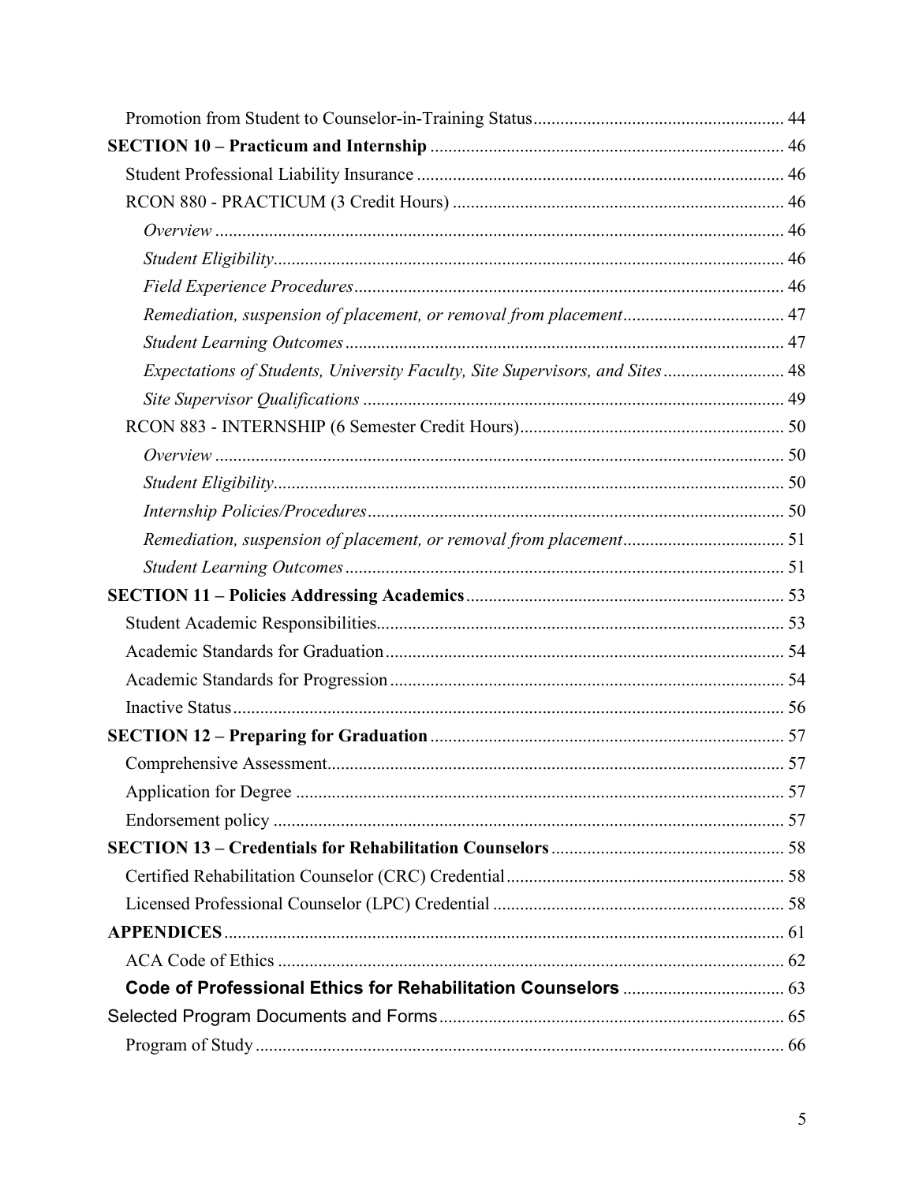Promotion from Student to Counselor-in-Training Status ....................................................... 44

**SECTION 10 – Practicum and Internship** ............................................................................ 46

Student Professional Liability Insurance ................................................................................. 46

RCON 880 - PRACTICUM (3 Credit Hours) ......................................................................... 46

*Overview* ............................................................................................................................. 46

*Student Eligibility*................................................................................................................. 46

*Field Experience Procedures*................................................................................................ 46

*Remediation, suspension of placement, or removal from placement*.................................... 47

*Student Learning Outcomes*................................................................................................. 47

*Expectations of Students, University Faculty, Site Supervisors, and Sites*........................... 48

*Site Supervisor Qualifications* ............................................................................................. 49

RCON 883 - INTERNSHIP (6 Semester Credit Hours)........................................................... 50

*Overview* ............................................................................................................................. 50

*Student Eligibility*................................................................................................................. 50

*Internship Policies/Procedures*............................................................................................ 50

*Remediation, suspension of placement, or removal from placement*.................................... 51

*Student Learning Outcomes*................................................................................................. 51

**SECTION 11 – Policies Addressing Academics**...................................................................... 53

Student Academic Responsibilities.......................................................................................... 53

Academic Standards for Graduation........................................................................................ 54

Academic Standards for Progression....................................................................................... 54

Inactive Status.......................................................................................................................... 56

**SECTION 12 – Preparing for Graduation** .............................................................................. 57

Comprehensive Assessment..................................................................................................... 57

Application for Degree ............................................................................................................ 57

Endorsement policy ................................................................................................................. 57

**SECTION 13 – Credentials for Rehabilitation Counselors**................................................... 58

Certified Rehabilitation Counselor (CRC) Credential.............................................................. 58

Licensed Professional Counselor (LPC) Credential ................................................................ 58

**APPENDICES**........................................................................................................................... 61

ACA Code of Ethics ................................................................................................................ 62

**Code of Professional Ethics for Rehabilitation Counselors** ................................................... 63

Selected Program Documents and Forms............................................................................... 65

Program of Study ..................................................................................................................... 66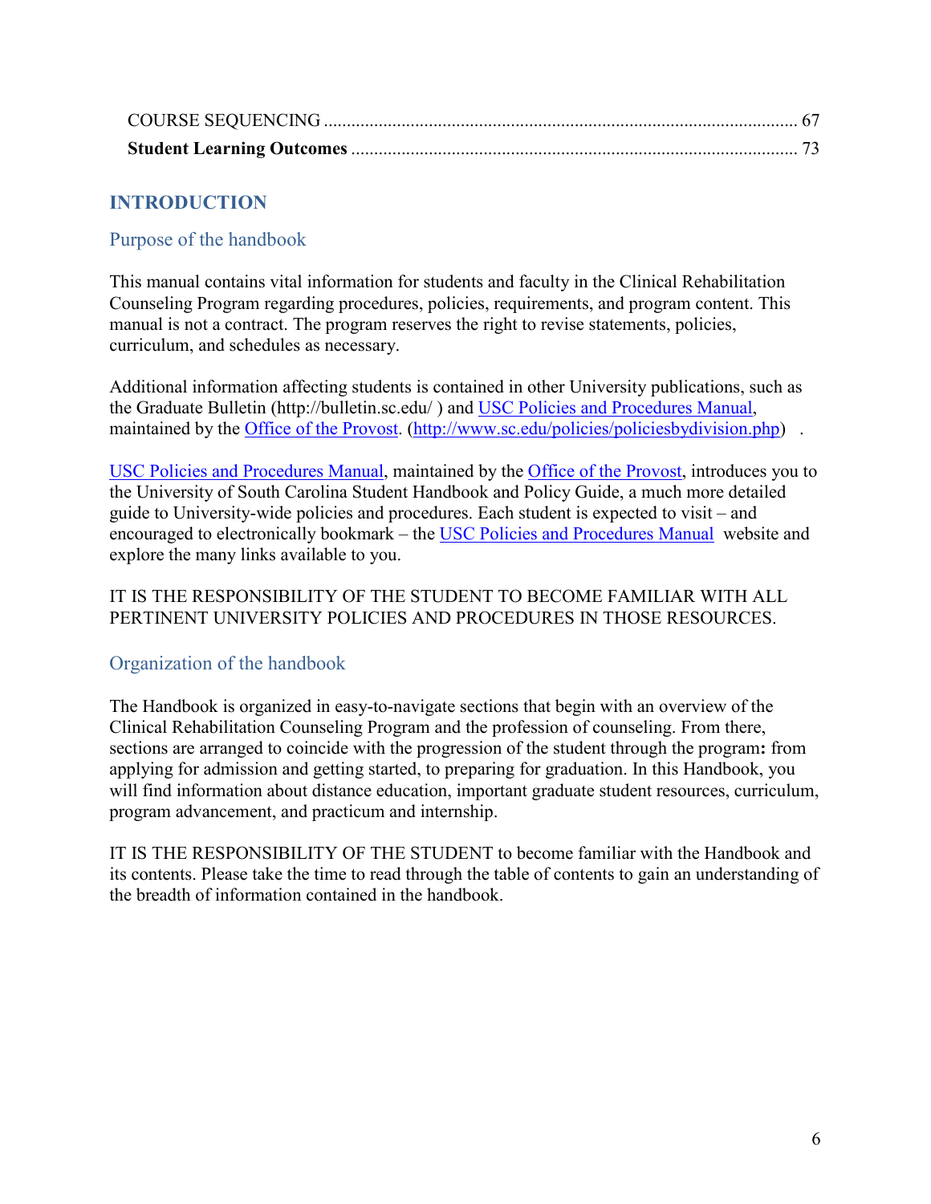COURSE SEQUENCING ........................................................................................................ 67

**Student Learning Outcomes** .................................................................................................. 73

# INTRODUCTION

## Purpose of the handbook

This manual contains vital information for students and faculty in the Clinical Rehabilitation Counseling Program regarding procedures, policies, requirements, and program content. This manual is not a contract. The program reserves the right to revise statements, policies, curriculum, and schedules as necessary.

Additional information affecting students is contained in other University publications, such as the Graduate Bulletin (http://bulletin.sc.edu/ ) and USC Policies and Procedures Manual, maintained by the Office of the Provost. (http://www.sc.edu/policies/policiesbydivision.php) .

USC Policies and Procedures Manual, maintained by the Office of the Provost, introduces you to the University of South Carolina Student Handbook and Policy Guide, a much more detailed guide to University-wide policies and procedures. Each student is expected to visit – and encouraged to electronically bookmark – the USC Policies and Procedures Manual website and explore the many links available to you.

IT IS THE RESPONSIBILITY OF THE STUDENT TO BECOME FAMILIAR WITH ALL PERTINENT UNIVERSITY POLICIES AND PROCEDURES IN THOSE RESOURCES.

## Organization of the handbook

The Handbook is organized in easy-to-navigate sections that begin with an overview of the Clinical Rehabilitation Counseling Program and the profession of counseling. From there, sections are arranged to coincide with the progression of the student through the program**:** from applying for admission and getting started, to preparing for graduation. In this Handbook, you will find information about distance education, important graduate student resources, curriculum, program advancement, and practicum and internship.

IT IS THE RESPONSIBILITY OF THE STUDENT to become familiar with the Handbook and its contents. Please take the time to read through the table of contents to gain an understanding of the breadth of information contained in the handbook.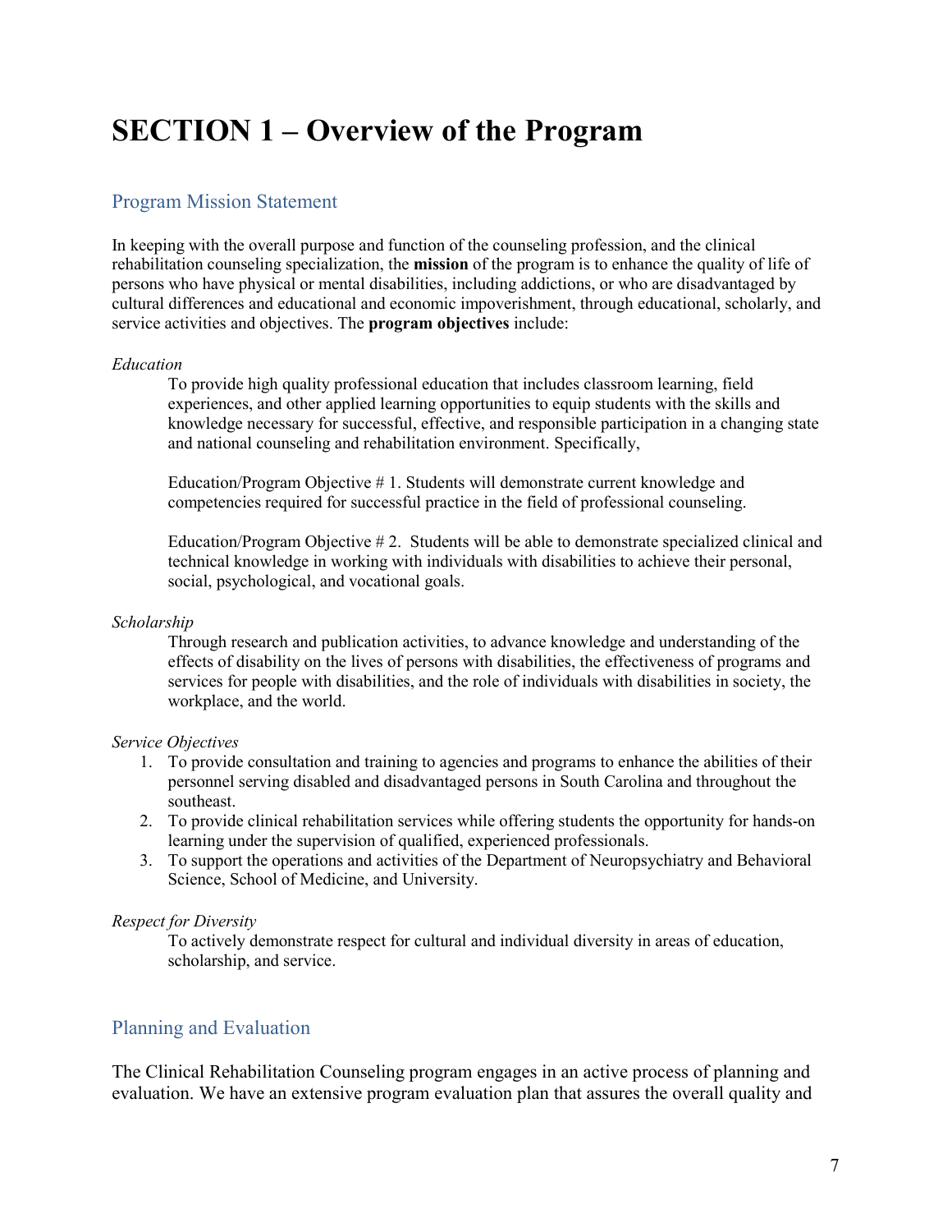# SECTION 1 – Overview of the Program

## Program Mission Statement

In keeping with the overall purpose and function of the counseling profession, and the clinical rehabilitation counseling specialization, the **mission** of the program is to enhance the quality of life of persons who have physical or mental disabilities, including addictions, or who are disadvantaged by cultural differences and educational and economic impoverishment, through educational, scholarly, and service activities and objectives. The **program objectives** include:

*Education*

To provide high quality professional education that includes classroom learning, field experiences, and other applied learning opportunities to equip students with the skills and knowledge necessary for successful, effective, and responsible participation in a changing state and national counseling and rehabilitation environment. Specifically,

Education/Program Objective # 1. Students will demonstrate current knowledge and competencies required for successful practice in the field of professional counseling.

Education/Program Objective # 2. Students will be able to demonstrate specialized clinical and technical knowledge in working with individuals with disabilities to achieve their personal, social, psychological, and vocational goals.

*Scholarship*

Through research and publication activities, to advance knowledge and understanding of the effects of disability on the lives of persons with disabilities, the effectiveness of programs and services for people with disabilities, and the role of individuals with disabilities in society, the workplace, and the world.

*Service Objectives*

1. To provide consultation and training to agencies and programs to enhance the abilities of their personnel serving disabled and disadvantaged persons in South Carolina and throughout the southeast.
2. To provide clinical rehabilitation services while offering students the opportunity for hands-on learning under the supervision of qualified, experienced professionals.
3. To support the operations and activities of the Department of Neuropsychiatry and Behavioral Science, School of Medicine, and University.

*Respect for Diversity*

To actively demonstrate respect for cultural and individual diversity in areas of education, scholarship, and service.

## Planning and Evaluation

The Clinical Rehabilitation Counseling program engages in an active process of planning and evaluation. We have an extensive program evaluation plan that assures the overall quality and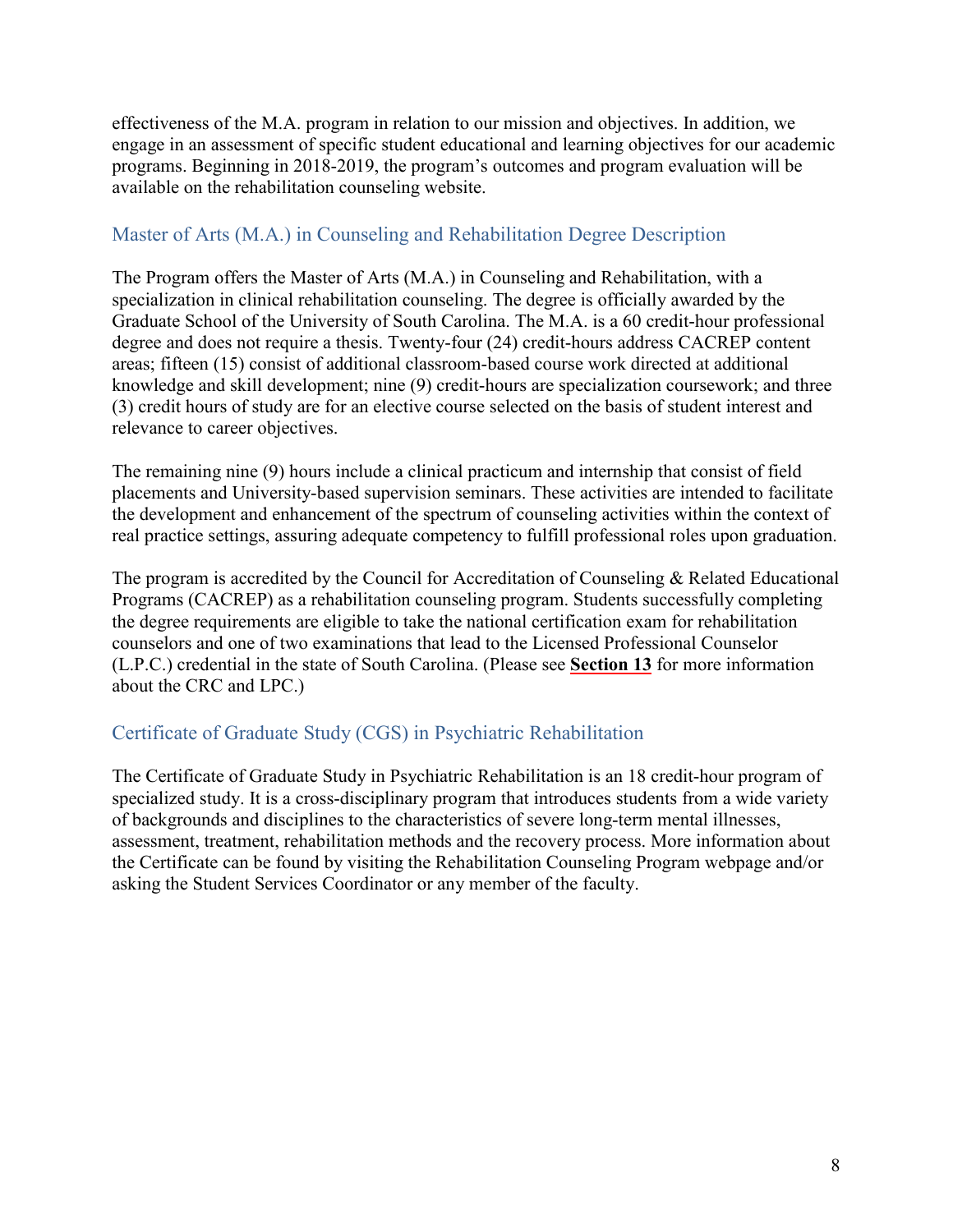effectiveness of the M.A. program in relation to our mission and objectives. In addition, we engage in an assessment of specific student educational and learning objectives for our academic programs. Beginning in 2018-2019, the program's outcomes and program evaluation will be available on the rehabilitation counseling website.

## Master of Arts (M.A.) in Counseling and Rehabilitation Degree Description

The Program offers the Master of Arts (M.A.) in Counseling and Rehabilitation, with a specialization in clinical rehabilitation counseling. The degree is officially awarded by the Graduate School of the University of South Carolina. The M.A. is a 60 credit-hour professional degree and does not require a thesis. Twenty-four (24) credit-hours address CACREP content areas; fifteen (15) consist of additional classroom-based course work directed at additional knowledge and skill development; nine (9) credit-hours are specialization coursework; and three (3) credit hours of study are for an elective course selected on the basis of student interest and relevance to career objectives.

The remaining nine (9) hours include a clinical practicum and internship that consist of field placements and University-based supervision seminars. These activities are intended to facilitate the development and enhancement of the spectrum of counseling activities within the context of real practice settings, assuring adequate competency to fulfill professional roles upon graduation.

The program is accredited by the Council for Accreditation of Counseling & Related Educational Programs (CACREP) as a rehabilitation counseling program. Students successfully completing the degree requirements are eligible to take the national certification exam for rehabilitation counselors and one of two examinations that lead to the Licensed Professional Counselor (L.P.C.) credential in the state of South Carolina. (Please see **Section 13** for more information about the CRC and LPC.)

## Certificate of Graduate Study (CGS) in Psychiatric Rehabilitation

The Certificate of Graduate Study in Psychiatric Rehabilitation is an 18 credit-hour program of specialized study. It is a cross-disciplinary program that introduces students from a wide variety of backgrounds and disciplines to the characteristics of severe long-term mental illnesses, assessment, treatment, rehabilitation methods and the recovery process. More information about the Certificate can be found by visiting the Rehabilitation Counseling Program webpage and/or asking the Student Services Coordinator or any member of the faculty.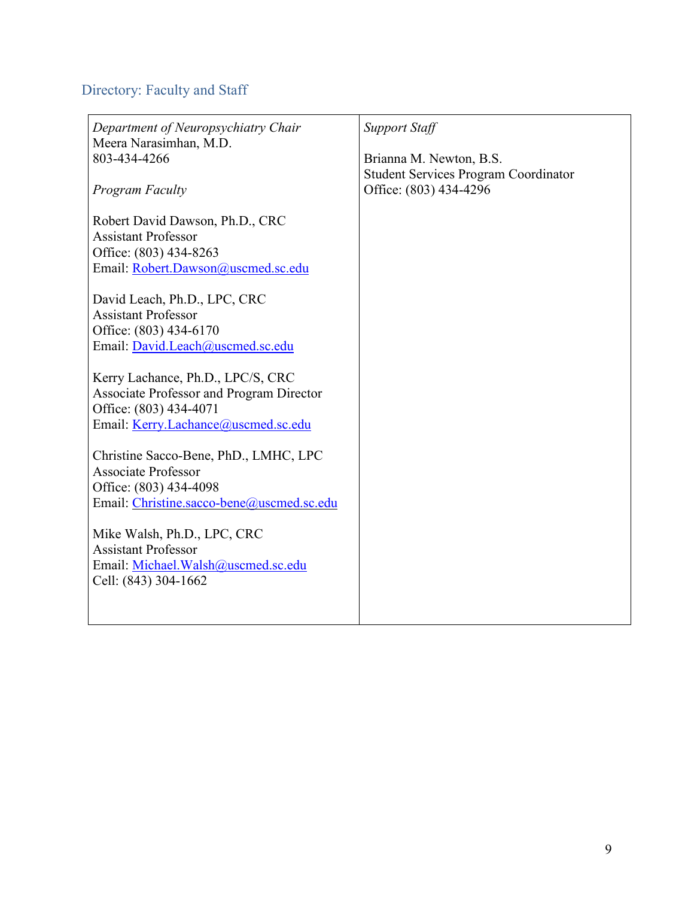## Directory: Faculty and Staff

| *Department of Neuropsychiatry Chair*<br>Meera Narasimhan, M.D.<br>803-434-4266<br><br>*Program Faculty*<br><br>Robert David Dawson, Ph.D., CRC<br>Assistant Professor<br>Office: (803) 434-8263<br>Email: Robert.Dawson@uscmed.sc.edu<br><br>David Leach, Ph.D., LPC, CRC<br>Assistant Professor<br>Office: (803) 434-6170<br>Email: David.Leach@uscmed.sc.edu<br><br>Kerry Lachance, Ph.D., LPC/S, CRC<br>Associate Professor and Program Director<br>Office: (803) 434-4071<br>Email: Kerry.Lachance@uscmed.sc.edu<br><br>Christine Sacco-Bene, PhD., LMHC, LPC<br>Associate Professor<br>Office: (803) 434-4098<br>Email: Christine.sacco-bene@uscmed.sc.edu<br><br>Mike Walsh, Ph.D., LPC, CRC<br>Assistant Professor<br>Email: Michael.Walsh@uscmed.sc.edu<br>Cell: (843) 304-1662 | *Support Staff*<br><br>Brianna M. Newton, B.S.<br>Student Services Program Coordinator<br>Office: (803) 434-4296 |
|---|---|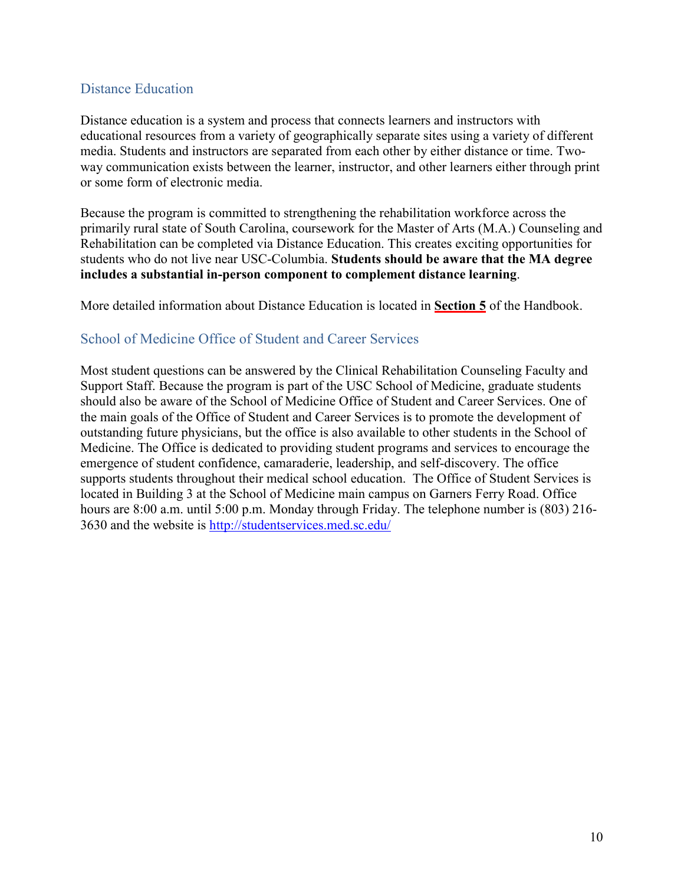## Distance Education

Distance education is a system and process that connects learners and instructors with educational resources from a variety of geographically separate sites using a variety of different media. Students and instructors are separated from each other by either distance or time. Two-way communication exists between the learner, instructor, and other learners either through print or some form of electronic media.

Because the program is committed to strengthening the rehabilitation workforce across the primarily rural state of South Carolina, coursework for the Master of Arts (M.A.) Counseling and Rehabilitation can be completed via Distance Education. This creates exciting opportunities for students who do not live near USC-Columbia. **Students should be aware that the MA degree includes a substantial in-person component to complement distance learning**.

More detailed information about Distance Education is located in **Section 5** of the Handbook.

## School of Medicine Office of Student and Career Services

Most student questions can be answered by the Clinical Rehabilitation Counseling Faculty and Support Staff. Because the program is part of the USC School of Medicine, graduate students should also be aware of the School of Medicine Office of Student and Career Services. One of the main goals of the Office of Student and Career Services is to promote the development of outstanding future physicians, but the office is also available to other students in the School of Medicine. The Office is dedicated to providing student programs and services to encourage the emergence of student confidence, camaraderie, leadership, and self-discovery. The office supports students throughout their medical school education. The Office of Student Services is located in Building 3 at the School of Medicine main campus on Garners Ferry Road. Office hours are 8:00 a.m. until 5:00 p.m. Monday through Friday. The telephone number is (803) 216-3630 and the website is http://studentservices.med.sc.edu/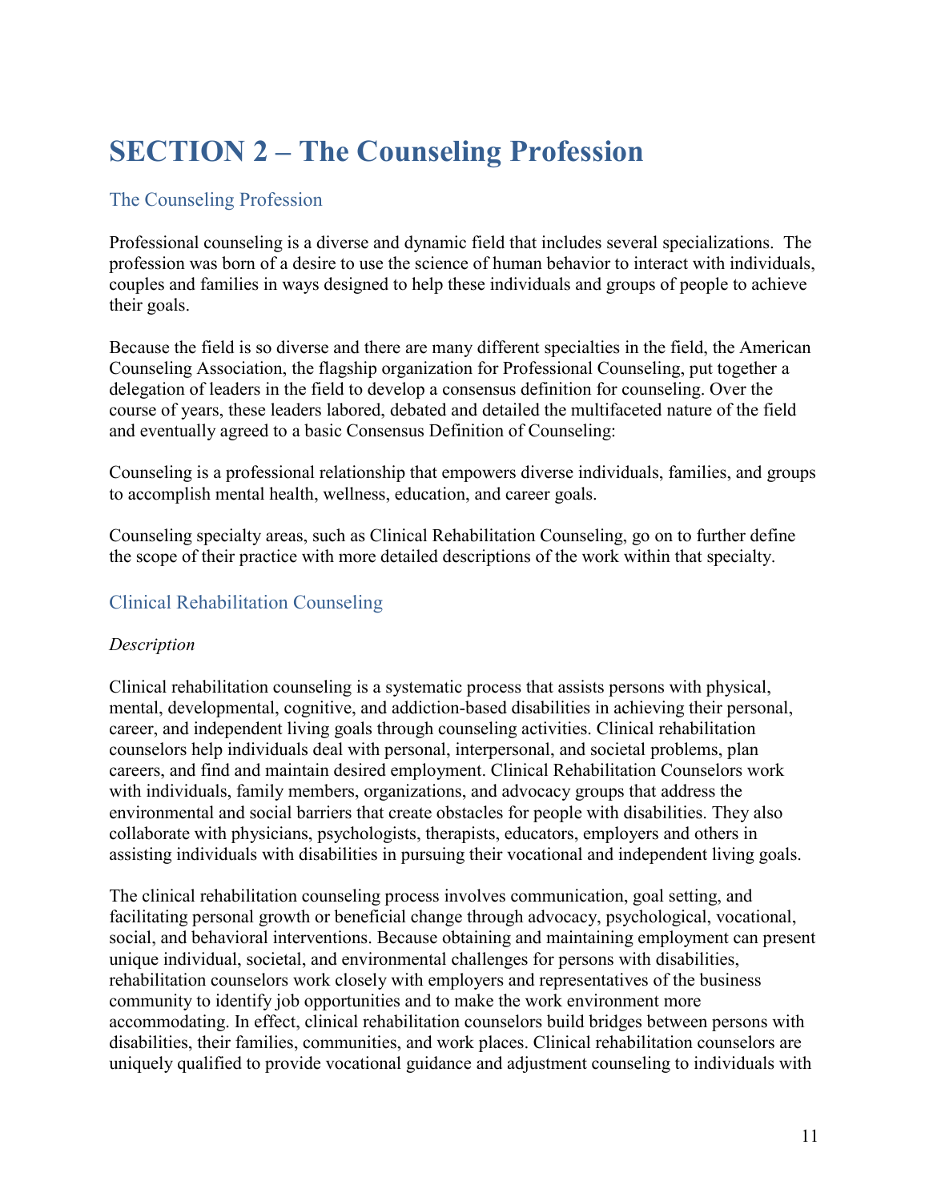# SECTION 2 – The Counseling Profession

## The Counseling Profession

Professional counseling is a diverse and dynamic field that includes several specializations. The profession was born of a desire to use the science of human behavior to interact with individuals, couples and families in ways designed to help these individuals and groups of people to achieve their goals.

Because the field is so diverse and there are many different specialties in the field, the American Counseling Association, the flagship organization for Professional Counseling, put together a delegation of leaders in the field to develop a consensus definition for counseling. Over the course of years, these leaders labored, debated and detailed the multifaceted nature of the field and eventually agreed to a basic Consensus Definition of Counseling:

Counseling is a professional relationship that empowers diverse individuals, families, and groups to accomplish mental health, wellness, education, and career goals.

Counseling specialty areas, such as Clinical Rehabilitation Counseling, go on to further define the scope of their practice with more detailed descriptions of the work within that specialty.

## Clinical Rehabilitation Counseling

*Description*

Clinical rehabilitation counseling is a systematic process that assists persons with physical, mental, developmental, cognitive, and addiction-based disabilities in achieving their personal, career, and independent living goals through counseling activities. Clinical rehabilitation counselors help individuals deal with personal, interpersonal, and societal problems, plan careers, and find and maintain desired employment. Clinical Rehabilitation Counselors work with individuals, family members, organizations, and advocacy groups that address the environmental and social barriers that create obstacles for people with disabilities. They also collaborate with physicians, psychologists, therapists, educators, employers and others in assisting individuals with disabilities in pursuing their vocational and independent living goals.

The clinical rehabilitation counseling process involves communication, goal setting, and facilitating personal growth or beneficial change through advocacy, psychological, vocational, social, and behavioral interventions. Because obtaining and maintaining employment can present unique individual, societal, and environmental challenges for persons with disabilities, rehabilitation counselors work closely with employers and representatives of the business community to identify job opportunities and to make the work environment more accommodating. In effect, clinical rehabilitation counselors build bridges between persons with disabilities, their families, communities, and work places. Clinical rehabilitation counselors are uniquely qualified to provide vocational guidance and adjustment counseling to individuals with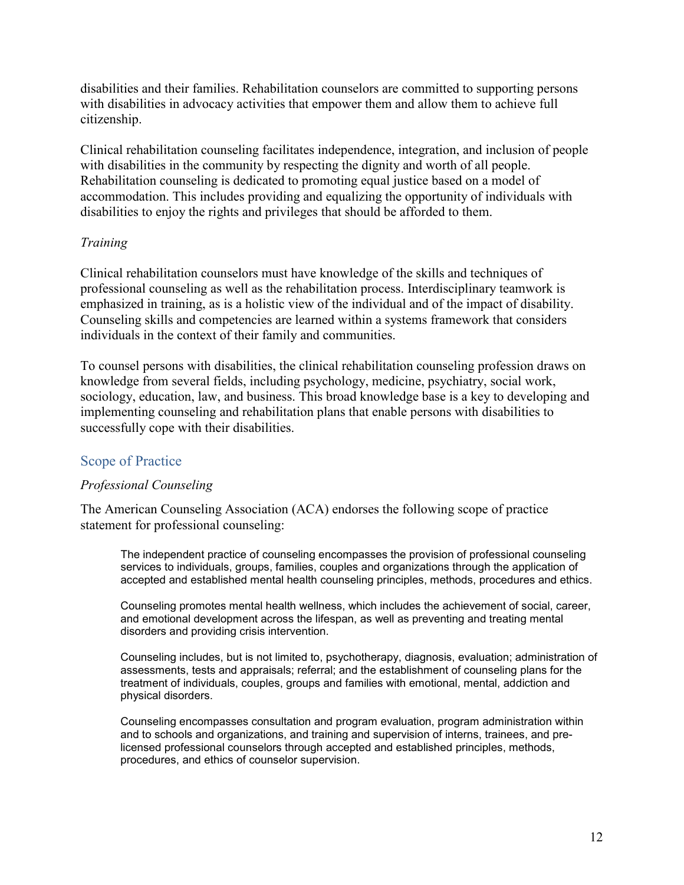disabilities and their families. Rehabilitation counselors are committed to supporting persons with disabilities in advocacy activities that empower them and allow them to achieve full citizenship.

Clinical rehabilitation counseling facilitates independence, integration, and inclusion of people with disabilities in the community by respecting the dignity and worth of all people. Rehabilitation counseling is dedicated to promoting equal justice based on a model of accommodation. This includes providing and equalizing the opportunity of individuals with disabilities to enjoy the rights and privileges that should be afforded to them.

*Training*

Clinical rehabilitation counselors must have knowledge of the skills and techniques of professional counseling as well as the rehabilitation process. Interdisciplinary teamwork is emphasized in training, as is a holistic view of the individual and of the impact of disability. Counseling skills and competencies are learned within a systems framework that considers individuals in the context of their family and communities.

To counsel persons with disabilities, the clinical rehabilitation counseling profession draws on knowledge from several fields, including psychology, medicine, psychiatry, social work, sociology, education, law, and business. This broad knowledge base is a key to developing and implementing counseling and rehabilitation plans that enable persons with disabilities to successfully cope with their disabilities.

## Scope of Practice

*Professional Counseling*

The American Counseling Association (ACA) endorses the following scope of practice statement for professional counseling:

> The independent practice of counseling encompasses the provision of professional counseling services to individuals, groups, families, couples and organizations through the application of accepted and established mental health counseling principles, methods, procedures and ethics.
>
> Counseling promotes mental health wellness, which includes the achievement of social, career, and emotional development across the lifespan, as well as preventing and treating mental disorders and providing crisis intervention.
>
> Counseling includes, but is not limited to, psychotherapy, diagnosis, evaluation; administration of assessments, tests and appraisals; referral; and the establishment of counseling plans for the treatment of individuals, couples, groups and families with emotional, mental, addiction and physical disorders.
>
> Counseling encompasses consultation and program evaluation, program administration within and to schools and organizations, and training and supervision of interns, trainees, and pre-licensed professional counselors through accepted and established principles, methods, procedures, and ethics of counselor supervision.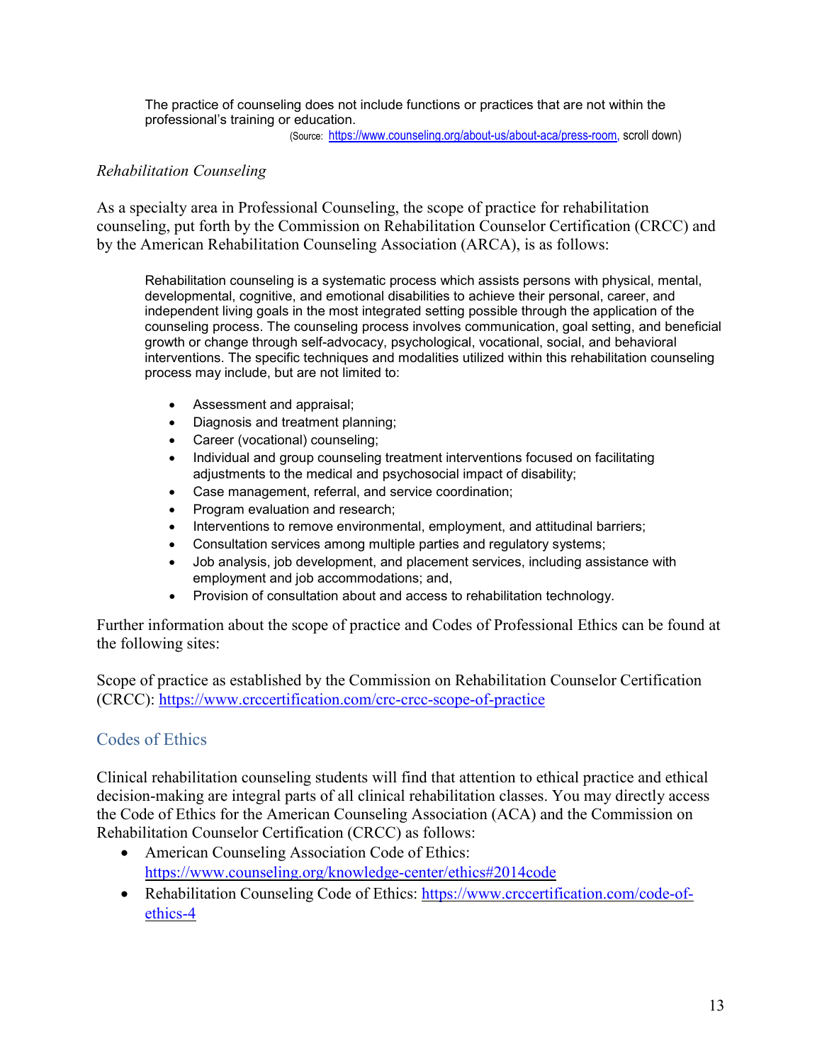> The practice of counseling does not include functions or practices that are not within the professional's training or education.
>
> (Source: [https://www.counseling.org/about-us/about-aca/press-room](https://www.counseling.org/about-us/about-aca/press-room), scroll down)

*Rehabilitation Counseling*

As a specialty area in Professional Counseling, the scope of practice for rehabilitation counseling, put forth by the Commission on Rehabilitation Counselor Certification (CRCC) and by the American Rehabilitation Counseling Association (ARCA), is as follows:

> Rehabilitation counseling is a systematic process which assists persons with physical, mental, developmental, cognitive, and emotional disabilities to achieve their personal, career, and independent living goals in the most integrated setting possible through the application of the counseling process. The counseling process involves communication, goal setting, and beneficial growth or change through self-advocacy, psychological, vocational, social, and behavioral interventions. The specific techniques and modalities utilized within this rehabilitation counseling process may include, but are not limited to:
>
> - Assessment and appraisal;
> - Diagnosis and treatment planning;
> - Career (vocational) counseling;
> - Individual and group counseling treatment interventions focused on facilitating adjustments to the medical and psychosocial impact of disability;
> - Case management, referral, and service coordination;
> - Program evaluation and research;
> - Interventions to remove environmental, employment, and attitudinal barriers;
> - Consultation services among multiple parties and regulatory systems;
> - Job analysis, job development, and placement services, including assistance with employment and job accommodations; and,
> - Provision of consultation about and access to rehabilitation technology.

Further information about the scope of practice and Codes of Professional Ethics can be found at the following sites:

Scope of practice as established by the Commission on Rehabilitation Counselor Certification (CRCC): [https://www.crccertification.com/crc-crcc-scope-of-practice](https://www.crccertification.com/crc-crcc-scope-of-practice)

## Codes of Ethics

Clinical rehabilitation counseling students will find that attention to ethical practice and ethical decision-making are integral parts of all clinical rehabilitation classes. You may directly access the Code of Ethics for the American Counseling Association (ACA) and the Commission on Rehabilitation Counselor Certification (CRCC) as follows:

- American Counseling Association Code of Ethics: [https://www.counseling.org/knowledge-center/ethics#2014code](https://www.counseling.org/knowledge-center/ethics#2014code)
- Rehabilitation Counseling Code of Ethics: [https://www.crccertification.com/code-of-ethics-4](https://www.crccertification.com/code-of-ethics-4)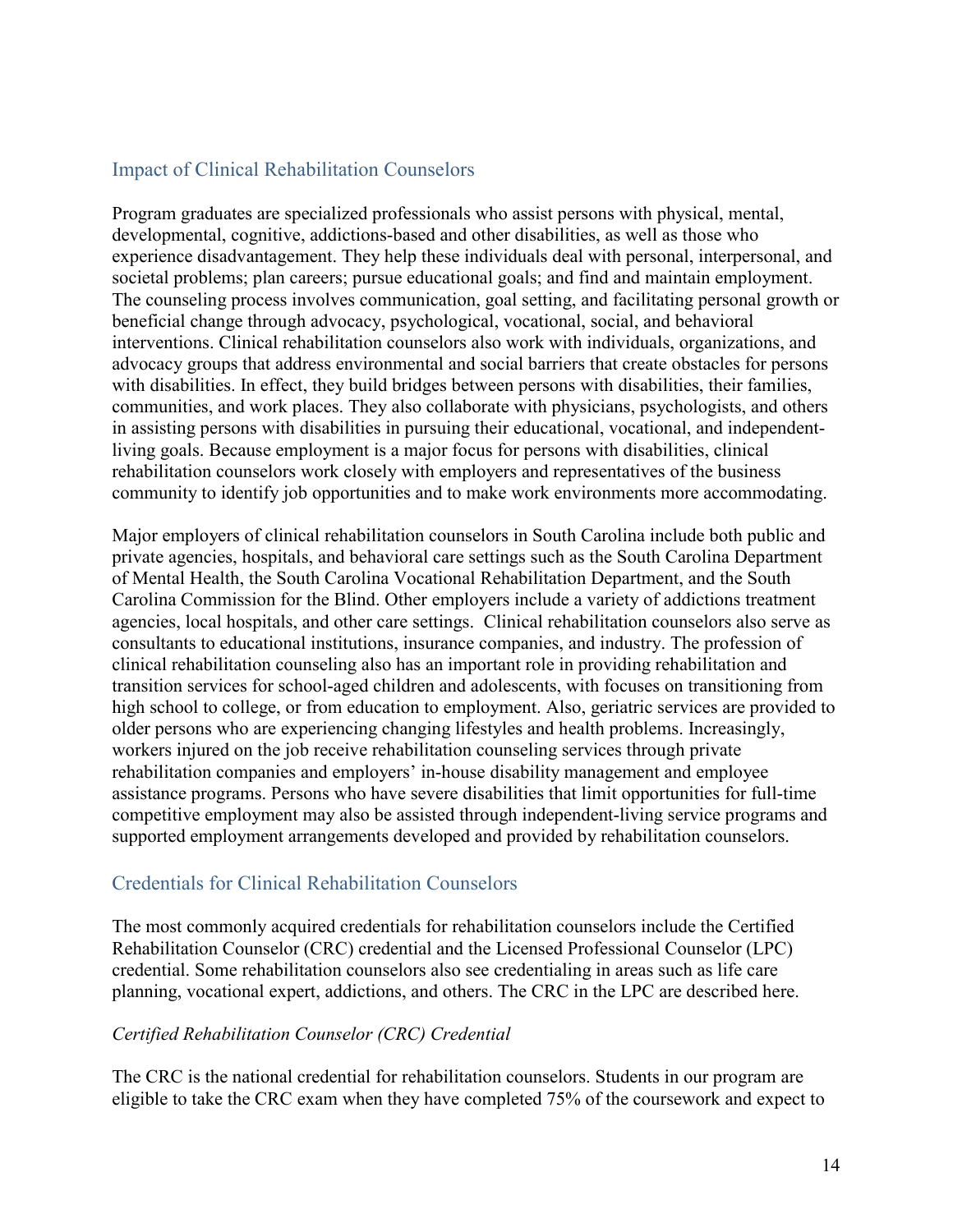## Impact of Clinical Rehabilitation Counselors

Program graduates are specialized professionals who assist persons with physical, mental, developmental, cognitive, addictions-based and other disabilities, as well as those who experience disadvantagement. They help these individuals deal with personal, interpersonal, and societal problems; plan careers; pursue educational goals; and find and maintain employment. The counseling process involves communication, goal setting, and facilitating personal growth or beneficial change through advocacy, psychological, vocational, social, and behavioral interventions. Clinical rehabilitation counselors also work with individuals, organizations, and advocacy groups that address environmental and social barriers that create obstacles for persons with disabilities. In effect, they build bridges between persons with disabilities, their families, communities, and work places. They also collaborate with physicians, psychologists, and others in assisting persons with disabilities in pursuing their educational, vocational, and independent-living goals. Because employment is a major focus for persons with disabilities, clinical rehabilitation counselors work closely with employers and representatives of the business community to identify job opportunities and to make work environments more accommodating.

Major employers of clinical rehabilitation counselors in South Carolina include both public and private agencies, hospitals, and behavioral care settings such as the South Carolina Department of Mental Health, the South Carolina Vocational Rehabilitation Department, and the South Carolina Commission for the Blind. Other employers include a variety of addictions treatment agencies, local hospitals, and other care settings. Clinical rehabilitation counselors also serve as consultants to educational institutions, insurance companies, and industry. The profession of clinical rehabilitation counseling also has an important role in providing rehabilitation and transition services for school-aged children and adolescents, with focuses on transitioning from high school to college, or from education to employment. Also, geriatric services are provided to older persons who are experiencing changing lifestyles and health problems. Increasingly, workers injured on the job receive rehabilitation counseling services through private rehabilitation companies and employers' in-house disability management and employee assistance programs. Persons who have severe disabilities that limit opportunities for full-time competitive employment may also be assisted through independent-living service programs and supported employment arrangements developed and provided by rehabilitation counselors.

## Credentials for Clinical Rehabilitation Counselors

The most commonly acquired credentials for rehabilitation counselors include the Certified Rehabilitation Counselor (CRC) credential and the Licensed Professional Counselor (LPC) credential. Some rehabilitation counselors also see credentialing in areas such as life care planning, vocational expert, addictions, and others. The CRC in the LPC are described here.

### *Certified Rehabilitation Counselor (CRC) Credential*

The CRC is the national credential for rehabilitation counselors. Students in our program are eligible to take the CRC exam when they have completed 75% of the coursework and expect to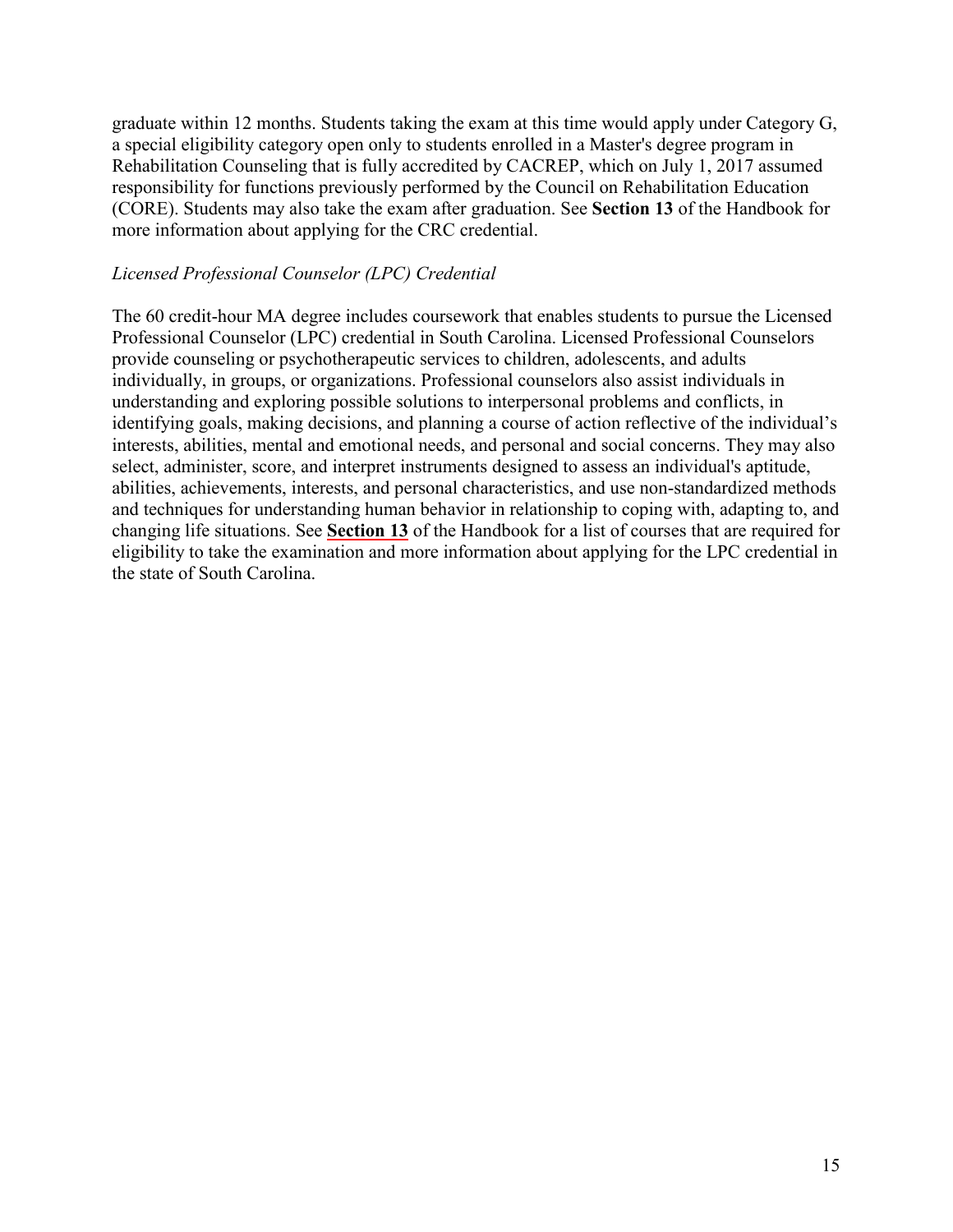graduate within 12 months. Students taking the exam at this time would apply under Category G, a special eligibility category open only to students enrolled in a Master's degree program in Rehabilitation Counseling that is fully accredited by CACREP, which on July 1, 2017 assumed responsibility for functions previously performed by the Council on Rehabilitation Education (CORE). Students may also take the exam after graduation. See **Section 13** of the Handbook for more information about applying for the CRC credential.

*Licensed Professional Counselor (LPC) Credential*

The 60 credit-hour MA degree includes coursework that enables students to pursue the Licensed Professional Counselor (LPC) credential in South Carolina. Licensed Professional Counselors provide counseling or psychotherapeutic services to children, adolescents, and adults individually, in groups, or organizations. Professional counselors also assist individuals in understanding and exploring possible solutions to interpersonal problems and conflicts, in identifying goals, making decisions, and planning a course of action reflective of the individual's interests, abilities, mental and emotional needs, and personal and social concerns. They may also select, administer, score, and interpret instruments designed to assess an individual's aptitude, abilities, achievements, interests, and personal characteristics, and use non-standardized methods and techniques for understanding human behavior in relationship to coping with, adapting to, and changing life situations. See **Section 13** of the Handbook for a list of courses that are required for eligibility to take the examination and more information about applying for the LPC credential in the state of South Carolina.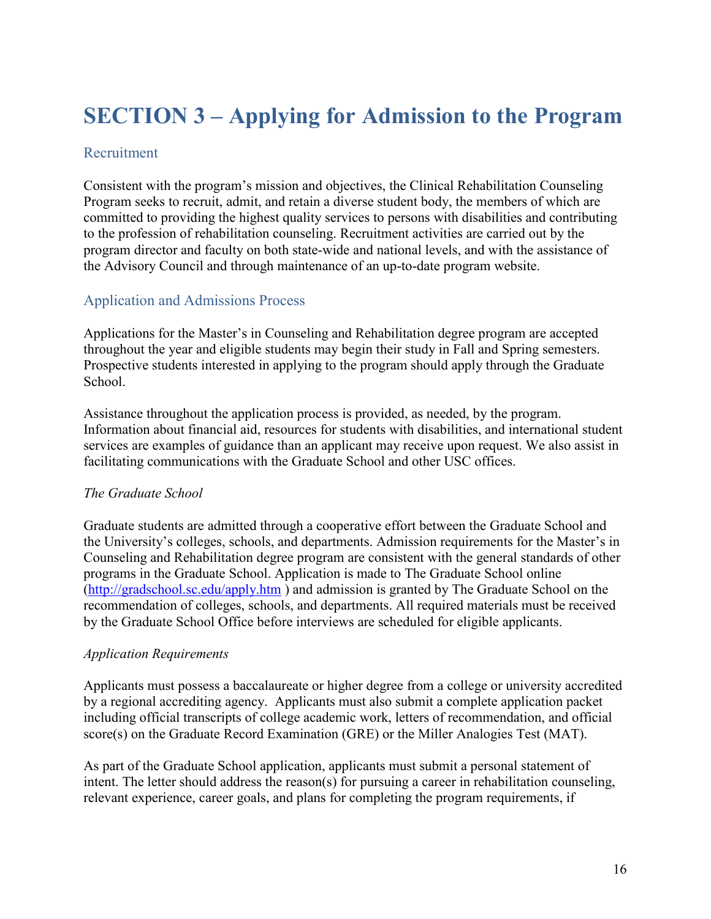# SECTION 3 – Applying for Admission to the Program

## Recruitment

Consistent with the program's mission and objectives, the Clinical Rehabilitation Counseling Program seeks to recruit, admit, and retain a diverse student body, the members of which are committed to providing the highest quality services to persons with disabilities and contributing to the profession of rehabilitation counseling. Recruitment activities are carried out by the program director and faculty on both state-wide and national levels, and with the assistance of the Advisory Council and through maintenance of an up-to-date program website.

## Application and Admissions Process

Applications for the Master's in Counseling and Rehabilitation degree program are accepted throughout the year and eligible students may begin their study in Fall and Spring semesters. Prospective students interested in applying to the program should apply through the Graduate School.

Assistance throughout the application process is provided, as needed, by the program. Information about financial aid, resources for students with disabilities, and international student services are examples of guidance than an applicant may receive upon request. We also assist in facilitating communications with the Graduate School and other USC offices.

*The Graduate School*

Graduate students are admitted through a cooperative effort between the Graduate School and the University's colleges, schools, and departments. Admission requirements for the Master's in Counseling and Rehabilitation degree program are consistent with the general standards of other programs in the Graduate School. Application is made to The Graduate School online (http://gradschool.sc.edu/apply.htm ) and admission is granted by The Graduate School on the recommendation of colleges, schools, and departments. All required materials must be received by the Graduate School Office before interviews are scheduled for eligible applicants.

*Application Requirements*

Applicants must possess a baccalaureate or higher degree from a college or university accredited by a regional accrediting agency. Applicants must also submit a complete application packet including official transcripts of college academic work, letters of recommendation, and official score(s) on the Graduate Record Examination (GRE) or the Miller Analogies Test (MAT).

As part of the Graduate School application, applicants must submit a personal statement of intent. The letter should address the reason(s) for pursuing a career in rehabilitation counseling, relevant experience, career goals, and plans for completing the program requirements, if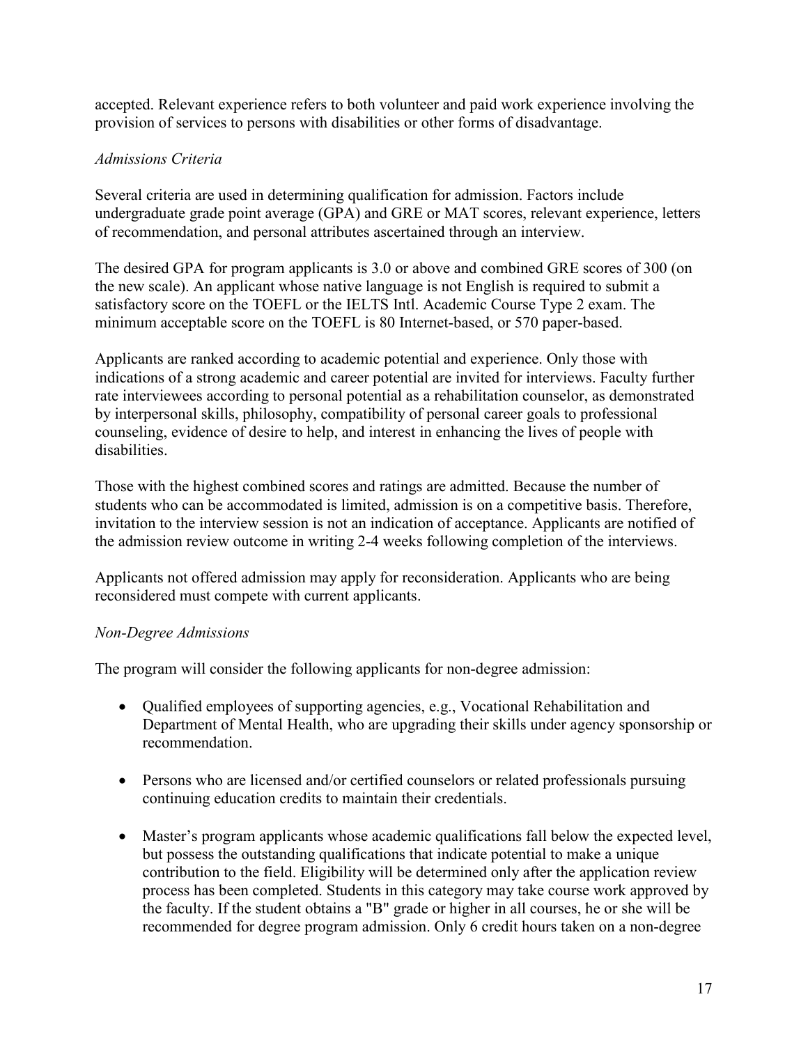accepted. Relevant experience refers to both volunteer and paid work experience involving the provision of services to persons with disabilities or other forms of disadvantage.

*Admissions Criteria*

Several criteria are used in determining qualification for admission. Factors include undergraduate grade point average (GPA) and GRE or MAT scores, relevant experience, letters of recommendation, and personal attributes ascertained through an interview.

The desired GPA for program applicants is 3.0 or above and combined GRE scores of 300 (on the new scale). An applicant whose native language is not English is required to submit a satisfactory score on the TOEFL or the IELTS Intl. Academic Course Type 2 exam. The minimum acceptable score on the TOEFL is 80 Internet-based, or 570 paper-based.

Applicants are ranked according to academic potential and experience. Only those with indications of a strong academic and career potential are invited for interviews. Faculty further rate interviewees according to personal potential as a rehabilitation counselor, as demonstrated by interpersonal skills, philosophy, compatibility of personal career goals to professional counseling, evidence of desire to help, and interest in enhancing the lives of people with disabilities.

Those with the highest combined scores and ratings are admitted. Because the number of students who can be accommodated is limited, admission is on a competitive basis. Therefore, invitation to the interview session is not an indication of acceptance. Applicants are notified of the admission review outcome in writing 2-4 weeks following completion of the interviews.

Applicants not offered admission may apply for reconsideration. Applicants who are being reconsidered must compete with current applicants.

*Non-Degree Admissions*

The program will consider the following applicants for non-degree admission:

- Qualified employees of supporting agencies, e.g., Vocational Rehabilitation and Department of Mental Health, who are upgrading their skills under agency sponsorship or recommendation.

- Persons who are licensed and/or certified counselors or related professionals pursuing continuing education credits to maintain their credentials.

- Master's program applicants whose academic qualifications fall below the expected level, but possess the outstanding qualifications that indicate potential to make a unique contribution to the field. Eligibility will be determined only after the application review process has been completed. Students in this category may take course work approved by the faculty. If the student obtains a "B" grade or higher in all courses, he or she will be recommended for degree program admission. Only 6 credit hours taken on a non-degree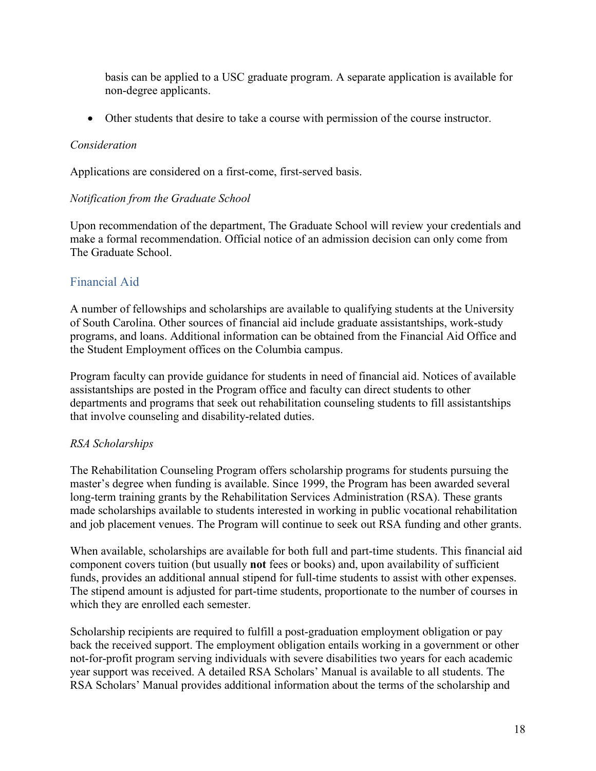basis can be applied to a USC graduate program. A separate application is available for non-degree applicants.

- Other students that desire to take a course with permission of the course instructor.

*Consideration*

Applications are considered on a first-come, first-served basis.

*Notification from the Graduate School*

Upon recommendation of the department, The Graduate School will review your credentials and make a formal recommendation. Official notice of an admission decision can only come from The Graduate School.

## Financial Aid

A number of fellowships and scholarships are available to qualifying students at the University of South Carolina. Other sources of financial aid include graduate assistantships, work-study programs, and loans. Additional information can be obtained from the Financial Aid Office and the Student Employment offices on the Columbia campus.

Program faculty can provide guidance for students in need of financial aid. Notices of available assistantships are posted in the Program office and faculty can direct students to other departments and programs that seek out rehabilitation counseling students to fill assistantships that involve counseling and disability-related duties.

*RSA Scholarships*

The Rehabilitation Counseling Program offers scholarship programs for students pursuing the master's degree when funding is available. Since 1999, the Program has been awarded several long-term training grants by the Rehabilitation Services Administration (RSA). These grants made scholarships available to students interested in working in public vocational rehabilitation and job placement venues. The Program will continue to seek out RSA funding and other grants.

When available, scholarships are available for both full and part-time students. This financial aid component covers tuition (but usually **not** fees or books) and, upon availability of sufficient funds, provides an additional annual stipend for full-time students to assist with other expenses. The stipend amount is adjusted for part-time students, proportionate to the number of courses in which they are enrolled each semester.

Scholarship recipients are required to fulfill a post-graduation employment obligation or pay back the received support. The employment obligation entails working in a government or other not-for-profit program serving individuals with severe disabilities two years for each academic year support was received. A detailed RSA Scholars' Manual is available to all students. The RSA Scholars' Manual provides additional information about the terms of the scholarship and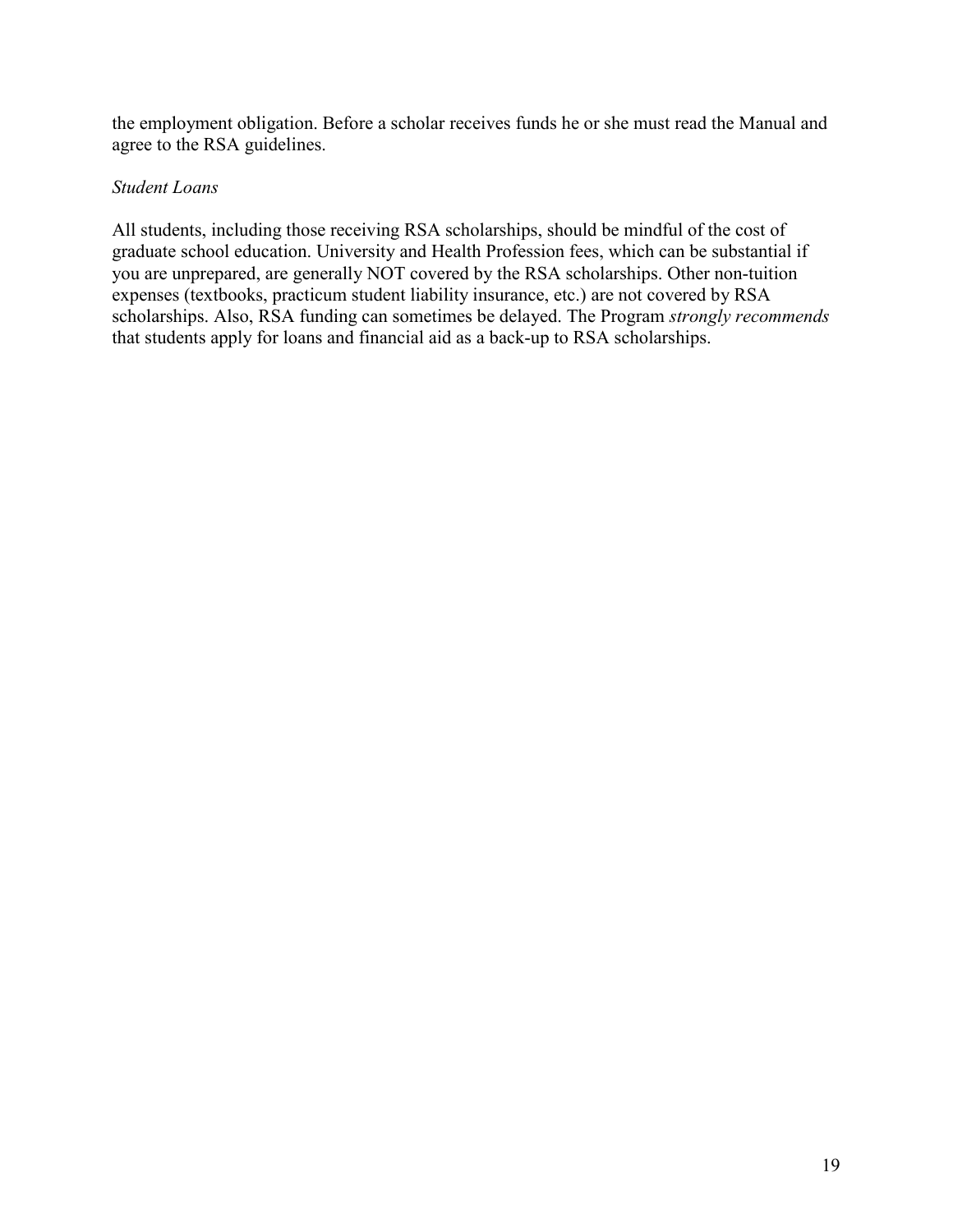the employment obligation. Before a scholar receives funds he or she must read the Manual and agree to the RSA guidelines.

*Student Loans*

All students, including those receiving RSA scholarships, should be mindful of the cost of graduate school education. University and Health Profession fees, which can be substantial if you are unprepared, are generally NOT covered by the RSA scholarships. Other non-tuition expenses (textbooks, practicum student liability insurance, etc.) are not covered by RSA scholarships. Also, RSA funding can sometimes be delayed. The Program *strongly recommends* that students apply for loans and financial aid as a back-up to RSA scholarships.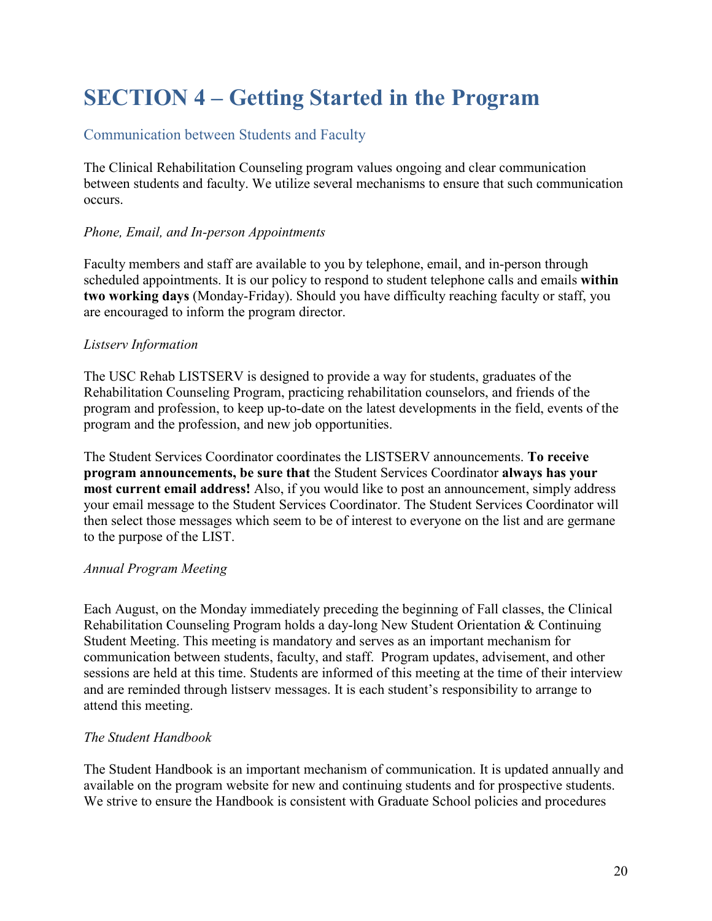# SECTION 4 – Getting Started in the Program

## Communication between Students and Faculty

The Clinical Rehabilitation Counseling program values ongoing and clear communication between students and faculty. We utilize several mechanisms to ensure that such communication occurs.

*Phone, Email, and In-person Appointments*

Faculty members and staff are available to you by telephone, email, and in-person through scheduled appointments. It is our policy to respond to student telephone calls and emails **within two working days** (Monday-Friday). Should you have difficulty reaching faculty or staff, you are encouraged to inform the program director.

*Listserv Information*

The USC Rehab LISTSERV is designed to provide a way for students, graduates of the Rehabilitation Counseling Program, practicing rehabilitation counselors, and friends of the program and profession, to keep up-to-date on the latest developments in the field, events of the program and the profession, and new job opportunities.

The Student Services Coordinator coordinates the LISTSERV announcements. **To receive program announcements, be sure that** the Student Services Coordinator **always has your most current email address!** Also, if you would like to post an announcement, simply address your email message to the Student Services Coordinator. The Student Services Coordinator will then select those messages which seem to be of interest to everyone on the list and are germane to the purpose of the LIST.

*Annual Program Meeting*

Each August, on the Monday immediately preceding the beginning of Fall classes, the Clinical Rehabilitation Counseling Program holds a day-long New Student Orientation & Continuing Student Meeting. This meeting is mandatory and serves as an important mechanism for communication between students, faculty, and staff. Program updates, advisement, and other sessions are held at this time. Students are informed of this meeting at the time of their interview and are reminded through listserv messages. It is each student's responsibility to arrange to attend this meeting.

*The Student Handbook*

The Student Handbook is an important mechanism of communication. It is updated annually and available on the program website for new and continuing students and for prospective students. We strive to ensure the Handbook is consistent with Graduate School policies and procedures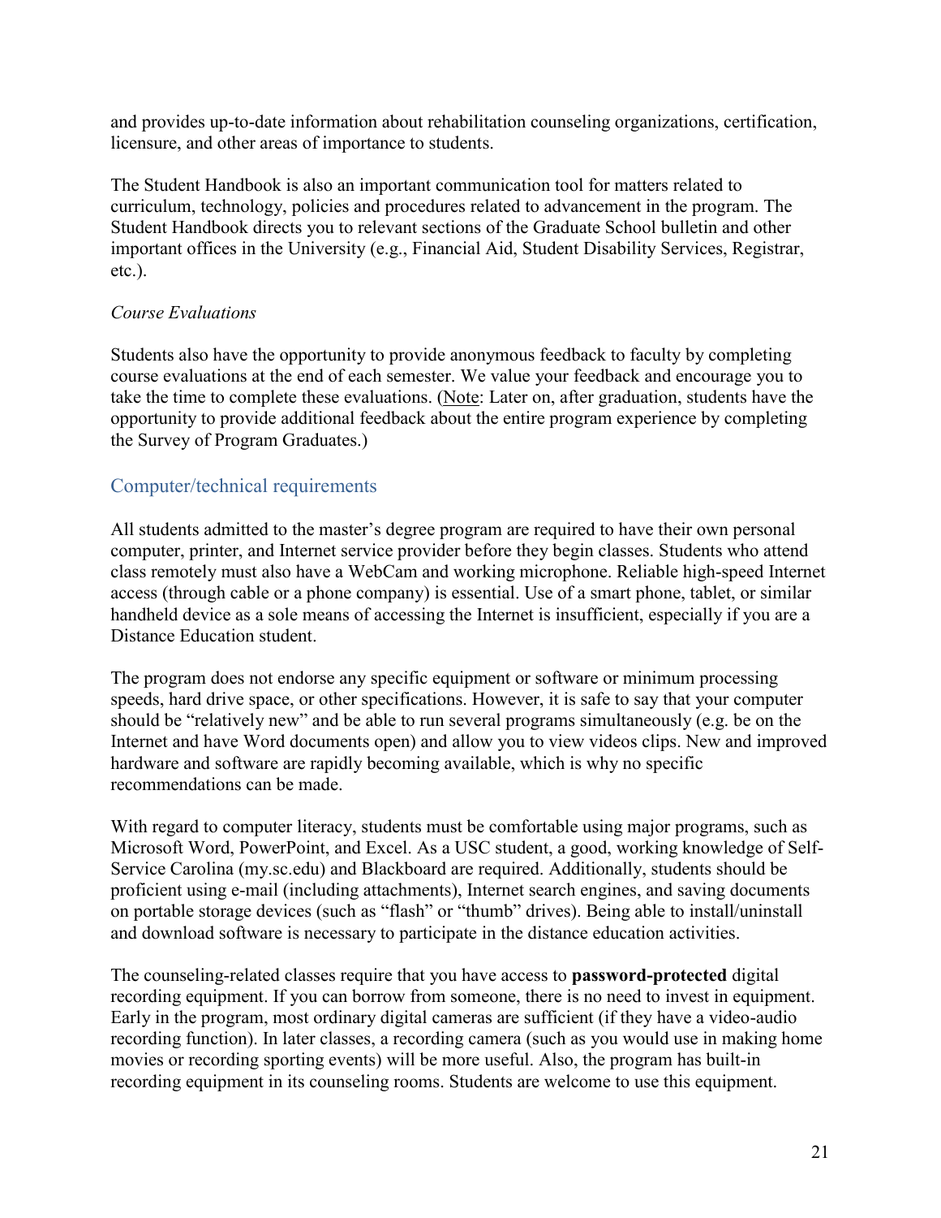and provides up-to-date information about rehabilitation counseling organizations, certification, licensure, and other areas of importance to students.

The Student Handbook is also an important communication tool for matters related to curriculum, technology, policies and procedures related to advancement in the program. The Student Handbook directs you to relevant sections of the Graduate School bulletin and other important offices in the University (e.g., Financial Aid, Student Disability Services, Registrar, etc.).

*Course Evaluations*

Students also have the opportunity to provide anonymous feedback to faculty by completing course evaluations at the end of each semester. We value your feedback and encourage you to take the time to complete these evaluations. (<u>Note</u>: Later on, after graduation, students have the opportunity to provide additional feedback about the entire program experience by completing the Survey of Program Graduates.)

## Computer/technical requirements

All students admitted to the master's degree program are required to have their own personal computer, printer, and Internet service provider before they begin classes. Students who attend class remotely must also have a WebCam and working microphone. Reliable high-speed Internet access (through cable or a phone company) is essential. Use of a smart phone, tablet, or similar handheld device as a sole means of accessing the Internet is insufficient, especially if you are a Distance Education student.

The program does not endorse any specific equipment or software or minimum processing speeds, hard drive space, or other specifications. However, it is safe to say that your computer should be "relatively new" and be able to run several programs simultaneously (e.g. be on the Internet and have Word documents open) and allow you to view videos clips. New and improved hardware and software are rapidly becoming available, which is why no specific recommendations can be made.

With regard to computer literacy, students must be comfortable using major programs, such as Microsoft Word, PowerPoint, and Excel. As a USC student, a good, working knowledge of Self-Service Carolina (my.sc.edu) and Blackboard are required. Additionally, students should be proficient using e-mail (including attachments), Internet search engines, and saving documents on portable storage devices (such as "flash" or "thumb" drives). Being able to install/uninstall and download software is necessary to participate in the distance education activities.

The counseling-related classes require that you have access to **password-protected** digital recording equipment. If you can borrow from someone, there is no need to invest in equipment. Early in the program, most ordinary digital cameras are sufficient (if they have a video-audio recording function). In later classes, a recording camera (such as you would use in making home movies or recording sporting events) will be more useful. Also, the program has built-in recording equipment in its counseling rooms. Students are welcome to use this equipment.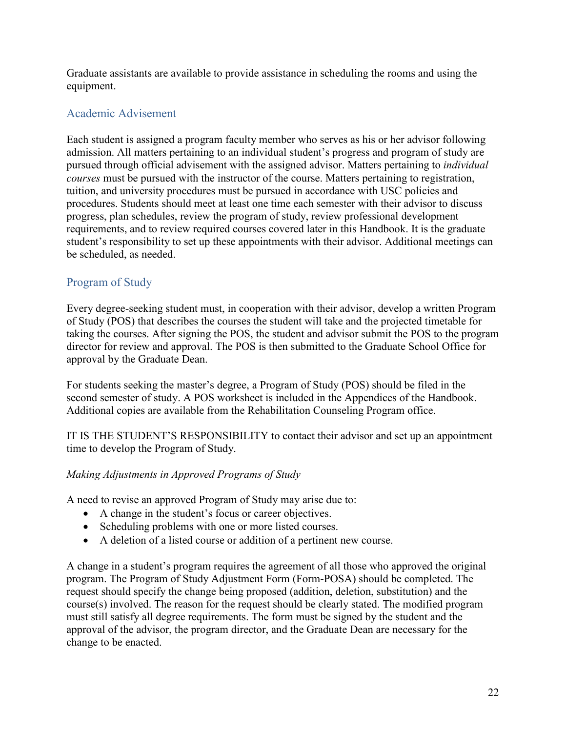Graduate assistants are available to provide assistance in scheduling the rooms and using the equipment.

## Academic Advisement

Each student is assigned a program faculty member who serves as his or her advisor following admission. All matters pertaining to an individual student's progress and program of study are pursued through official advisement with the assigned advisor. Matters pertaining to *individual courses* must be pursued with the instructor of the course. Matters pertaining to registration, tuition, and university procedures must be pursued in accordance with USC policies and procedures. Students should meet at least one time each semester with their advisor to discuss progress, plan schedules, review the program of study, review professional development requirements, and to review required courses covered later in this Handbook. It is the graduate student's responsibility to set up these appointments with their advisor. Additional meetings can be scheduled, as needed.

## Program of Study

Every degree-seeking student must, in cooperation with their advisor, develop a written Program of Study (POS) that describes the courses the student will take and the projected timetable for taking the courses. After signing the POS, the student and advisor submit the POS to the program director for review and approval. The POS is then submitted to the Graduate School Office for approval by the Graduate Dean.

For students seeking the master's degree, a Program of Study (POS) should be filed in the second semester of study. A POS worksheet is included in the Appendices of the Handbook. Additional copies are available from the Rehabilitation Counseling Program office.

IT IS THE STUDENT'S RESPONSIBILITY to contact their advisor and set up an appointment time to develop the Program of Study.

*Making Adjustments in Approved Programs of Study*

A need to revise an approved Program of Study may arise due to:

- A change in the student's focus or career objectives.
- Scheduling problems with one or more listed courses.
- A deletion of a listed course or addition of a pertinent new course.

A change in a student's program requires the agreement of all those who approved the original program. The Program of Study Adjustment Form (Form-POSA) should be completed. The request should specify the change being proposed (addition, deletion, substitution) and the course(s) involved. The reason for the request should be clearly stated. The modified program must still satisfy all degree requirements. The form must be signed by the student and the approval of the advisor, the program director, and the Graduate Dean are necessary for the change to be enacted.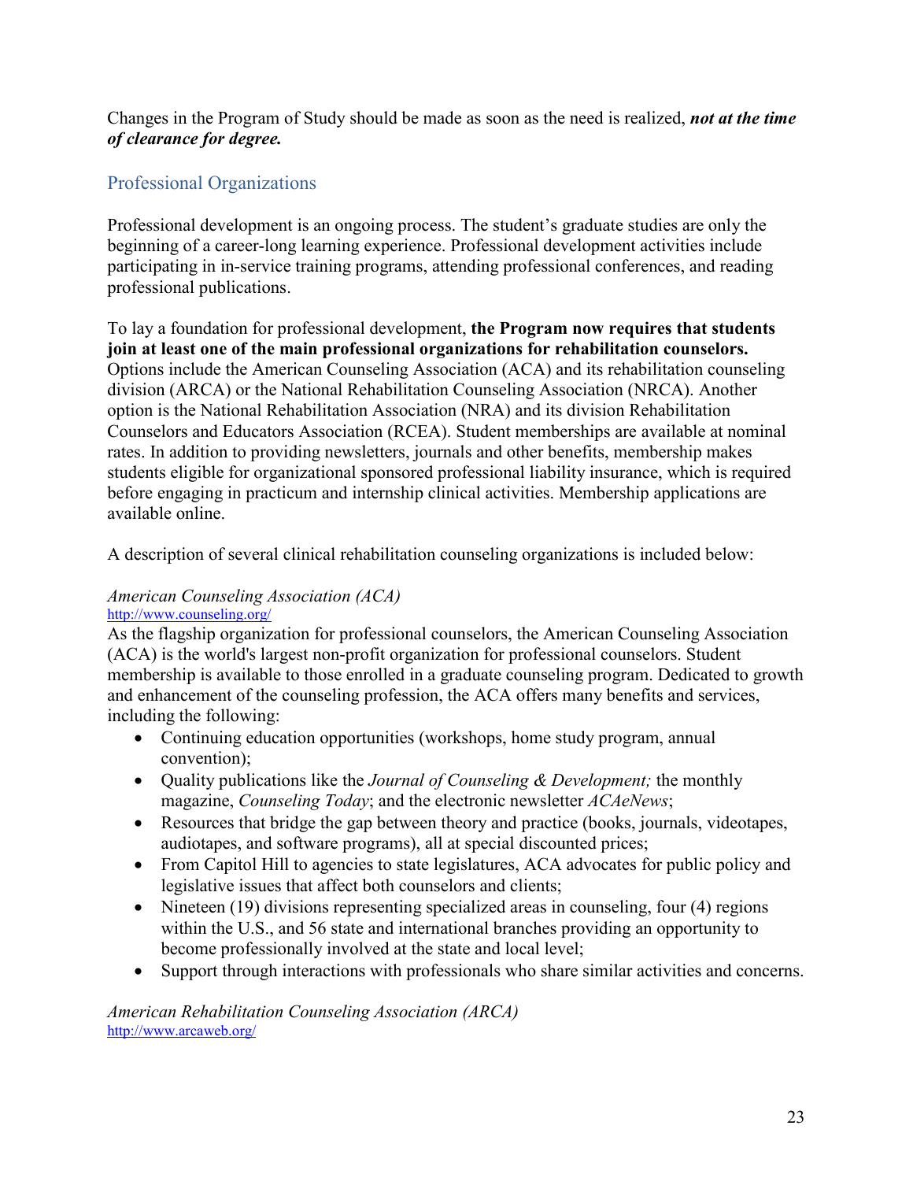Changes in the Program of Study should be made as soon as the need is realized, ***not at the time of clearance for degree.***

## Professional Organizations

Professional development is an ongoing process. The student's graduate studies are only the beginning of a career-long learning experience. Professional development activities include participating in in-service training programs, attending professional conferences, and reading professional publications.

To lay a foundation for professional development, **the Program now requires that students join at least one of the main professional organizations for rehabilitation counselors.** Options include the American Counseling Association (ACA) and its rehabilitation counseling division (ARCA) or the National Rehabilitation Counseling Association (NRCA). Another option is the National Rehabilitation Association (NRA) and its division Rehabilitation Counselors and Educators Association (RCEA). Student memberships are available at nominal rates. In addition to providing newsletters, journals and other benefits, membership makes students eligible for organizational sponsored professional liability insurance, which is required before engaging in practicum and internship clinical activities. Membership applications are available online.

A description of several clinical rehabilitation counseling organizations is included below:

*American Counseling Association (ACA)*
http://www.counseling.org/
As the flagship organization for professional counselors, the American Counseling Association (ACA) is the world's largest non-profit organization for professional counselors. Student membership is available to those enrolled in a graduate counseling program. Dedicated to growth and enhancement of the counseling profession, the ACA offers many benefits and services, including the following:

- Continuing education opportunities (workshops, home study program, annual convention);
- Quality publications like the *Journal of Counseling & Development;* the monthly magazine, *Counseling Today*; and the electronic newsletter *ACAeNews*;
- Resources that bridge the gap between theory and practice (books, journals, videotapes, audiotapes, and software programs), all at special discounted prices;
- From Capitol Hill to agencies to state legislatures, ACA advocates for public policy and legislative issues that affect both counselors and clients;
- Nineteen (19) divisions representing specialized areas in counseling, four (4) regions within the U.S., and 56 state and international branches providing an opportunity to become professionally involved at the state and local level;
- Support through interactions with professionals who share similar activities and concerns.

*American Rehabilitation Counseling Association (ARCA)*
http://www.arcaweb.org/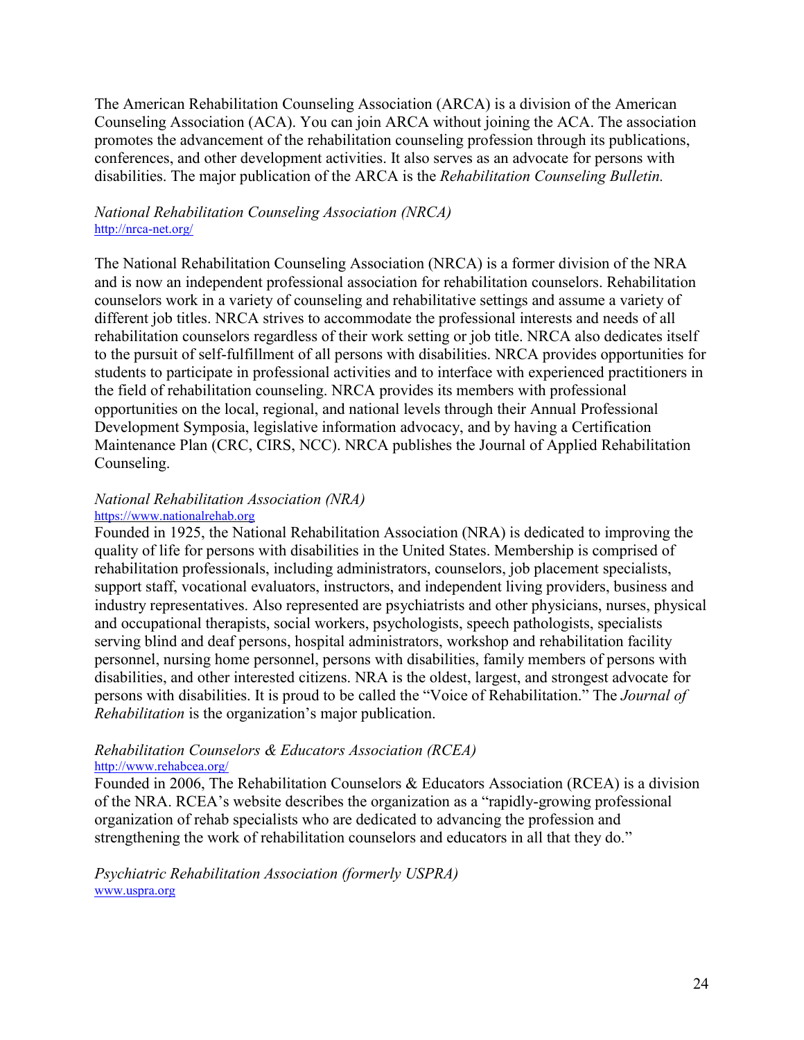The American Rehabilitation Counseling Association (ARCA) is a division of the American Counseling Association (ACA). You can join ARCA without joining the ACA. The association promotes the advancement of the rehabilitation counseling profession through its publications, conferences, and other development activities. It also serves as an advocate for persons with disabilities. The major publication of the ARCA is the *Rehabilitation Counseling Bulletin.*

*National Rehabilitation Counseling Association (NRCA)*
http://nrca-net.org/

The National Rehabilitation Counseling Association (NRCA) is a former division of the NRA and is now an independent professional association for rehabilitation counselors. Rehabilitation counselors work in a variety of counseling and rehabilitative settings and assume a variety of different job titles. NRCA strives to accommodate the professional interests and needs of all rehabilitation counselors regardless of their work setting or job title. NRCA also dedicates itself to the pursuit of self-fulfillment of all persons with disabilities. NRCA provides opportunities for students to participate in professional activities and to interface with experienced practitioners in the field of rehabilitation counseling. NRCA provides its members with professional opportunities on the local, regional, and national levels through their Annual Professional Development Symposia, legislative information advocacy, and by having a Certification Maintenance Plan (CRC, CIRS, NCC). NRCA publishes the Journal of Applied Rehabilitation Counseling.

*National Rehabilitation Association (NRA)*
https://www.nationalrehab.org
Founded in 1925, the National Rehabilitation Association (NRA) is dedicated to improving the quality of life for persons with disabilities in the United States. Membership is comprised of rehabilitation professionals, including administrators, counselors, job placement specialists, support staff, vocational evaluators, instructors, and independent living providers, business and industry representatives. Also represented are psychiatrists and other physicians, nurses, physical and occupational therapists, social workers, psychologists, speech pathologists, specialists serving blind and deaf persons, hospital administrators, workshop and rehabilitation facility personnel, nursing home personnel, persons with disabilities, family members of persons with disabilities, and other interested citizens. NRA is the oldest, largest, and strongest advocate for persons with disabilities. It is proud to be called the "Voice of Rehabilitation." The *Journal of Rehabilitation* is the organization's major publication.

*Rehabilitation Counselors & Educators Association (RCEA)*
http://www.rehabcea.org/
Founded in 2006, The Rehabilitation Counselors & Educators Association (RCEA) is a division of the NRA. RCEA's website describes the organization as a "rapidly-growing professional organization of rehab specialists who are dedicated to advancing the profession and strengthening the work of rehabilitation counselors and educators in all that they do."

*Psychiatric Rehabilitation Association (formerly USPRA)*
www.uspra.org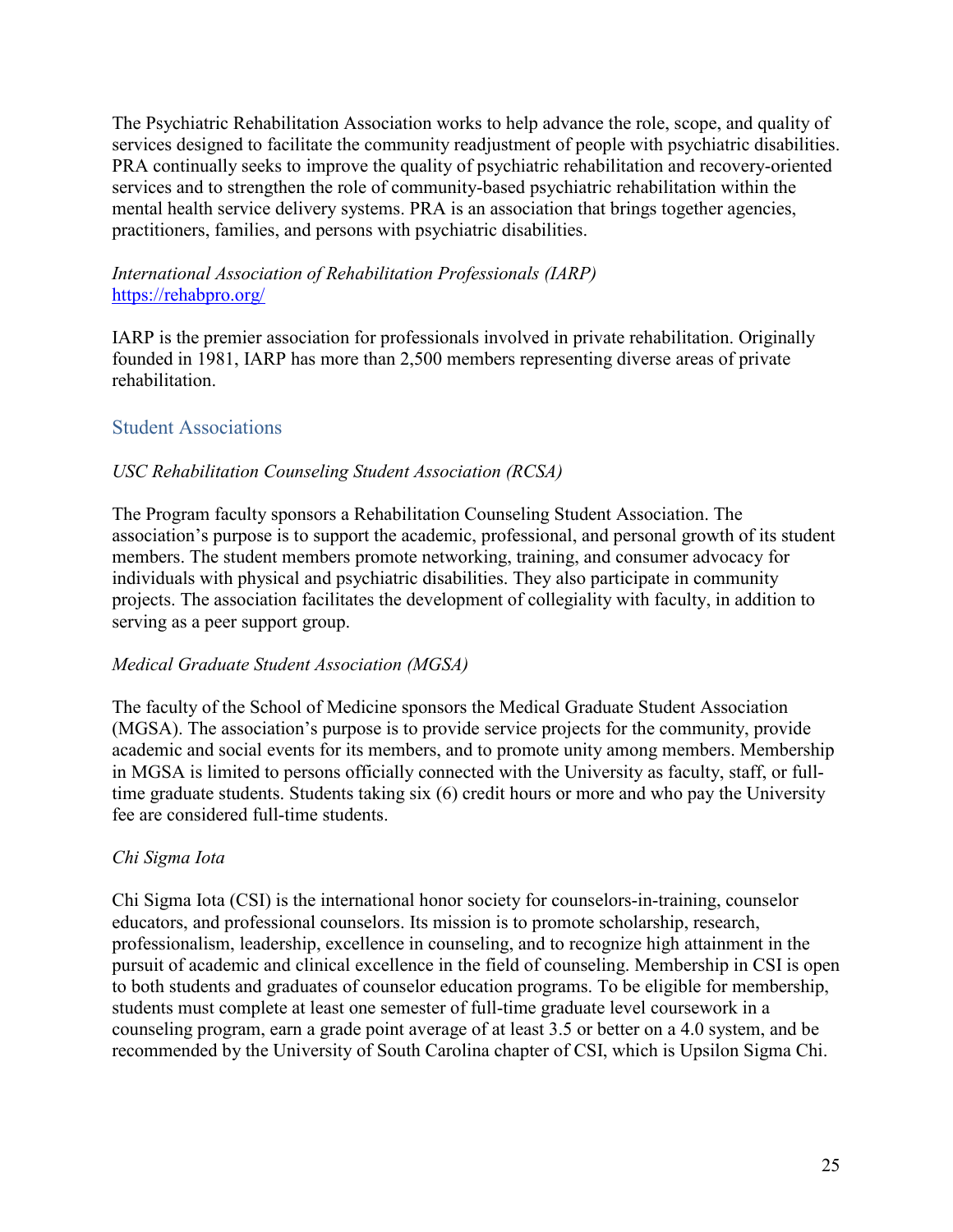The Psychiatric Rehabilitation Association works to help advance the role, scope, and quality of services designed to facilitate the community readjustment of people with psychiatric disabilities. PRA continually seeks to improve the quality of psychiatric rehabilitation and recovery-oriented services and to strengthen the role of community-based psychiatric rehabilitation within the mental health service delivery systems. PRA is an association that brings together agencies, practitioners, families, and persons with psychiatric disabilities.

*International Association of Rehabilitation Professionals (IARP)*
https://rehabpro.org/

IARP is the premier association for professionals involved in private rehabilitation. Originally founded in 1981, IARP has more than 2,500 members representing diverse areas of private rehabilitation.

## Student Associations

*USC Rehabilitation Counseling Student Association (RCSA)*

The Program faculty sponsors a Rehabilitation Counseling Student Association. The association's purpose is to support the academic, professional, and personal growth of its student members. The student members promote networking, training, and consumer advocacy for individuals with physical and psychiatric disabilities. They also participate in community projects. The association facilitates the development of collegiality with faculty, in addition to serving as a peer support group.

*Medical Graduate Student Association (MGSA)*

The faculty of the School of Medicine sponsors the Medical Graduate Student Association (MGSA). The association's purpose is to provide service projects for the community, provide academic and social events for its members, and to promote unity among members. Membership in MGSA is limited to persons officially connected with the University as faculty, staff, or full-time graduate students. Students taking six (6) credit hours or more and who pay the University fee are considered full-time students.

*Chi Sigma Iota*

Chi Sigma Iota (CSI) is the international honor society for counselors-in-training, counselor educators, and professional counselors. Its mission is to promote scholarship, research, professionalism, leadership, excellence in counseling, and to recognize high attainment in the pursuit of academic and clinical excellence in the field of counseling. Membership in CSI is open to both students and graduates of counselor education programs. To be eligible for membership, students must complete at least one semester of full-time graduate level coursework in a counseling program, earn a grade point average of at least 3.5 or better on a 4.0 system, and be recommended by the University of South Carolina chapter of CSI, which is Upsilon Sigma Chi.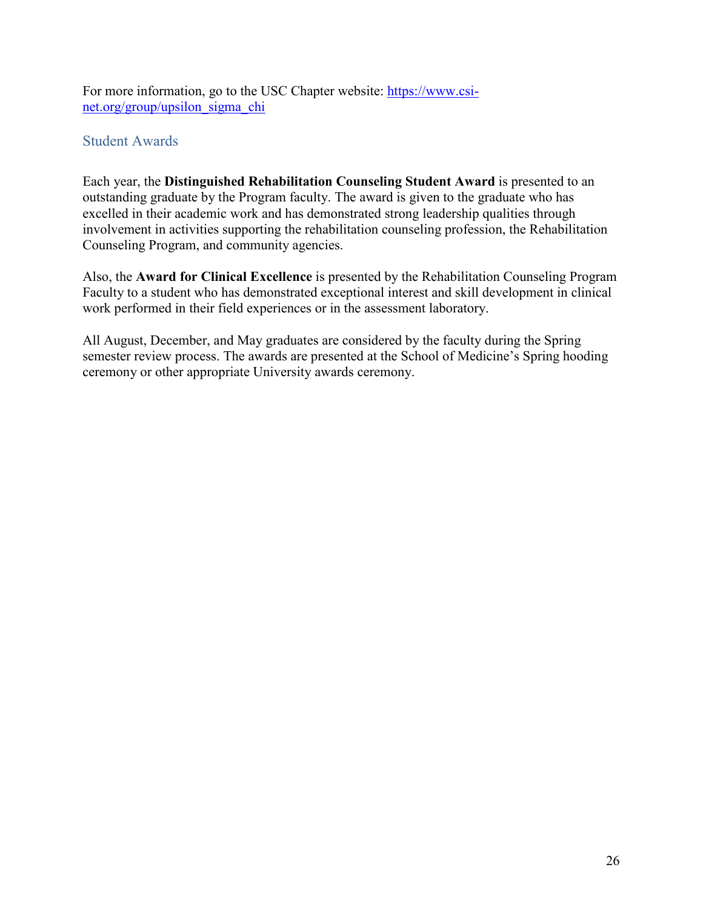For more information, go to the USC Chapter website: [https://www.csi-net.org/group/upsilon_sigma_chi](https://www.csi-net.org/group/upsilon_sigma_chi)

## Student Awards

Each year, the **Distinguished Rehabilitation Counseling Student Award** is presented to an outstanding graduate by the Program faculty. The award is given to the graduate who has excelled in their academic work and has demonstrated strong leadership qualities through involvement in activities supporting the rehabilitation counseling profession, the Rehabilitation Counseling Program, and community agencies.

Also, the **Award for Clinical Excellence** is presented by the Rehabilitation Counseling Program Faculty to a student who has demonstrated exceptional interest and skill development in clinical work performed in their field experiences or in the assessment laboratory.

All August, December, and May graduates are considered by the faculty during the Spring semester review process. The awards are presented at the School of Medicine's Spring hooding ceremony or other appropriate University awards ceremony.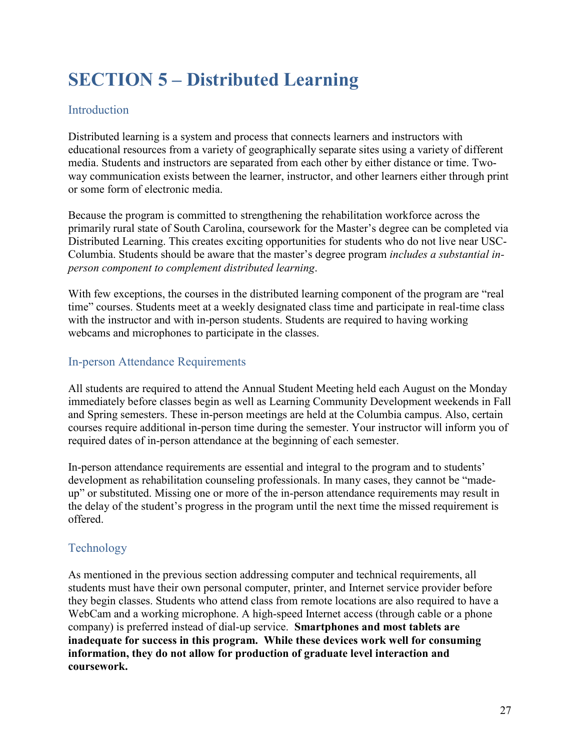# SECTION 5 – Distributed Learning

## Introduction

Distributed learning is a system and process that connects learners and instructors with educational resources from a variety of geographically separate sites using a variety of different media. Students and instructors are separated from each other by either distance or time. Two-way communication exists between the learner, instructor, and other learners either through print or some form of electronic media.

Because the program is committed to strengthening the rehabilitation workforce across the primarily rural state of South Carolina, coursework for the Master's degree can be completed via Distributed Learning. This creates exciting opportunities for students who do not live near USC-Columbia. Students should be aware that the master's degree program *includes a substantial in-person component to complement distributed learning*.

With few exceptions, the courses in the distributed learning component of the program are "real time" courses. Students meet at a weekly designated class time and participate in real-time class with the instructor and with in-person students. Students are required to having working webcams and microphones to participate in the classes.

## In-person Attendance Requirements

All students are required to attend the Annual Student Meeting held each August on the Monday immediately before classes begin as well as Learning Community Development weekends in Fall and Spring semesters. These in-person meetings are held at the Columbia campus. Also, certain courses require additional in-person time during the semester. Your instructor will inform you of required dates of in-person attendance at the beginning of each semester.

In-person attendance requirements are essential and integral to the program and to students' development as rehabilitation counseling professionals. In many cases, they cannot be "made-up" or substituted. Missing one or more of the in-person attendance requirements may result in the delay of the student's progress in the program until the next time the missed requirement is offered.

## Technology

As mentioned in the previous section addressing computer and technical requirements, all students must have their own personal computer, printer, and Internet service provider before they begin classes. Students who attend class from remote locations are also required to have a WebCam and a working microphone. A high-speed Internet access (through cable or a phone company) is preferred instead of dial-up service. **Smartphones and most tablets are inadequate for success in this program. While these devices work well for consuming information, they do not allow for production of graduate level interaction and coursework.**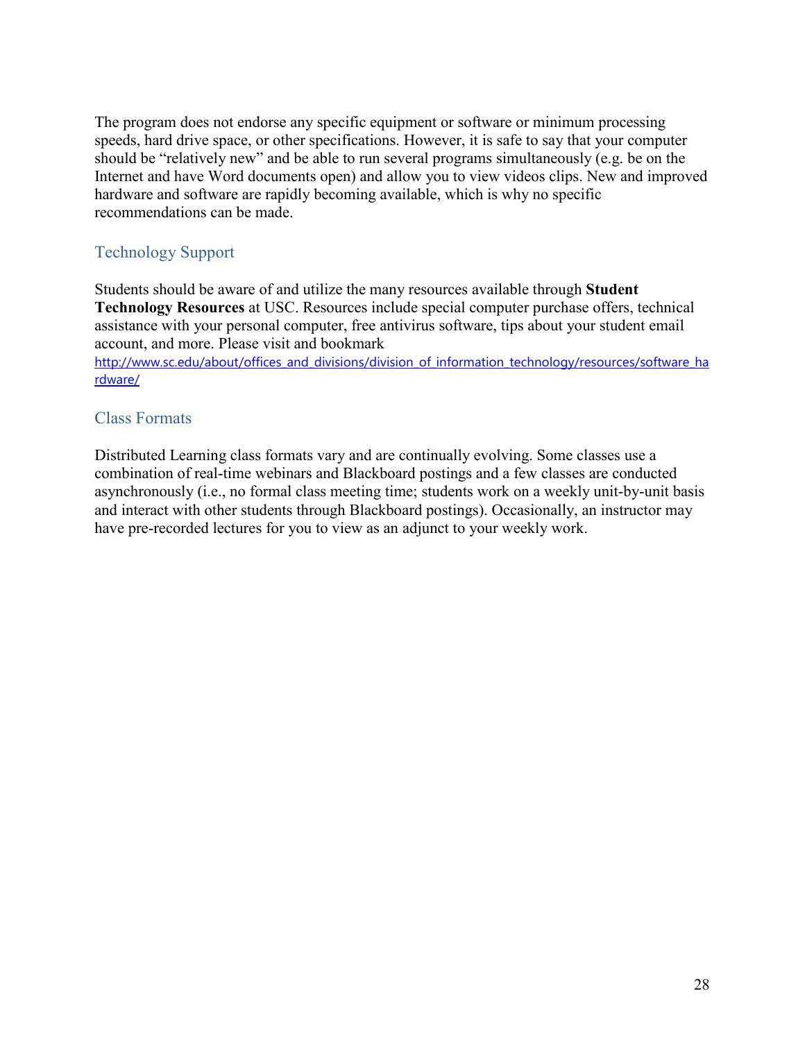The program does not endorse any specific equipment or software or minimum processing speeds, hard drive space, or other specifications. However, it is safe to say that your computer should be "relatively new" and be able to run several programs simultaneously (e.g. be on the Internet and have Word documents open) and allow you to view videos clips. New and improved hardware and software are rapidly becoming available, which is why no specific recommendations can be made.

## Technology Support

Students should be aware of and utilize the many resources available through **Student Technology Resources** at USC. Resources include special computer purchase offers, technical assistance with your personal computer, free antivirus software, tips about your student email account, and more. Please visit and bookmark http://www.sc.edu/about/offices_and_divisions/division_of_information_technology/resources/software_hardware/

## Class Formats

Distributed Learning class formats vary and are continually evolving. Some classes use a combination of real-time webinars and Blackboard postings and a few classes are conducted asynchronously (i.e., no formal class meeting time; students work on a weekly unit-by-unit basis and interact with other students through Blackboard postings). Occasionally, an instructor may have pre-recorded lectures for you to view as an adjunct to your weekly work.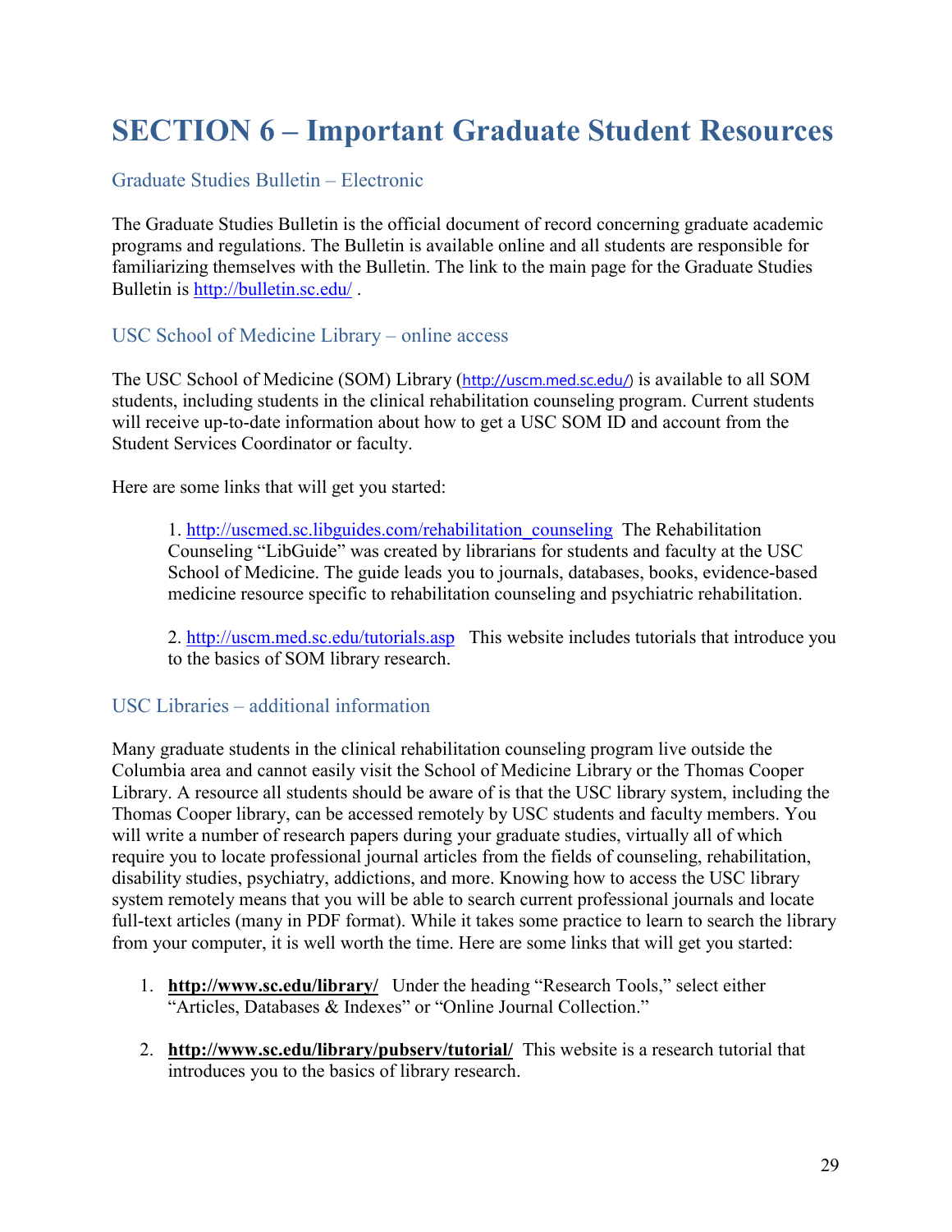# SECTION 6 – Important Graduate Student Resources

## Graduate Studies Bulletin – Electronic

The Graduate Studies Bulletin is the official document of record concerning graduate academic programs and regulations. The Bulletin is available online and all students are responsible for familiarizing themselves with the Bulletin. The link to the main page for the Graduate Studies Bulletin is http://bulletin.sc.edu/ .

## USC School of Medicine Library – online access

The USC School of Medicine (SOM) Library (http://uscm.med.sc.edu/) is available to all SOM students, including students in the clinical rehabilitation counseling program. Current students will receive up-to-date information about how to get a USC SOM ID and account from the Student Services Coordinator or faculty.

Here are some links that will get you started:

1. http://uscmed.sc.libguides.com/rehabilitation_counseling The Rehabilitation Counseling "LibGuide" was created by librarians for students and faculty at the USC School of Medicine. The guide leads you to journals, databases, books, evidence-based medicine resource specific to rehabilitation counseling and psychiatric rehabilitation.

2. http://uscm.med.sc.edu/tutorials.asp This website includes tutorials that introduce you to the basics of SOM library research.

## USC Libraries – additional information

Many graduate students in the clinical rehabilitation counseling program live outside the Columbia area and cannot easily visit the School of Medicine Library or the Thomas Cooper Library. A resource all students should be aware of is that the USC library system, including the Thomas Cooper library, can be accessed remotely by USC students and faculty members. You will write a number of research papers during your graduate studies, virtually all of which require you to locate professional journal articles from the fields of counseling, rehabilitation, disability studies, psychiatry, addictions, and more. Knowing how to access the USC library system remotely means that you will be able to search current professional journals and locate full-text articles (many in PDF format). While it takes some practice to learn to search the library from your computer, it is well worth the time. Here are some links that will get you started:

1. **http://www.sc.edu/library/** Under the heading "Research Tools," select either "Articles, Databases & Indexes" or "Online Journal Collection."

2. **http://www.sc.edu/library/pubserv/tutorial/** This website is a research tutorial that introduces you to the basics of library research.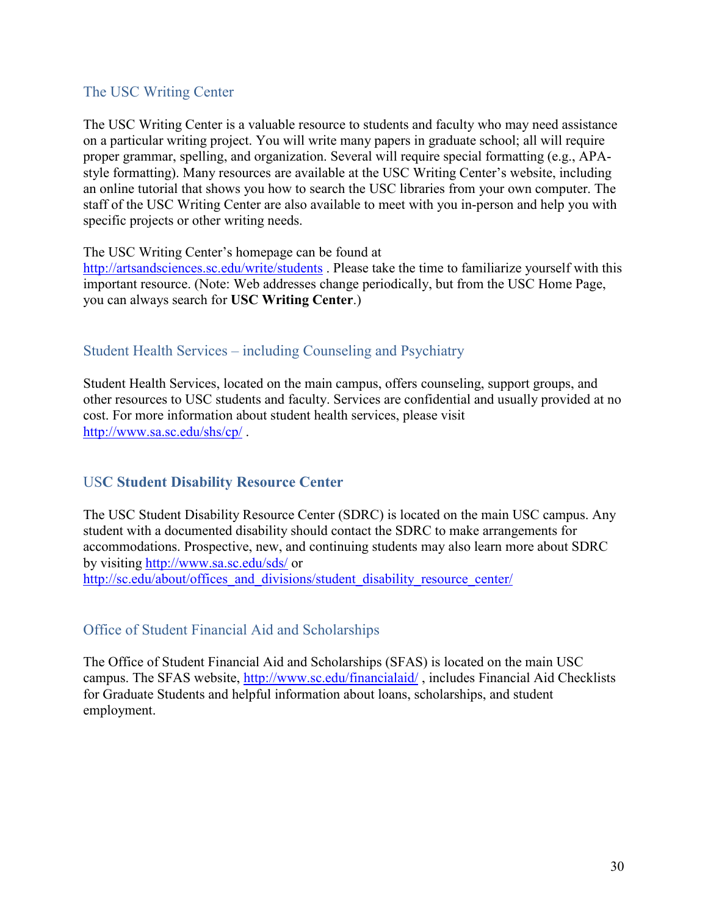## The USC Writing Center

The USC Writing Center is a valuable resource to students and faculty who may need assistance on a particular writing project. You will write many papers in graduate school; all will require proper grammar, spelling, and organization. Several will require special formatting (e.g., APA-style formatting). Many resources are available at the USC Writing Center's website, including an online tutorial that shows you how to search the USC libraries from your own computer. The staff of the USC Writing Center are also available to meet with you in-person and help you with specific projects or other writing needs.

The USC Writing Center's homepage can be found at http://artsandsciences.sc.edu/write/students . Please take the time to familiarize yourself with this important resource. (Note: Web addresses change periodically, but from the USC Home Page, you can always search for **USC Writing Center**.)

## Student Health Services – including Counseling and Psychiatry

Student Health Services, located on the main campus, offers counseling, support groups, and other resources to USC students and faculty. Services are confidential and usually provided at no cost. For more information about student health services, please visit http://www.sa.sc.edu/shs/cp/ .

## USC **Student Disability Resource Center**

The USC Student Disability Resource Center (SDRC) is located on the main USC campus. Any student with a documented disability should contact the SDRC to make arrangements for accommodations. Prospective, new, and continuing students may also learn more about SDRC by visiting http://www.sa.sc.edu/sds/ or http://sc.edu/about/offices_and_divisions/student_disability_resource_center/

## Office of Student Financial Aid and Scholarships

The Office of Student Financial Aid and Scholarships (SFAS) is located on the main USC campus. The SFAS website, http://www.sc.edu/financialaid/ , includes Financial Aid Checklists for Graduate Students and helpful information about loans, scholarships, and student employment.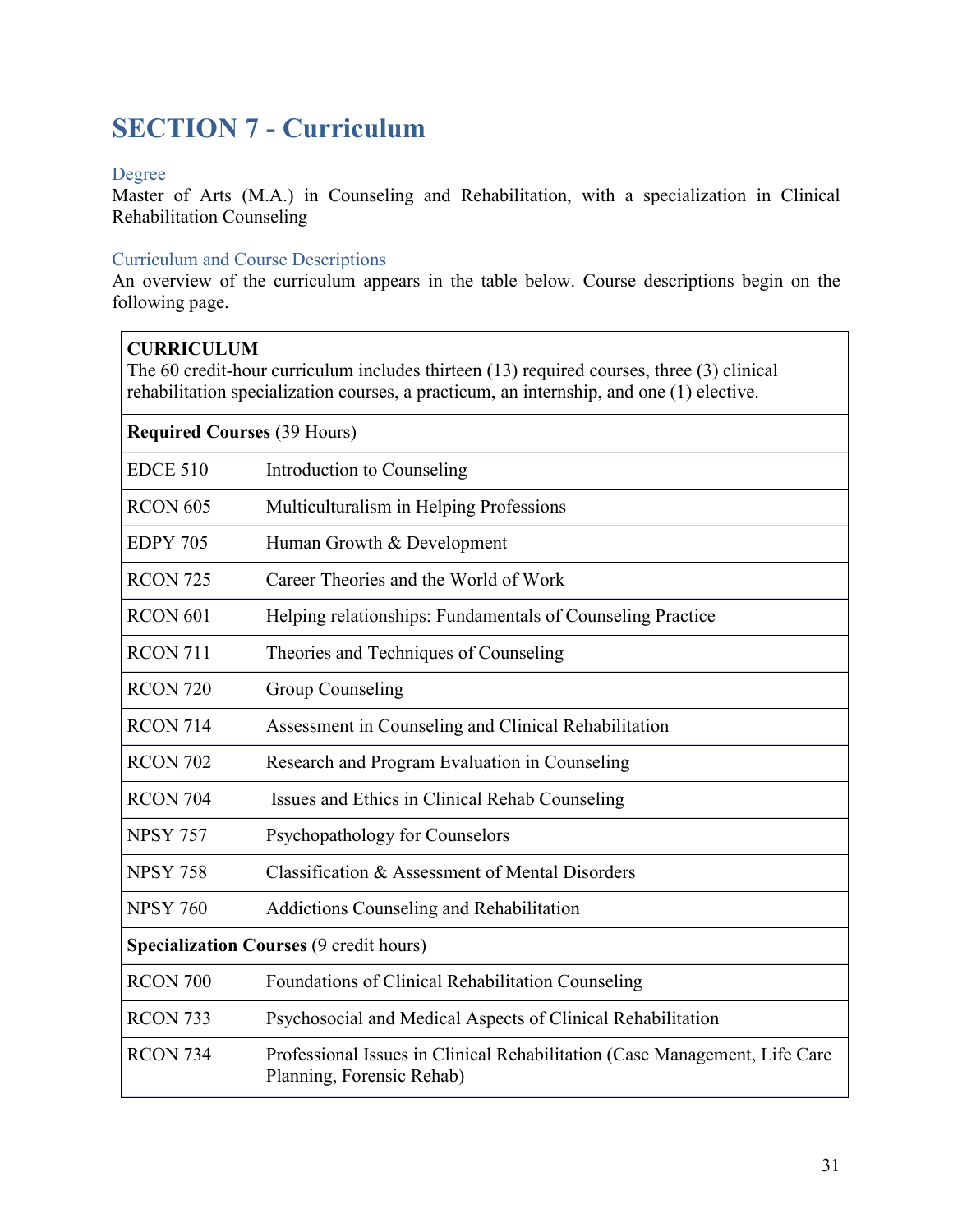# SECTION 7 - Curriculum

## Degree

Master of Arts (M.A.) in Counseling and Rehabilitation, with a specialization in Clinical Rehabilitation Counseling

## Curriculum and Course Descriptions

An overview of the curriculum appears in the table below. Course descriptions begin on the following page.

| **CURRICULUM**<br>The 60 credit-hour curriculum includes thirteen (13) required courses, three (3) clinical rehabilitation specialization courses, a practicum, an internship, and one (1) elective. | |
|---|---|
| **Required Courses** (39 Hours) | |
| EDCE 510 | Introduction to Counseling |
| RCON 605 | Multiculturalism in Helping Professions |
| EDPY 705 | Human Growth & Development |
| RCON 725 | Career Theories and the World of Work |
| RCON 601 | Helping relationships: Fundamentals of Counseling Practice |
| RCON 711 | Theories and Techniques of Counseling |
| RCON 720 | Group Counseling |
| RCON 714 | Assessment in Counseling and Clinical Rehabilitation |
| RCON 702 | Research and Program Evaluation in Counseling |
| RCON 704 | Issues and Ethics in Clinical Rehab Counseling |
| NPSY 757 | Psychopathology for Counselors |
| NPSY 758 | Classification & Assessment of Mental Disorders |
| NPSY 760 | Addictions Counseling and Rehabilitation |
| **Specialization Courses** (9 credit hours) | |
| RCON 700 | Foundations of Clinical Rehabilitation Counseling |
| RCON 733 | Psychosocial and Medical Aspects of Clinical Rehabilitation |
| RCON 734 | Professional Issues in Clinical Rehabilitation (Case Management, Life Care Planning, Forensic Rehab) |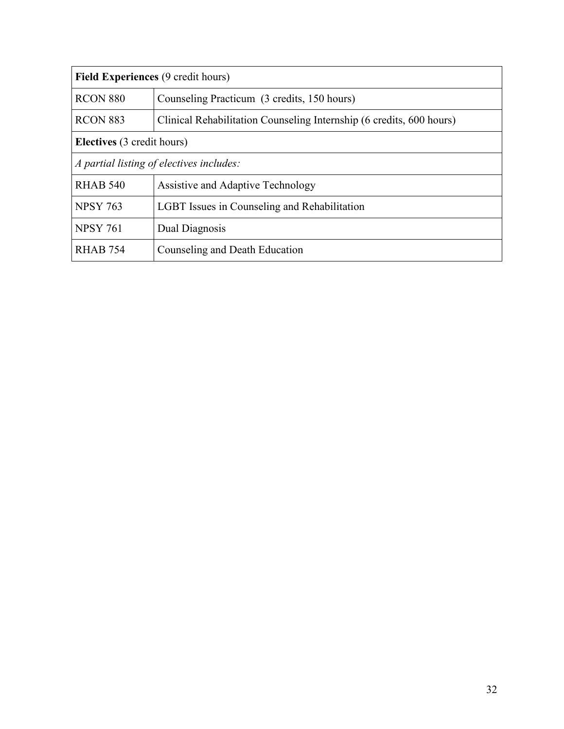| **Field Experiences** (9 credit hours) | |
|---|---|
| RCON 880 | Counseling Practicum (3 credits, 150 hours) |
| RCON 883 | Clinical Rehabilitation Counseling Internship (6 credits, 600 hours) |
| **Electives** (3 credit hours) | |
| *A partial listing of electives includes:* | |
| RHAB 540 | Assistive and Adaptive Technology |
| NPSY 763 | LGBT Issues in Counseling and Rehabilitation |
| NPSY 761 | Dual Diagnosis |
| RHAB 754 | Counseling and Death Education |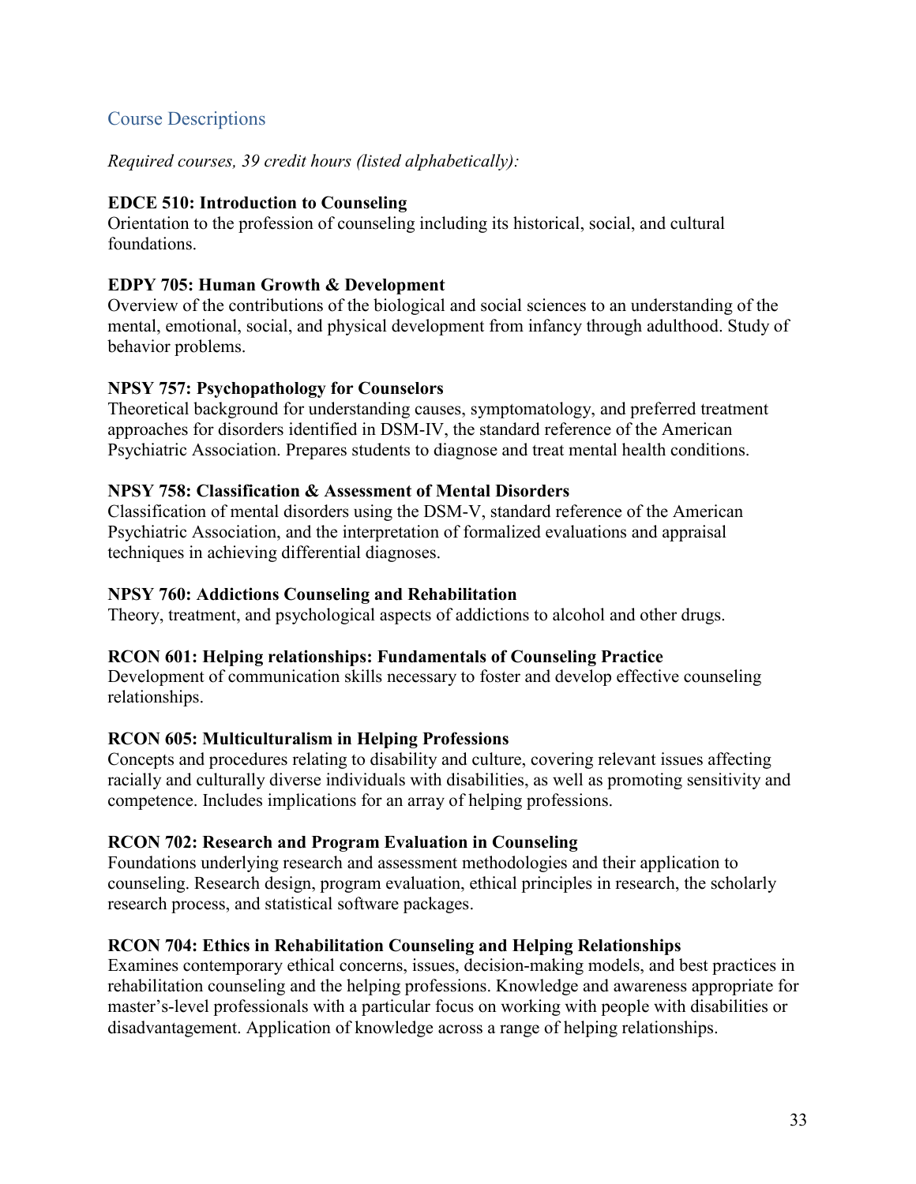## Course Descriptions

*Required courses, 39 credit hours (listed alphabetically):*

**EDCE 510: Introduction to Counseling**
Orientation to the profession of counseling including its historical, social, and cultural foundations.

**EDPY 705: Human Growth & Development**
Overview of the contributions of the biological and social sciences to an understanding of the mental, emotional, social, and physical development from infancy through adulthood. Study of behavior problems.

**NPSY 757: Psychopathology for Counselors**
Theoretical background for understanding causes, symptomatology, and preferred treatment approaches for disorders identified in DSM-IV, the standard reference of the American Psychiatric Association. Prepares students to diagnose and treat mental health conditions.

**NPSY 758: Classification & Assessment of Mental Disorders**
Classification of mental disorders using the DSM-V, standard reference of the American Psychiatric Association, and the interpretation of formalized evaluations and appraisal techniques in achieving differential diagnoses.

**NPSY 760: Addictions Counseling and Rehabilitation**
Theory, treatment, and psychological aspects of addictions to alcohol and other drugs.

**RCON 601: Helping relationships: Fundamentals of Counseling Practice**
Development of communication skills necessary to foster and develop effective counseling relationships.

**RCON 605: Multiculturalism in Helping Professions**
Concepts and procedures relating to disability and culture, covering relevant issues affecting racially and culturally diverse individuals with disabilities, as well as promoting sensitivity and competence. Includes implications for an array of helping professions.

**RCON 702: Research and Program Evaluation in Counseling**
Foundations underlying research and assessment methodologies and their application to counseling. Research design, program evaluation, ethical principles in research, the scholarly research process, and statistical software packages.

**RCON 704: Ethics in Rehabilitation Counseling and Helping Relationships**
Examines contemporary ethical concerns, issues, decision-making models, and best practices in rehabilitation counseling and the helping professions. Knowledge and awareness appropriate for master's-level professionals with a particular focus on working with people with disabilities or disadvantagement. Application of knowledge across a range of helping relationships.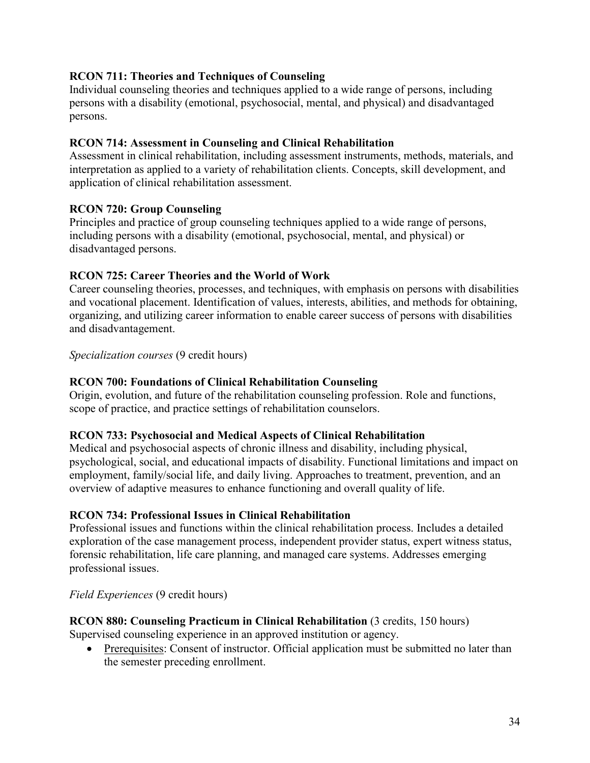**RCON 711: Theories and Techniques of Counseling**
Individual counseling theories and techniques applied to a wide range of persons, including persons with a disability (emotional, psychosocial, mental, and physical) and disadvantaged persons.

**RCON 714: Assessment in Counseling and Clinical Rehabilitation**
Assessment in clinical rehabilitation, including assessment instruments, methods, materials, and interpretation as applied to a variety of rehabilitation clients. Concepts, skill development, and application of clinical rehabilitation assessment.

**RCON 720: Group Counseling**
Principles and practice of group counseling techniques applied to a wide range of persons, including persons with a disability (emotional, psychosocial, mental, and physical) or disadvantaged persons.

**RCON 725: Career Theories and the World of Work**
Career counseling theories, processes, and techniques, with emphasis on persons with disabilities and vocational placement. Identification of values, interests, abilities, and methods for obtaining, organizing, and utilizing career information to enable career success of persons with disabilities and disadvantagement.

*Specialization courses* (9 credit hours)

**RCON 700: Foundations of Clinical Rehabilitation Counseling**
Origin, evolution, and future of the rehabilitation counseling profession. Role and functions, scope of practice, and practice settings of rehabilitation counselors.

**RCON 733: Psychosocial and Medical Aspects of Clinical Rehabilitation**
Medical and psychosocial aspects of chronic illness and disability, including physical, psychological, social, and educational impacts of disability. Functional limitations and impact on employment, family/social life, and daily living. Approaches to treatment, prevention, and an overview of adaptive measures to enhance functioning and overall quality of life.

**RCON 734: Professional Issues in Clinical Rehabilitation**
Professional issues and functions within the clinical rehabilitation process. Includes a detailed exploration of the case management process, independent provider status, expert witness status, forensic rehabilitation, life care planning, and managed care systems. Addresses emerging professional issues.

*Field Experiences* (9 credit hours)

**RCON 880: Counseling Practicum in Clinical Rehabilitation** (3 credits, 150 hours)
Supervised counseling experience in an approved institution or agency.

- Prerequisites: Consent of instructor. Official application must be submitted no later than the semester preceding enrollment.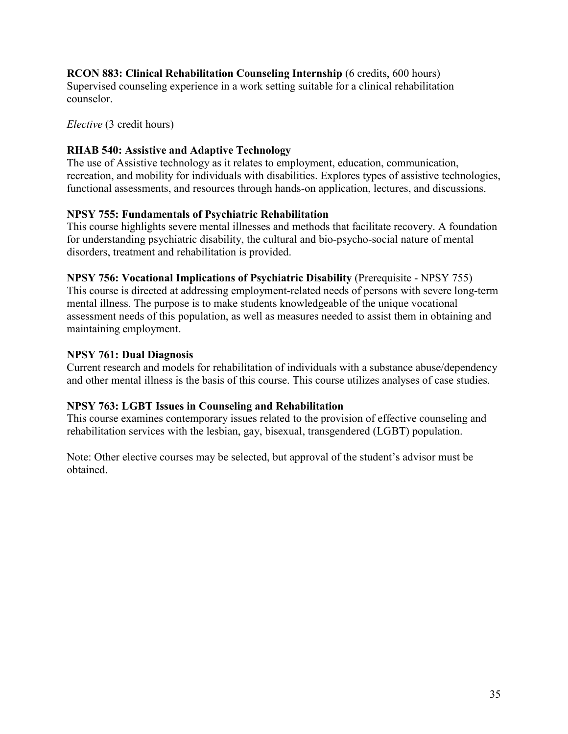**RCON 883: Clinical Rehabilitation Counseling Internship** (6 credits, 600 hours)
Supervised counseling experience in a work setting suitable for a clinical rehabilitation counselor.

*Elective* (3 credit hours)

**RHAB 540: Assistive and Adaptive Technology**
The use of Assistive technology as it relates to employment, education, communication, recreation, and mobility for individuals with disabilities. Explores types of assistive technologies, functional assessments, and resources through hands-on application, lectures, and discussions.

**NPSY 755: Fundamentals of Psychiatric Rehabilitation**
This course highlights severe mental illnesses and methods that facilitate recovery. A foundation for understanding psychiatric disability, the cultural and bio-psycho-social nature of mental disorders, treatment and rehabilitation is provided.

**NPSY 756: Vocational Implications of Psychiatric Disability** (Prerequisite - NPSY 755)
This course is directed at addressing employment-related needs of persons with severe long-term mental illness. The purpose is to make students knowledgeable of the unique vocational assessment needs of this population, as well as measures needed to assist them in obtaining and maintaining employment.

**NPSY 761: Dual Diagnosis**
Current research and models for rehabilitation of individuals with a substance abuse/dependency and other mental illness is the basis of this course. This course utilizes analyses of case studies.

**NPSY 763: LGBT Issues in Counseling and Rehabilitation**
This course examines contemporary issues related to the provision of effective counseling and rehabilitation services with the lesbian, gay, bisexual, transgendered (LGBT) population.

Note: Other elective courses may be selected, but approval of the student's advisor must be obtained.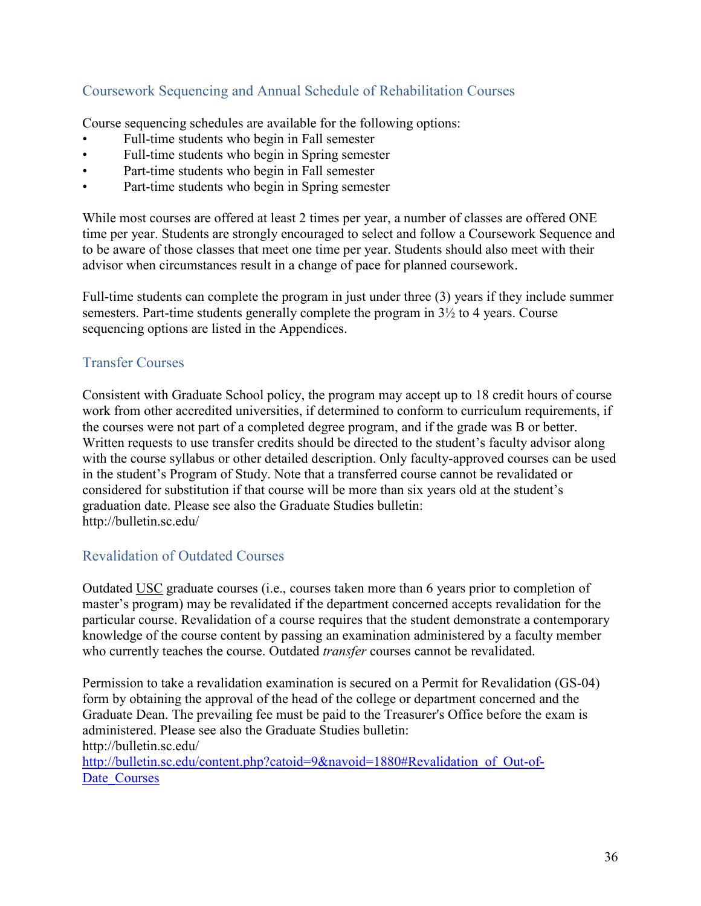## Coursework Sequencing and Annual Schedule of Rehabilitation Courses

Course sequencing schedules are available for the following options:

- Full-time students who begin in Fall semester
- Full-time students who begin in Spring semester
- Part-time students who begin in Fall semester
- Part-time students who begin in Spring semester

While most courses are offered at least 2 times per year, a number of classes are offered ONE time per year. Students are strongly encouraged to select and follow a Coursework Sequence and to be aware of those classes that meet one time per year. Students should also meet with their advisor when circumstances result in a change of pace for planned coursework.

Full-time students can complete the program in just under three (3) years if they include summer semesters. Part-time students generally complete the program in 3½ to 4 years. Course sequencing options are listed in the Appendices.

## Transfer Courses

Consistent with Graduate School policy, the program may accept up to 18 credit hours of course work from other accredited universities, if determined to conform to curriculum requirements, if the courses were not part of a completed degree program, and if the grade was B or better. Written requests to use transfer credits should be directed to the student's faculty advisor along with the course syllabus or other detailed description. Only faculty-approved courses can be used in the student's Program of Study. Note that a transferred course cannot be revalidated or considered for substitution if that course will be more than six years old at the student's graduation date. Please see also the Graduate Studies bulletin:
http://bulletin.sc.edu/

## Revalidation of Outdated Courses

Outdated USC graduate courses (i.e., courses taken more than 6 years prior to completion of master's program) may be revalidated if the department concerned accepts revalidation for the particular course. Revalidation of a course requires that the student demonstrate a contemporary knowledge of the course content by passing an examination administered by a faculty member who currently teaches the course. Outdated *transfer* courses cannot be revalidated.

Permission to take a revalidation examination is secured on a Permit for Revalidation (GS-04) form by obtaining the approval of the head of the college or department concerned and the Graduate Dean. The prevailing fee must be paid to the Treasurer's Office before the exam is administered. Please see also the Graduate Studies bulletin:
http://bulletin.sc.edu/
http://bulletin.sc.edu/content.php?catoid=9&navoid=1880#Revalidation_of_Out-of-Date_Courses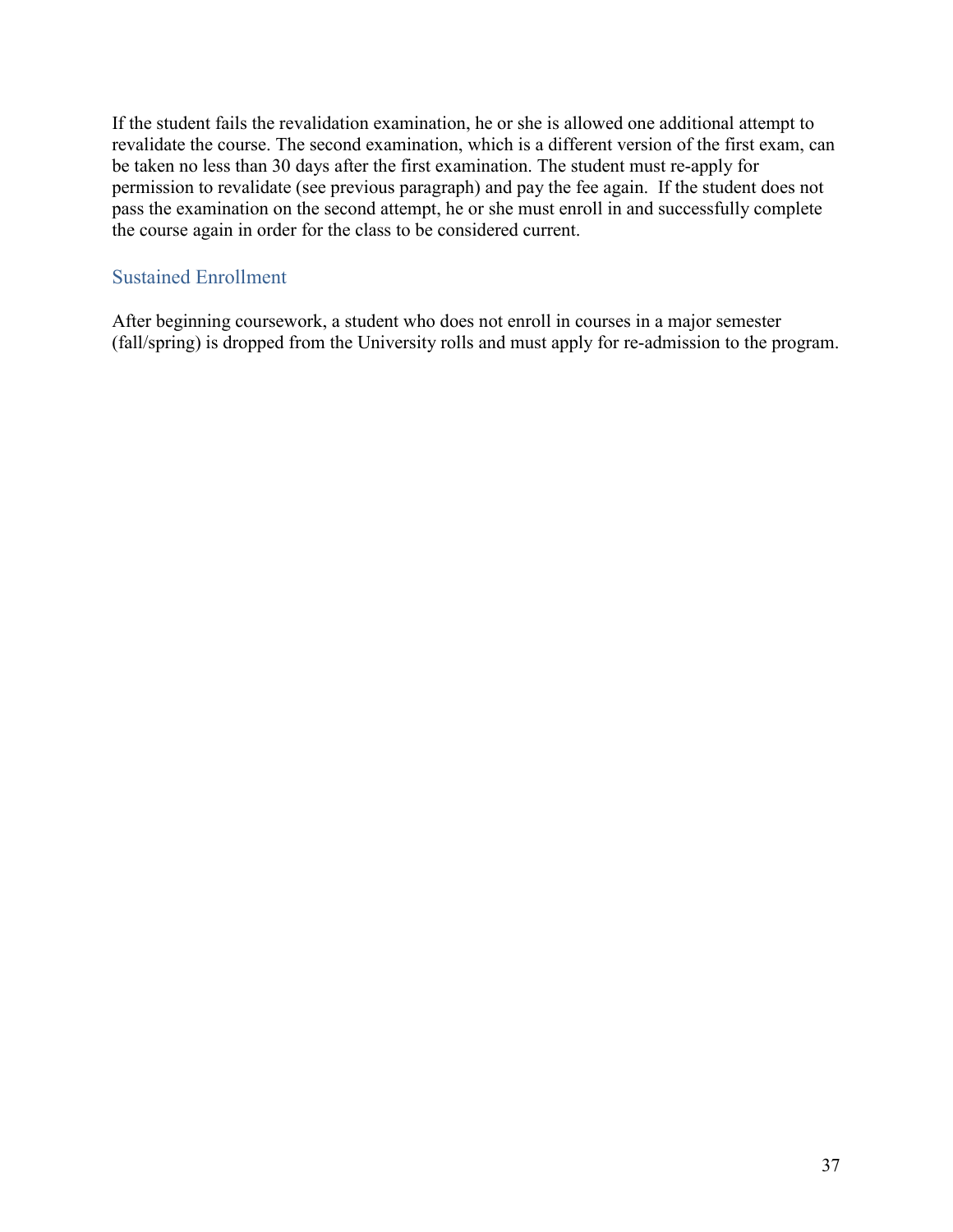If the student fails the revalidation examination, he or she is allowed one additional attempt to revalidate the course. The second examination, which is a different version of the first exam, can be taken no less than 30 days after the first examination. The student must re-apply for permission to revalidate (see previous paragraph) and pay the fee again. If the student does not pass the examination on the second attempt, he or she must enroll in and successfully complete the course again in order for the class to be considered current.

## Sustained Enrollment

After beginning coursework, a student who does not enroll in courses in a major semester (fall/spring) is dropped from the University rolls and must apply for re-admission to the program.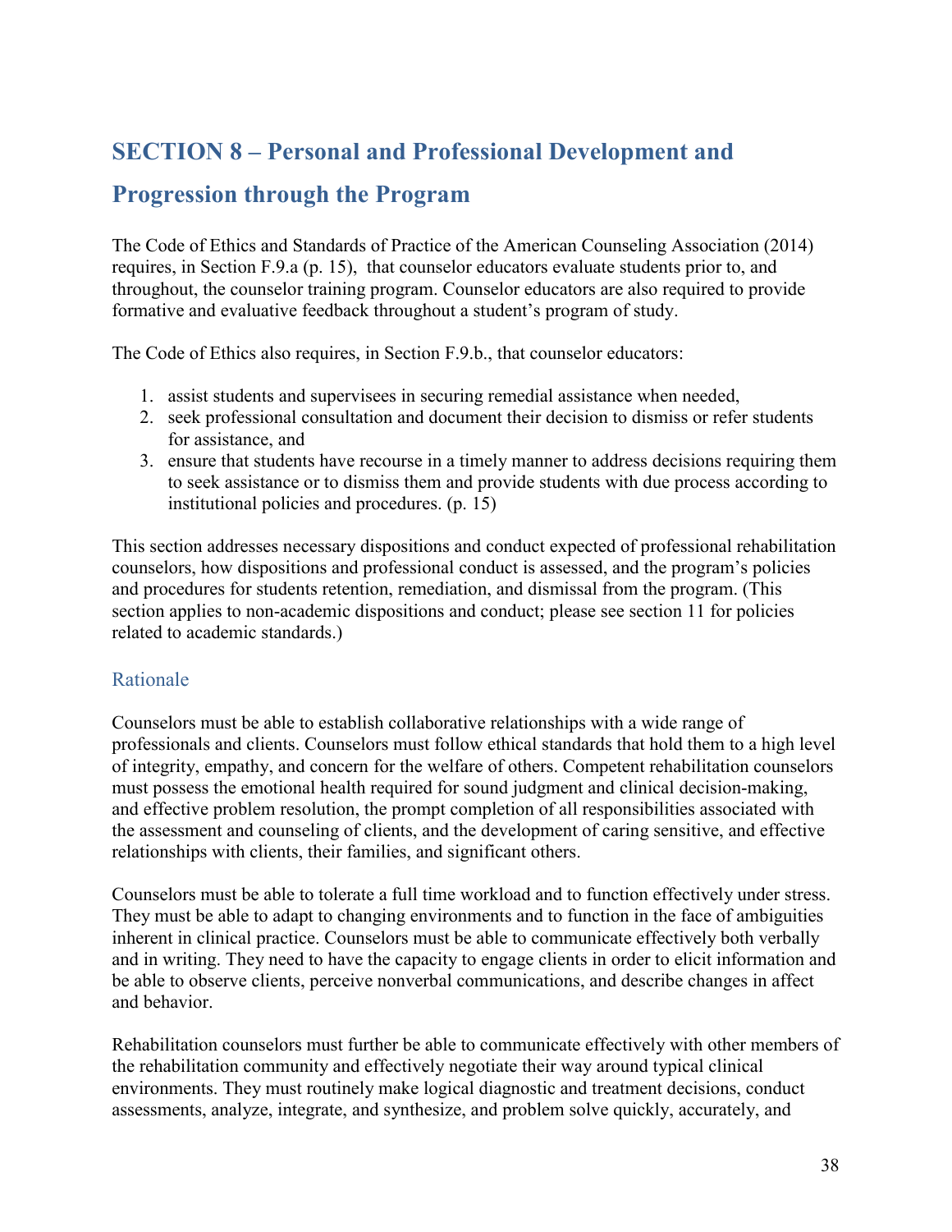## SECTION 8 – Personal and Professional Development and Progression through the Program

The Code of Ethics and Standards of Practice of the American Counseling Association (2014) requires, in Section F.9.a (p. 15), that counselor educators evaluate students prior to, and throughout, the counselor training program. Counselor educators are also required to provide formative and evaluative feedback throughout a student's program of study.

The Code of Ethics also requires, in Section F.9.b., that counselor educators:

1. assist students and supervisees in securing remedial assistance when needed,
2. seek professional consultation and document their decision to dismiss or refer students for assistance, and
3. ensure that students have recourse in a timely manner to address decisions requiring them to seek assistance or to dismiss them and provide students with due process according to institutional policies and procedures. (p. 15)

This section addresses necessary dispositions and conduct expected of professional rehabilitation counselors, how dispositions and professional conduct is assessed, and the program's policies and procedures for students retention, remediation, and dismissal from the program. (This section applies to non-academic dispositions and conduct; please see section 11 for policies related to academic standards.)

### Rationale

Counselors must be able to establish collaborative relationships with a wide range of professionals and clients. Counselors must follow ethical standards that hold them to a high level of integrity, empathy, and concern for the welfare of others. Competent rehabilitation counselors must possess the emotional health required for sound judgment and clinical decision-making, and effective problem resolution, the prompt completion of all responsibilities associated with the assessment and counseling of clients, and the development of caring sensitive, and effective relationships with clients, their families, and significant others.

Counselors must be able to tolerate a full time workload and to function effectively under stress. They must be able to adapt to changing environments and to function in the face of ambiguities inherent in clinical practice. Counselors must be able to communicate effectively both verbally and in writing. They need to have the capacity to engage clients in order to elicit information and be able to observe clients, perceive nonverbal communications, and describe changes in affect and behavior.

Rehabilitation counselors must further be able to communicate effectively with other members of the rehabilitation community and effectively negotiate their way around typical clinical environments. They must routinely make logical diagnostic and treatment decisions, conduct assessments, analyze, integrate, and synthesize, and problem solve quickly, accurately, and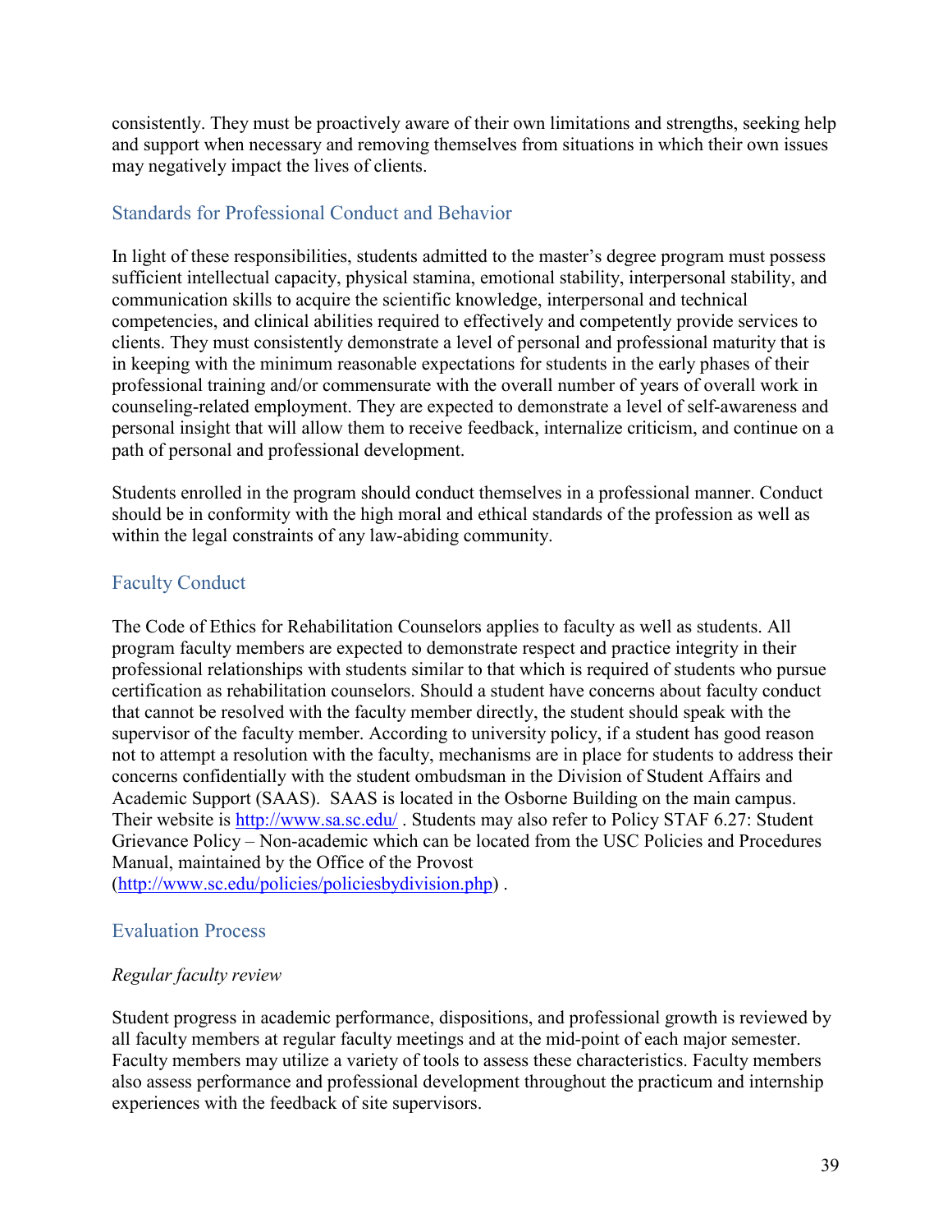consistently. They must be proactively aware of their own limitations and strengths, seeking help and support when necessary and removing themselves from situations in which their own issues may negatively impact the lives of clients.

## Standards for Professional Conduct and Behavior

In light of these responsibilities, students admitted to the master's degree program must possess sufficient intellectual capacity, physical stamina, emotional stability, interpersonal stability, and communication skills to acquire the scientific knowledge, interpersonal and technical competencies, and clinical abilities required to effectively and competently provide services to clients. They must consistently demonstrate a level of personal and professional maturity that is in keeping with the minimum reasonable expectations for students in the early phases of their professional training and/or commensurate with the overall number of years of overall work in counseling-related employment. They are expected to demonstrate a level of self-awareness and personal insight that will allow them to receive feedback, internalize criticism, and continue on a path of personal and professional development.

Students enrolled in the program should conduct themselves in a professional manner. Conduct should be in conformity with the high moral and ethical standards of the profession as well as within the legal constraints of any law-abiding community.

## Faculty Conduct

The Code of Ethics for Rehabilitation Counselors applies to faculty as well as students. All program faculty members are expected to demonstrate respect and practice integrity in their professional relationships with students similar to that which is required of students who pursue certification as rehabilitation counselors. Should a student have concerns about faculty conduct that cannot be resolved with the faculty member directly, the student should speak with the supervisor of the faculty member. According to university policy, if a student has good reason not to attempt a resolution with the faculty, mechanisms are in place for students to address their concerns confidentially with the student ombudsman in the Division of Student Affairs and Academic Support (SAAS). SAAS is located in the Osborne Building on the main campus. Their website is [http://www.sa.sc.edu/](http://www.sa.sc.edu/) . Students may also refer to Policy STAF 6.27: Student Grievance Policy – Non-academic which can be located from the USC Policies and Procedures Manual, maintained by the Office of the Provost ([http://www.sc.edu/policies/policiesbydivision.php](http://www.sc.edu/policies/policiesbydivision.php)) .

## Evaluation Process

### *Regular faculty review*

Student progress in academic performance, dispositions, and professional growth is reviewed by all faculty members at regular faculty meetings and at the mid-point of each major semester. Faculty members may utilize a variety of tools to assess these characteristics. Faculty members also assess performance and professional development throughout the practicum and internship experiences with the feedback of site supervisors.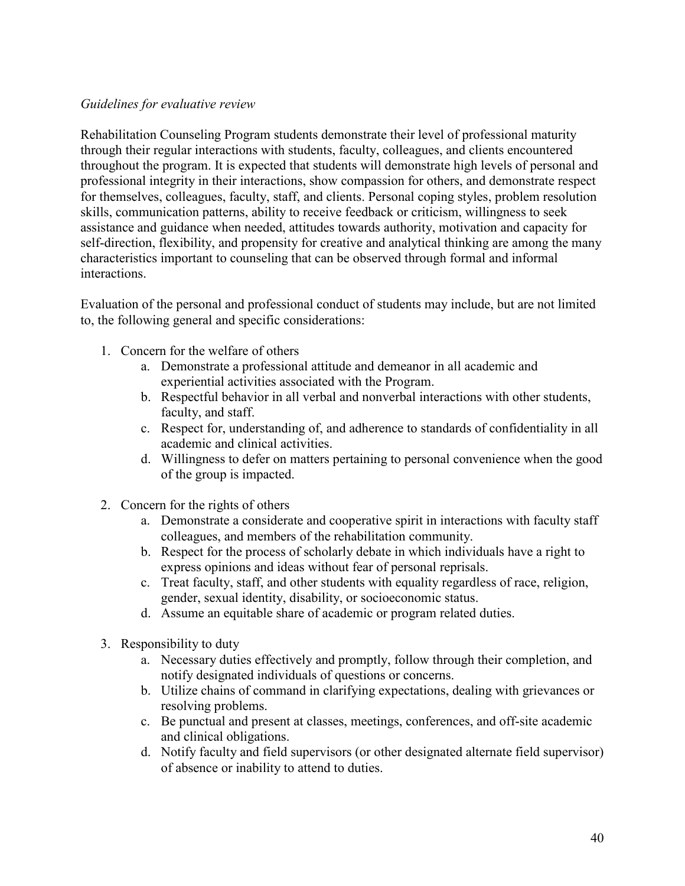*Guidelines for evaluative review*

Rehabilitation Counseling Program students demonstrate their level of professional maturity through their regular interactions with students, faculty, colleagues, and clients encountered throughout the program. It is expected that students will demonstrate high levels of personal and professional integrity in their interactions, show compassion for others, and demonstrate respect for themselves, colleagues, faculty, staff, and clients. Personal coping styles, problem resolution skills, communication patterns, ability to receive feedback or criticism, willingness to seek assistance and guidance when needed, attitudes towards authority, motivation and capacity for self-direction, flexibility, and propensity for creative and analytical thinking are among the many characteristics important to counseling that can be observed through formal and informal interactions.

Evaluation of the personal and professional conduct of students may include, but are not limited to, the following general and specific considerations:

1. Concern for the welfare of others
   a. Demonstrate a professional attitude and demeanor in all academic and experiential activities associated with the Program.
   b. Respectful behavior in all verbal and nonverbal interactions with other students, faculty, and staff.
   c. Respect for, understanding of, and adherence to standards of confidentiality in all academic and clinical activities.
   d. Willingness to defer on matters pertaining to personal convenience when the good of the group is impacted.

2. Concern for the rights of others
   a. Demonstrate a considerate and cooperative spirit in interactions with faculty staff colleagues, and members of the rehabilitation community.
   b. Respect for the process of scholarly debate in which individuals have a right to express opinions and ideas without fear of personal reprisals.
   c. Treat faculty, staff, and other students with equality regardless of race, religion, gender, sexual identity, disability, or socioeconomic status.
   d. Assume an equitable share of academic or program related duties.

3. Responsibility to duty
   a. Necessary duties effectively and promptly, follow through their completion, and notify designated individuals of questions or concerns.
   b. Utilize chains of command in clarifying expectations, dealing with grievances or resolving problems.
   c. Be punctual and present at classes, meetings, conferences, and off-site academic and clinical obligations.
   d. Notify faculty and field supervisors (or other designated alternate field supervisor) of absence or inability to attend to duties.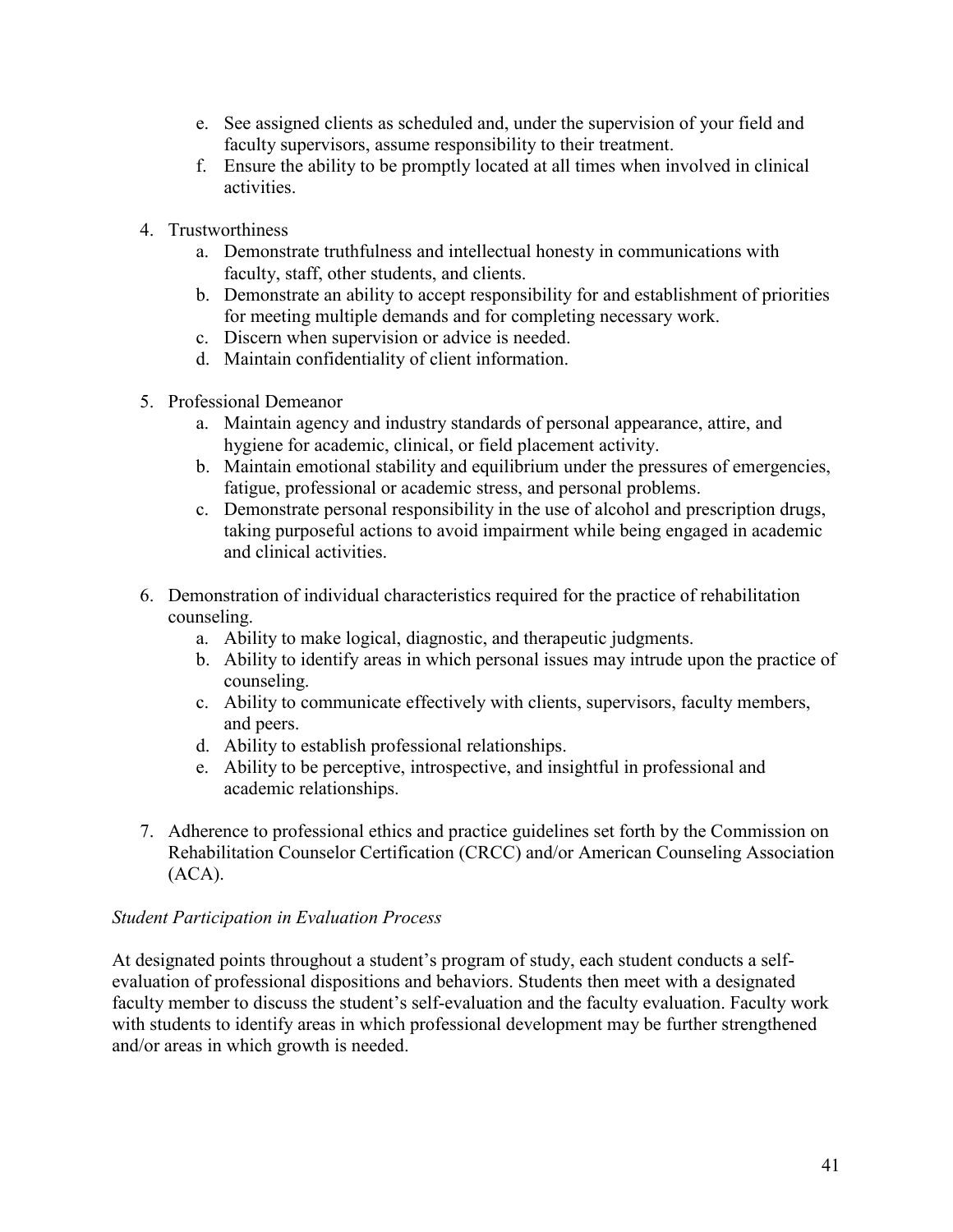e. See assigned clients as scheduled and, under the supervision of your field and faculty supervisors, assume responsibility to their treatment.
   f. Ensure the ability to be promptly located at all times when involved in clinical activities.

4. Trustworthiness
   a. Demonstrate truthfulness and intellectual honesty in communications with faculty, staff, other students, and clients.
   b. Demonstrate an ability to accept responsibility for and establishment of priorities for meeting multiple demands and for completing necessary work.
   c. Discern when supervision or advice is needed.
   d. Maintain confidentiality of client information.

5. Professional Demeanor
   a. Maintain agency and industry standards of personal appearance, attire, and hygiene for academic, clinical, or field placement activity.
   b. Maintain emotional stability and equilibrium under the pressures of emergencies, fatigue, professional or academic stress, and personal problems.
   c. Demonstrate personal responsibility in the use of alcohol and prescription drugs, taking purposeful actions to avoid impairment while being engaged in academic and clinical activities.

6. Demonstration of individual characteristics required for the practice of rehabilitation counseling.
   a. Ability to make logical, diagnostic, and therapeutic judgments.
   b. Ability to identify areas in which personal issues may intrude upon the practice of counseling.
   c. Ability to communicate effectively with clients, supervisors, faculty members, and peers.
   d. Ability to establish professional relationships.
   e. Ability to be perceptive, introspective, and insightful in professional and academic relationships.

7. Adherence to professional ethics and practice guidelines set forth by the Commission on Rehabilitation Counselor Certification (CRCC) and/or American Counseling Association (ACA).

*Student Participation in Evaluation Process*

At designated points throughout a student's program of study, each student conducts a self-evaluation of professional dispositions and behaviors. Students then meet with a designated faculty member to discuss the student's self-evaluation and the faculty evaluation. Faculty work with students to identify areas in which professional development may be further strengthened and/or areas in which growth is needed.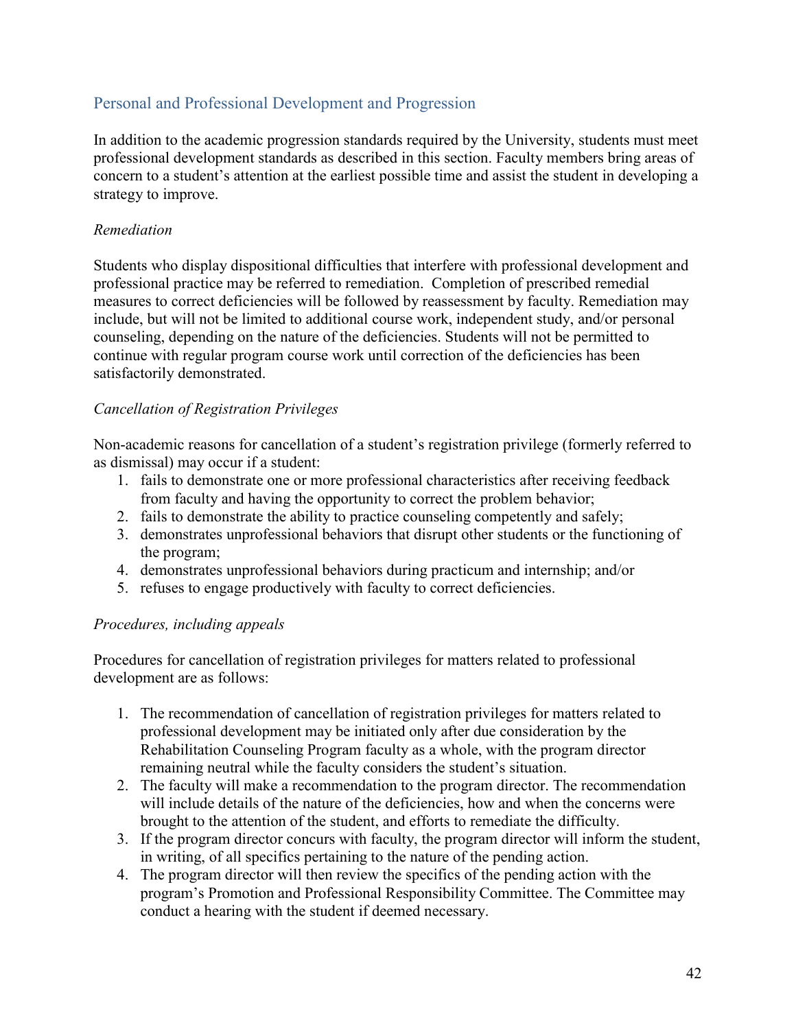## Personal and Professional Development and Progression

In addition to the academic progression standards required by the University, students must meet professional development standards as described in this section. Faculty members bring areas of concern to a student's attention at the earliest possible time and assist the student in developing a strategy to improve.

### *Remediation*

Students who display dispositional difficulties that interfere with professional development and professional practice may be referred to remediation. Completion of prescribed remedial measures to correct deficiencies will be followed by reassessment by faculty. Remediation may include, but will not be limited to additional course work, independent study, and/or personal counseling, depending on the nature of the deficiencies. Students will not be permitted to continue with regular program course work until correction of the deficiencies has been satisfactorily demonstrated.

### *Cancellation of Registration Privileges*

Non-academic reasons for cancellation of a student's registration privilege (formerly referred to as dismissal) may occur if a student:

1. fails to demonstrate one or more professional characteristics after receiving feedback from faculty and having the opportunity to correct the problem behavior;
2. fails to demonstrate the ability to practice counseling competently and safely;
3. demonstrates unprofessional behaviors that disrupt other students or the functioning of the program;
4. demonstrates unprofessional behaviors during practicum and internship; and/or
5. refuses to engage productively with faculty to correct deficiencies.

### *Procedures, including appeals*

Procedures for cancellation of registration privileges for matters related to professional development are as follows:

1. The recommendation of cancellation of registration privileges for matters related to professional development may be initiated only after due consideration by the Rehabilitation Counseling Program faculty as a whole, with the program director remaining neutral while the faculty considers the student's situation.
2. The faculty will make a recommendation to the program director. The recommendation will include details of the nature of the deficiencies, how and when the concerns were brought to the attention of the student, and efforts to remediate the difficulty.
3. If the program director concurs with faculty, the program director will inform the student, in writing, of all specifics pertaining to the nature of the pending action.
4. The program director will then review the specifics of the pending action with the program's Promotion and Professional Responsibility Committee. The Committee may conduct a hearing with the student if deemed necessary.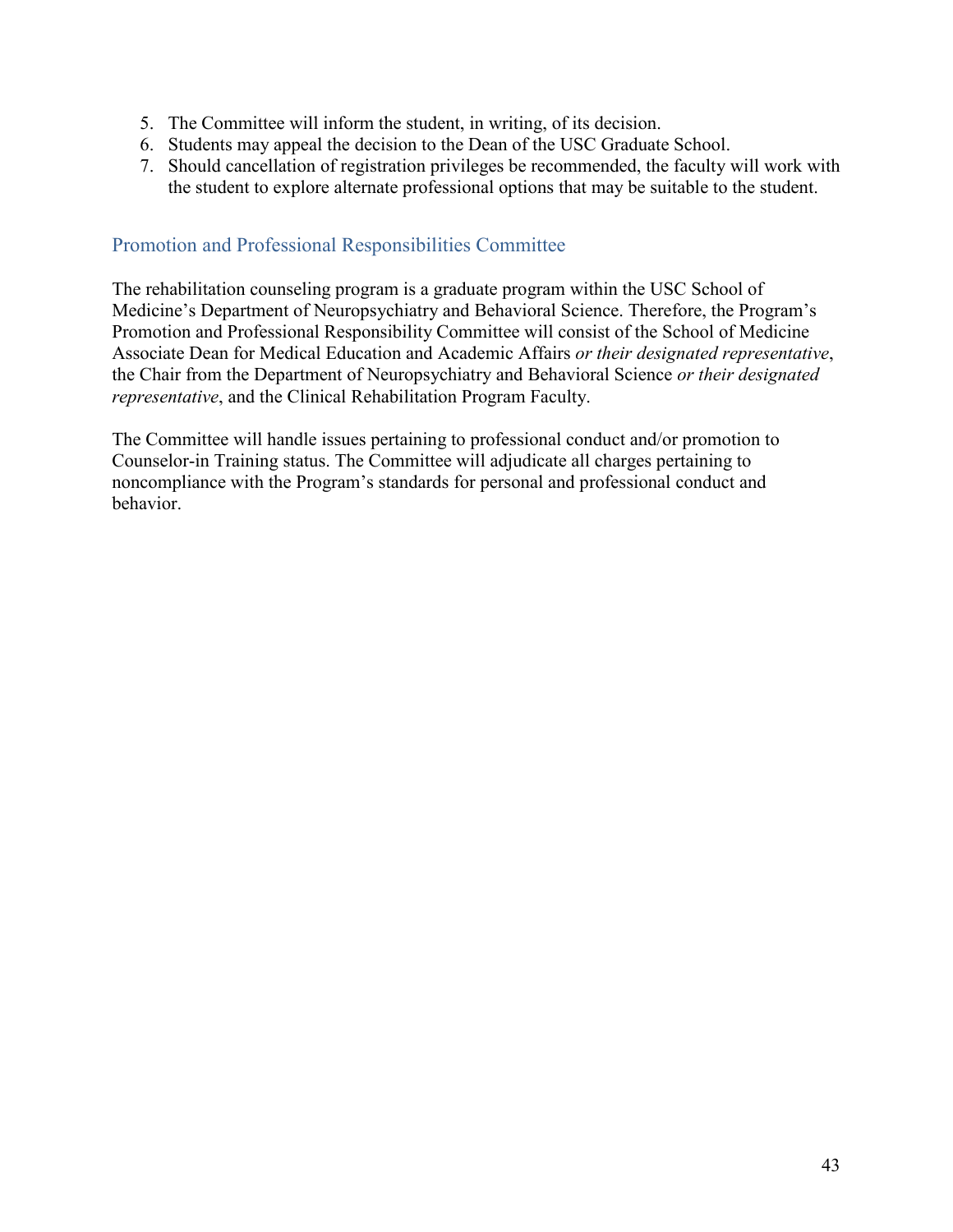5. The Committee will inform the student, in writing, of its decision.
6. Students may appeal the decision to the Dean of the USC Graduate School.
7. Should cancellation of registration privileges be recommended, the faculty will work with the student to explore alternate professional options that may be suitable to the student.

## Promotion and Professional Responsibilities Committee

The rehabilitation counseling program is a graduate program within the USC School of Medicine's Department of Neuropsychiatry and Behavioral Science. Therefore, the Program's Promotion and Professional Responsibility Committee will consist of the School of Medicine Associate Dean for Medical Education and Academic Affairs *or their designated representative*, the Chair from the Department of Neuropsychiatry and Behavioral Science *or their designated representative*, and the Clinical Rehabilitation Program Faculty.

The Committee will handle issues pertaining to professional conduct and/or promotion to Counselor-in Training status. The Committee will adjudicate all charges pertaining to noncompliance with the Program's standards for personal and professional conduct and behavior.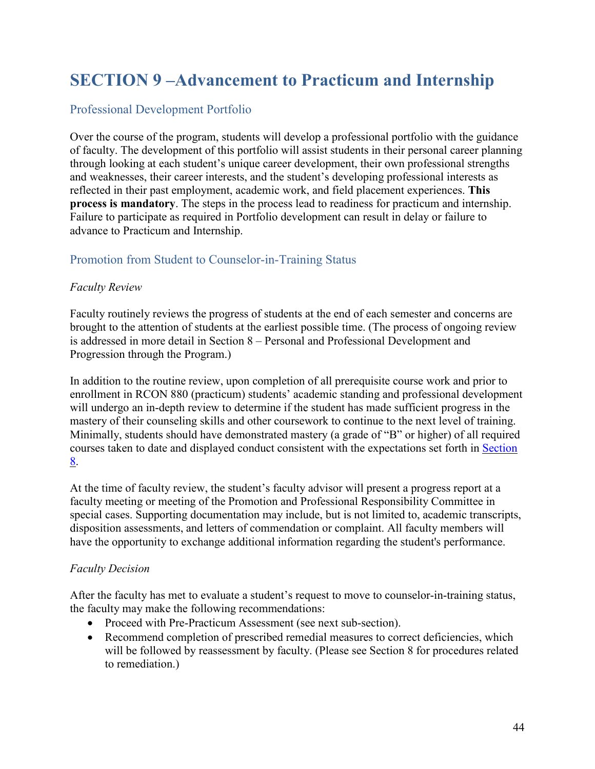# SECTION 9 –Advancement to Practicum and Internship

## Professional Development Portfolio

Over the course of the program, students will develop a professional portfolio with the guidance of faculty. The development of this portfolio will assist students in their personal career planning through looking at each student's unique career development, their own professional strengths and weaknesses, their career interests, and the student's developing professional interests as reflected in their past employment, academic work, and field placement experiences. **This process is mandatory**. The steps in the process lead to readiness for practicum and internship. Failure to participate as required in Portfolio development can result in delay or failure to advance to Practicum and Internship.

## Promotion from Student to Counselor-in-Training Status

*Faculty Review*

Faculty routinely reviews the progress of students at the end of each semester and concerns are brought to the attention of students at the earliest possible time. (The process of ongoing review is addressed in more detail in Section 8 – Personal and Professional Development and Progression through the Program.)

In addition to the routine review, upon completion of all prerequisite course work and prior to enrollment in RCON 880 (practicum) students' academic standing and professional development will undergo an in-depth review to determine if the student has made sufficient progress in the mastery of their counseling skills and other coursework to continue to the next level of training. Minimally, students should have demonstrated mastery (a grade of "B" or higher) of all required courses taken to date and displayed conduct consistent with the expectations set forth in Section 8.

At the time of faculty review, the student's faculty advisor will present a progress report at a faculty meeting or meeting of the Promotion and Professional Responsibility Committee in special cases. Supporting documentation may include, but is not limited to, academic transcripts, disposition assessments, and letters of commendation or complaint. All faculty members will have the opportunity to exchange additional information regarding the student's performance.

*Faculty Decision*

After the faculty has met to evaluate a student's request to move to counselor-in-training status, the faculty may make the following recommendations:

- Proceed with Pre-Practicum Assessment (see next sub-section).
- Recommend completion of prescribed remedial measures to correct deficiencies, which will be followed by reassessment by faculty. (Please see Section 8 for procedures related to remediation.)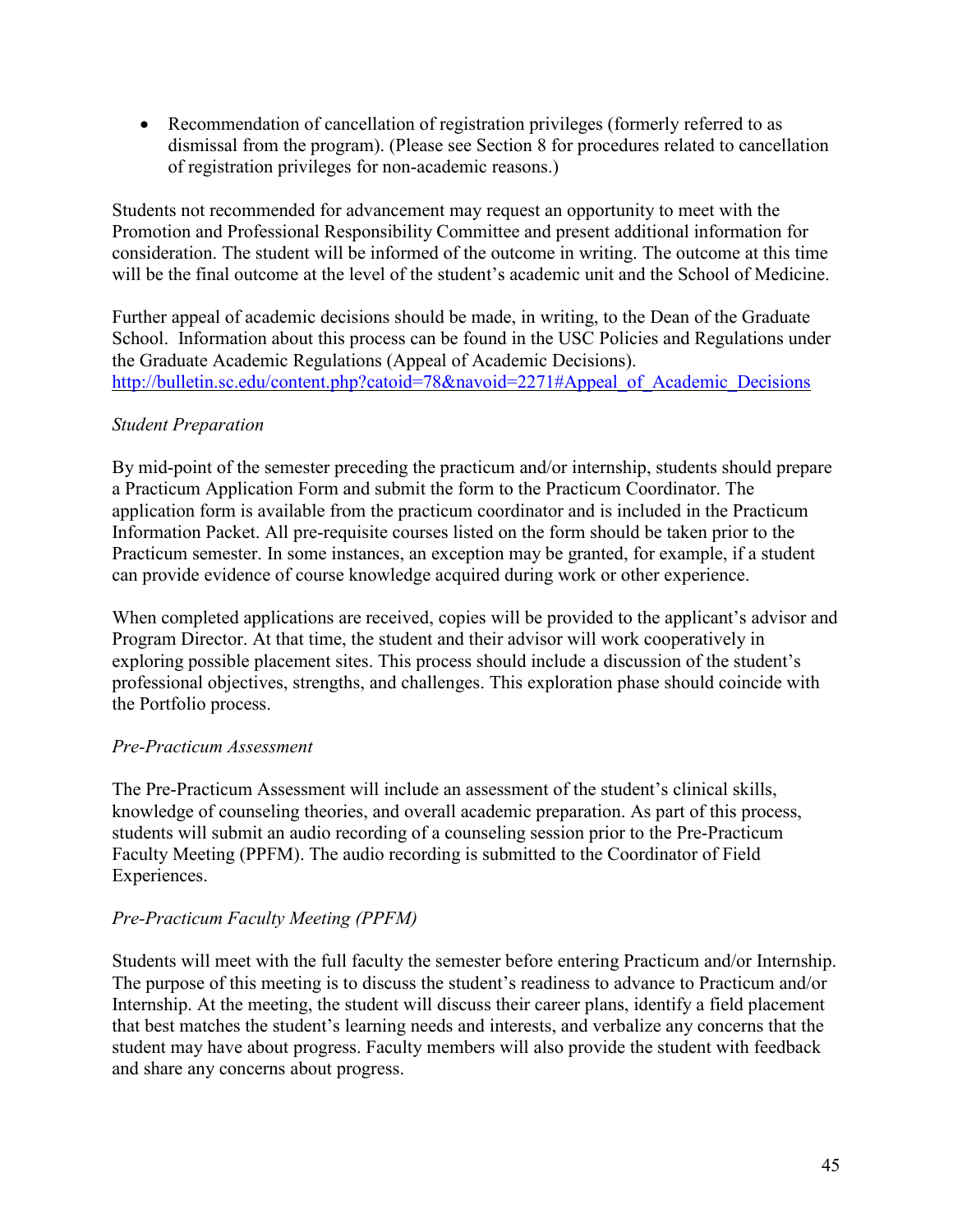- Recommendation of cancellation of registration privileges (formerly referred to as dismissal from the program). (Please see Section 8 for procedures related to cancellation of registration privileges for non-academic reasons.)

Students not recommended for advancement may request an opportunity to meet with the Promotion and Professional Responsibility Committee and present additional information for consideration. The student will be informed of the outcome in writing. The outcome at this time will be the final outcome at the level of the student's academic unit and the School of Medicine.

Further appeal of academic decisions should be made, in writing, to the Dean of the Graduate School. Information about this process can be found in the USC Policies and Regulations under the Graduate Academic Regulations (Appeal of Academic Decisions). http://bulletin.sc.edu/content.php?catoid=78&navoid=2271#Appeal_of_Academic_Decisions

*Student Preparation*

By mid-point of the semester preceding the practicum and/or internship, students should prepare a Practicum Application Form and submit the form to the Practicum Coordinator. The application form is available from the practicum coordinator and is included in the Practicum Information Packet. All pre-requisite courses listed on the form should be taken prior to the Practicum semester. In some instances, an exception may be granted, for example, if a student can provide evidence of course knowledge acquired during work or other experience.

When completed applications are received, copies will be provided to the applicant's advisor and Program Director. At that time, the student and their advisor will work cooperatively in exploring possible placement sites. This process should include a discussion of the student's professional objectives, strengths, and challenges. This exploration phase should coincide with the Portfolio process.

*Pre-Practicum Assessment*

The Pre-Practicum Assessment will include an assessment of the student's clinical skills, knowledge of counseling theories, and overall academic preparation. As part of this process, students will submit an audio recording of a counseling session prior to the Pre-Practicum Faculty Meeting (PPFM). The audio recording is submitted to the Coordinator of Field Experiences.

*Pre-Practicum Faculty Meeting (PPFM)*

Students will meet with the full faculty the semester before entering Practicum and/or Internship. The purpose of this meeting is to discuss the student's readiness to advance to Practicum and/or Internship. At the meeting, the student will discuss their career plans, identify a field placement that best matches the student's learning needs and interests, and verbalize any concerns that the student may have about progress. Faculty members will also provide the student with feedback and share any concerns about progress.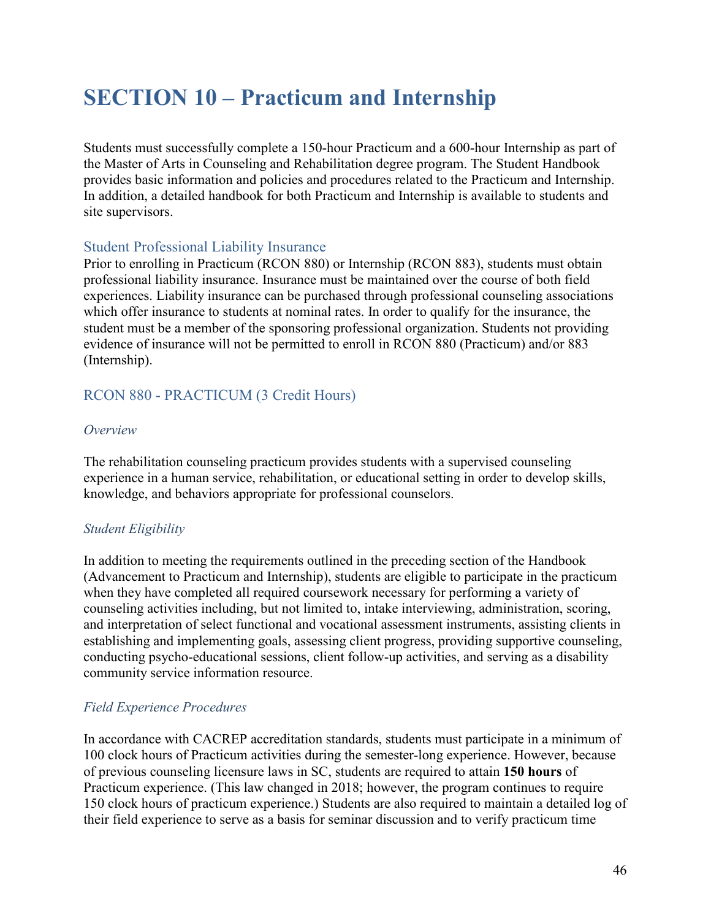# SECTION 10 – Practicum and Internship

Students must successfully complete a 150-hour Practicum and a 600-hour Internship as part of the Master of Arts in Counseling and Rehabilitation degree program. The Student Handbook provides basic information and policies and procedures related to the Practicum and Internship. In addition, a detailed handbook for both Practicum and Internship is available to students and site supervisors.

## Student Professional Liability Insurance

Prior to enrolling in Practicum (RCON 880) or Internship (RCON 883), students must obtain professional liability insurance. Insurance must be maintained over the course of both field experiences. Liability insurance can be purchased through professional counseling associations which offer insurance to students at nominal rates. In order to qualify for the insurance, the student must be a member of the sponsoring professional organization. Students not providing evidence of insurance will not be permitted to enroll in RCON 880 (Practicum) and/or 883 (Internship).

## RCON 880 - PRACTICUM (3 Credit Hours)

### *Overview*

The rehabilitation counseling practicum provides students with a supervised counseling experience in a human service, rehabilitation, or educational setting in order to develop skills, knowledge, and behaviors appropriate for professional counselors.

### *Student Eligibility*

In addition to meeting the requirements outlined in the preceding section of the Handbook (Advancement to Practicum and Internship), students are eligible to participate in the practicum when they have completed all required coursework necessary for performing a variety of counseling activities including, but not limited to, intake interviewing, administration, scoring, and interpretation of select functional and vocational assessment instruments, assisting clients in establishing and implementing goals, assessing client progress, providing supportive counseling, conducting psycho-educational sessions, client follow-up activities, and serving as a disability community service information resource.

### *Field Experience Procedures*

In accordance with CACREP accreditation standards, students must participate in a minimum of 100 clock hours of Practicum activities during the semester-long experience. However, because of previous counseling licensure laws in SC, students are required to attain **150 hours** of Practicum experience. (This law changed in 2018; however, the program continues to require 150 clock hours of practicum experience.) Students are also required to maintain a detailed log of their field experience to serve as a basis for seminar discussion and to verify practicum time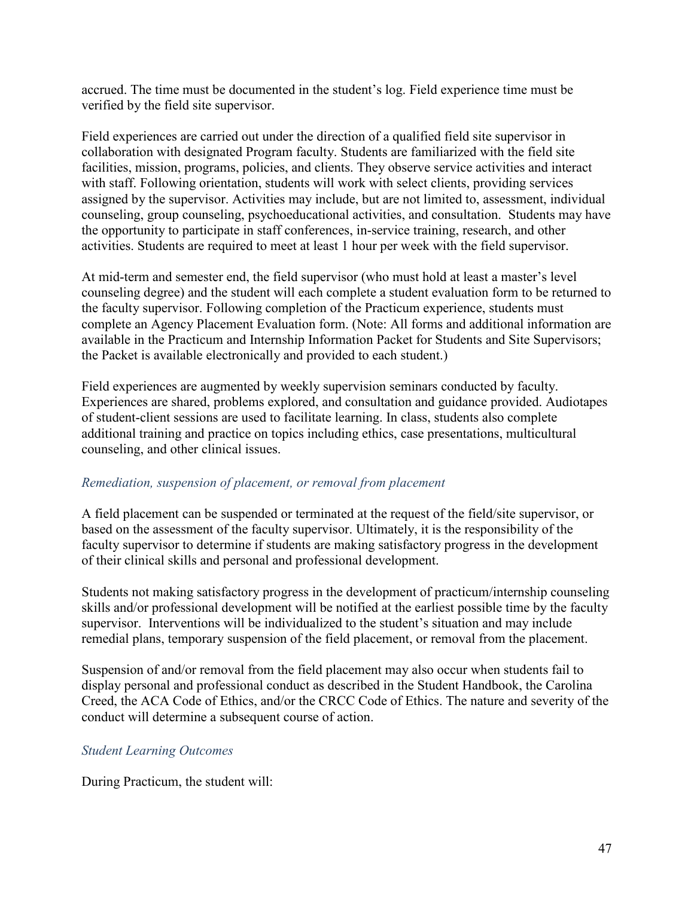accrued. The time must be documented in the student's log. Field experience time must be verified by the field site supervisor.

Field experiences are carried out under the direction of a qualified field site supervisor in collaboration with designated Program faculty. Students are familiarized with the field site facilities, mission, programs, policies, and clients. They observe service activities and interact with staff. Following orientation, students will work with select clients, providing services assigned by the supervisor. Activities may include, but are not limited to, assessment, individual counseling, group counseling, psychoeducational activities, and consultation. Students may have the opportunity to participate in staff conferences, in-service training, research, and other activities. Students are required to meet at least 1 hour per week with the field supervisor.

At mid-term and semester end, the field supervisor (who must hold at least a master's level counseling degree) and the student will each complete a student evaluation form to be returned to the faculty supervisor. Following completion of the Practicum experience, students must complete an Agency Placement Evaluation form. (Note: All forms and additional information are available in the Practicum and Internship Information Packet for Students and Site Supervisors; the Packet is available electronically and provided to each student.)

Field experiences are augmented by weekly supervision seminars conducted by faculty. Experiences are shared, problems explored, and consultation and guidance provided. Audiotapes of student-client sessions are used to facilitate learning. In class, students also complete additional training and practice on topics including ethics, case presentations, multicultural counseling, and other clinical issues.

### *Remediation, suspension of placement, or removal from placement*

A field placement can be suspended or terminated at the request of the field/site supervisor, or based on the assessment of the faculty supervisor. Ultimately, it is the responsibility of the faculty supervisor to determine if students are making satisfactory progress in the development of their clinical skills and personal and professional development.

Students not making satisfactory progress in the development of practicum/internship counseling skills and/or professional development will be notified at the earliest possible time by the faculty supervisor. Interventions will be individualized to the student's situation and may include remedial plans, temporary suspension of the field placement, or removal from the placement.

Suspension of and/or removal from the field placement may also occur when students fail to display personal and professional conduct as described in the Student Handbook, the Carolina Creed, the ACA Code of Ethics, and/or the CRCC Code of Ethics. The nature and severity of the conduct will determine a subsequent course of action.

### *Student Learning Outcomes*

During Practicum, the student will: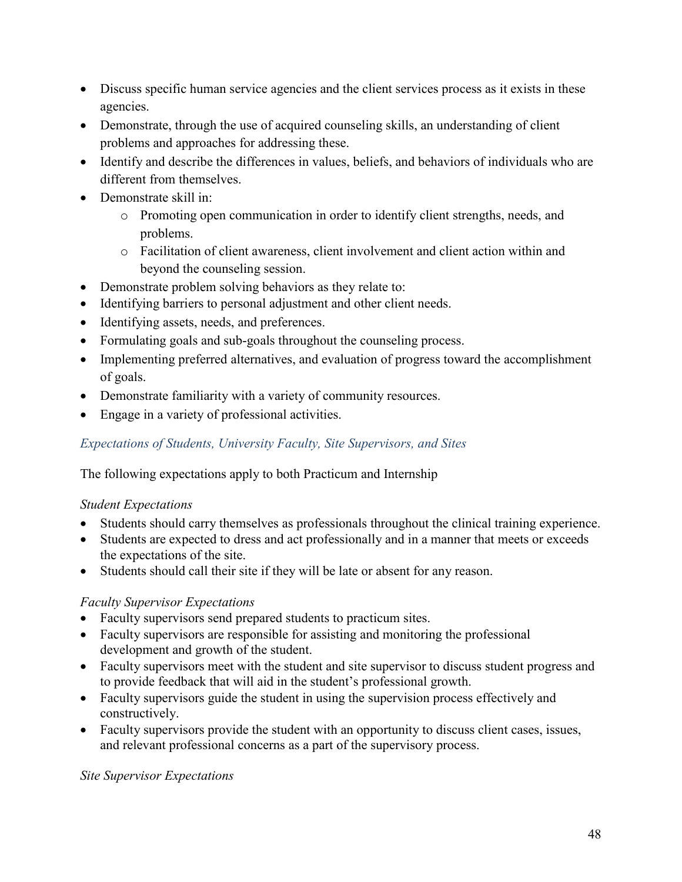- Discuss specific human service agencies and the client services process as it exists in these agencies.
- Demonstrate, through the use of acquired counseling skills, an understanding of client problems and approaches for addressing these.
- Identify and describe the differences in values, beliefs, and behaviors of individuals who are different from themselves.
- Demonstrate skill in:
  - Promoting open communication in order to identify client strengths, needs, and problems.
  - Facilitation of client awareness, client involvement and client action within and beyond the counseling session.
- Demonstrate problem solving behaviors as they relate to:
- Identifying barriers to personal adjustment and other client needs.
- Identifying assets, needs, and preferences.
- Formulating goals and sub-goals throughout the counseling process.
- Implementing preferred alternatives, and evaluation of progress toward the accomplishment of goals.
- Demonstrate familiarity with a variety of community resources.
- Engage in a variety of professional activities.

### *Expectations of Students, University Faculty, Site Supervisors, and Sites*

The following expectations apply to both Practicum and Internship

*Student Expectations*

- Students should carry themselves as professionals throughout the clinical training experience.
- Students are expected to dress and act professionally and in a manner that meets or exceeds the expectations of the site.
- Students should call their site if they will be late or absent for any reason.

*Faculty Supervisor Expectations*

- Faculty supervisors send prepared students to practicum sites.
- Faculty supervisors are responsible for assisting and monitoring the professional development and growth of the student.
- Faculty supervisors meet with the student and site supervisor to discuss student progress and to provide feedback that will aid in the student's professional growth.
- Faculty supervisors guide the student in using the supervision process effectively and constructively.
- Faculty supervisors provide the student with an opportunity to discuss client cases, issues, and relevant professional concerns as a part of the supervisory process.

*Site Supervisor Expectations*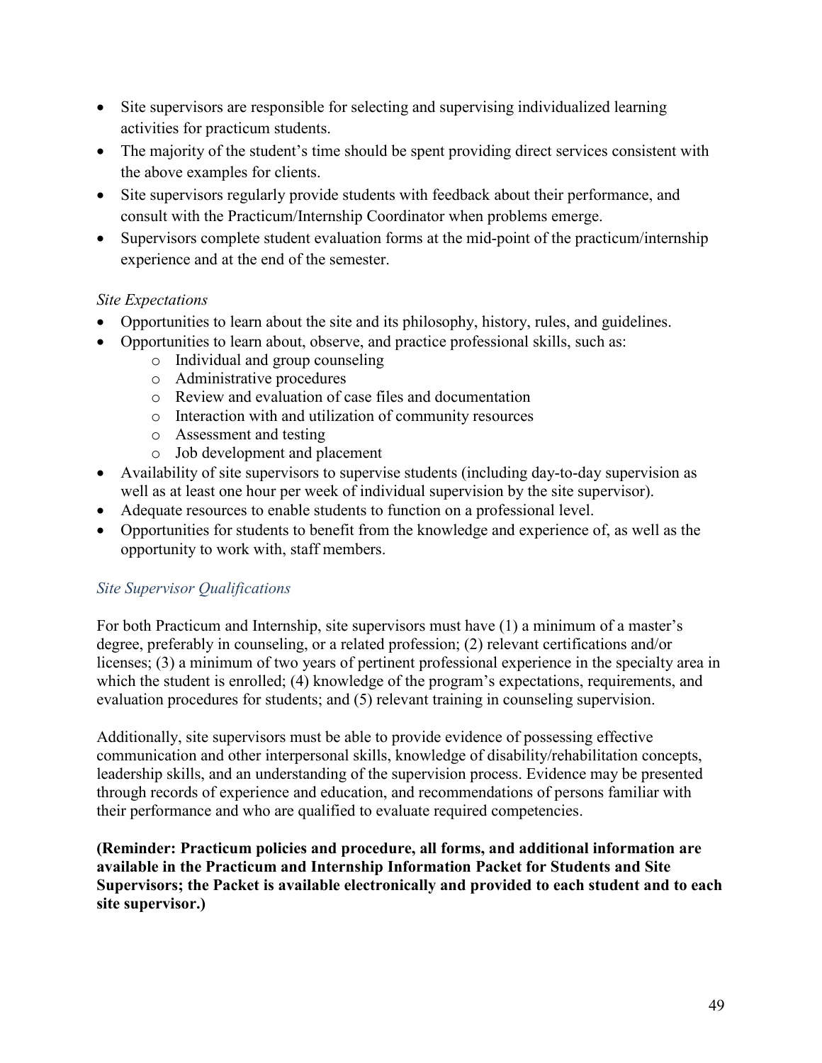- Site supervisors are responsible for selecting and supervising individualized learning activities for practicum students.
- The majority of the student's time should be spent providing direct services consistent with the above examples for clients.
- Site supervisors regularly provide students with feedback about their performance, and consult with the Practicum/Internship Coordinator when problems emerge.
- Supervisors complete student evaluation forms at the mid-point of the practicum/internship experience and at the end of the semester.

*Site Expectations*

- Opportunities to learn about the site and its philosophy, history, rules, and guidelines.
- Opportunities to learn about, observe, and practice professional skills, such as:
  - Individual and group counseling
  - Administrative procedures
  - Review and evaluation of case files and documentation
  - Interaction with and utilization of community resources
  - Assessment and testing
  - Job development and placement
- Availability of site supervisors to supervise students (including day-to-day supervision as well as at least one hour per week of individual supervision by the site supervisor).
- Adequate resources to enable students to function on a professional level.
- Opportunities for students to benefit from the knowledge and experience of, as well as the opportunity to work with, staff members.

### *Site Supervisor Qualifications*

For both Practicum and Internship, site supervisors must have (1) a minimum of a master's degree, preferably in counseling, or a related profession; (2) relevant certifications and/or licenses; (3) a minimum of two years of pertinent professional experience in the specialty area in which the student is enrolled; (4) knowledge of the program's expectations, requirements, and evaluation procedures for students; and (5) relevant training in counseling supervision.

Additionally, site supervisors must be able to provide evidence of possessing effective communication and other interpersonal skills, knowledge of disability/rehabilitation concepts, leadership skills, and an understanding of the supervision process. Evidence may be presented through records of experience and education, and recommendations of persons familiar with their performance and who are qualified to evaluate required competencies.

**(Reminder: Practicum policies and procedure, all forms, and additional information are available in the Practicum and Internship Information Packet for Students and Site Supervisors; the Packet is available electronically and provided to each student and to each site supervisor.)**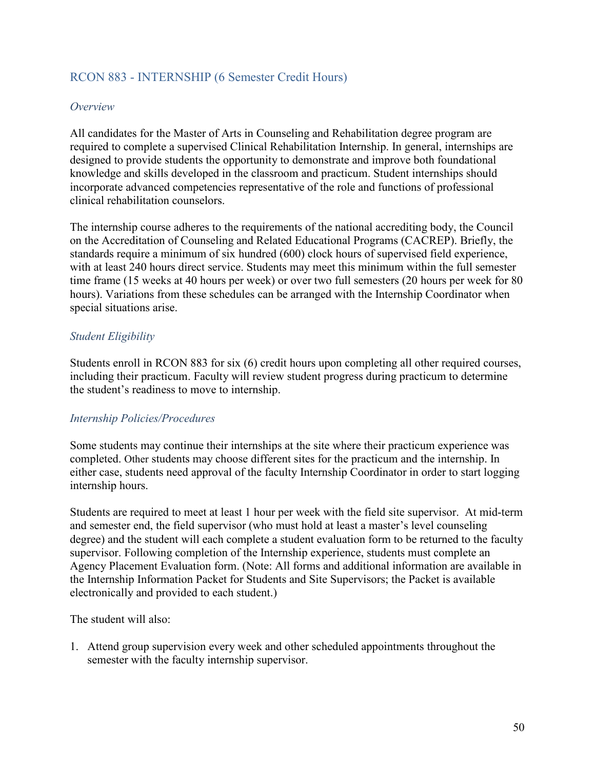## RCON 883 - INTERNSHIP (6 Semester Credit Hours)

### *Overview*

All candidates for the Master of Arts in Counseling and Rehabilitation degree program are required to complete a supervised Clinical Rehabilitation Internship. In general, internships are designed to provide students the opportunity to demonstrate and improve both foundational knowledge and skills developed in the classroom and practicum. Student internships should incorporate advanced competencies representative of the role and functions of professional clinical rehabilitation counselors.

The internship course adheres to the requirements of the national accrediting body, the Council on the Accreditation of Counseling and Related Educational Programs (CACREP). Briefly, the standards require a minimum of six hundred (600) clock hours of supervised field experience, with at least 240 hours direct service. Students may meet this minimum within the full semester time frame (15 weeks at 40 hours per week) or over two full semesters (20 hours per week for 80 hours). Variations from these schedules can be arranged with the Internship Coordinator when special situations arise.

### *Student Eligibility*

Students enroll in RCON 883 for six (6) credit hours upon completing all other required courses, including their practicum. Faculty will review student progress during practicum to determine the student's readiness to move to internship.

### *Internship Policies/Procedures*

Some students may continue their internships at the site where their practicum experience was completed. Other students may choose different sites for the practicum and the internship. In either case, students need approval of the faculty Internship Coordinator in order to start logging internship hours.

Students are required to meet at least 1 hour per week with the field site supervisor. At mid-term and semester end, the field supervisor (who must hold at least a master's level counseling degree) and the student will each complete a student evaluation form to be returned to the faculty supervisor. Following completion of the Internship experience, students must complete an Agency Placement Evaluation form. (Note: All forms and additional information are available in the Internship Information Packet for Students and Site Supervisors; the Packet is available electronically and provided to each student.)

The student will also:

1. Attend group supervision every week and other scheduled appointments throughout the semester with the faculty internship supervisor.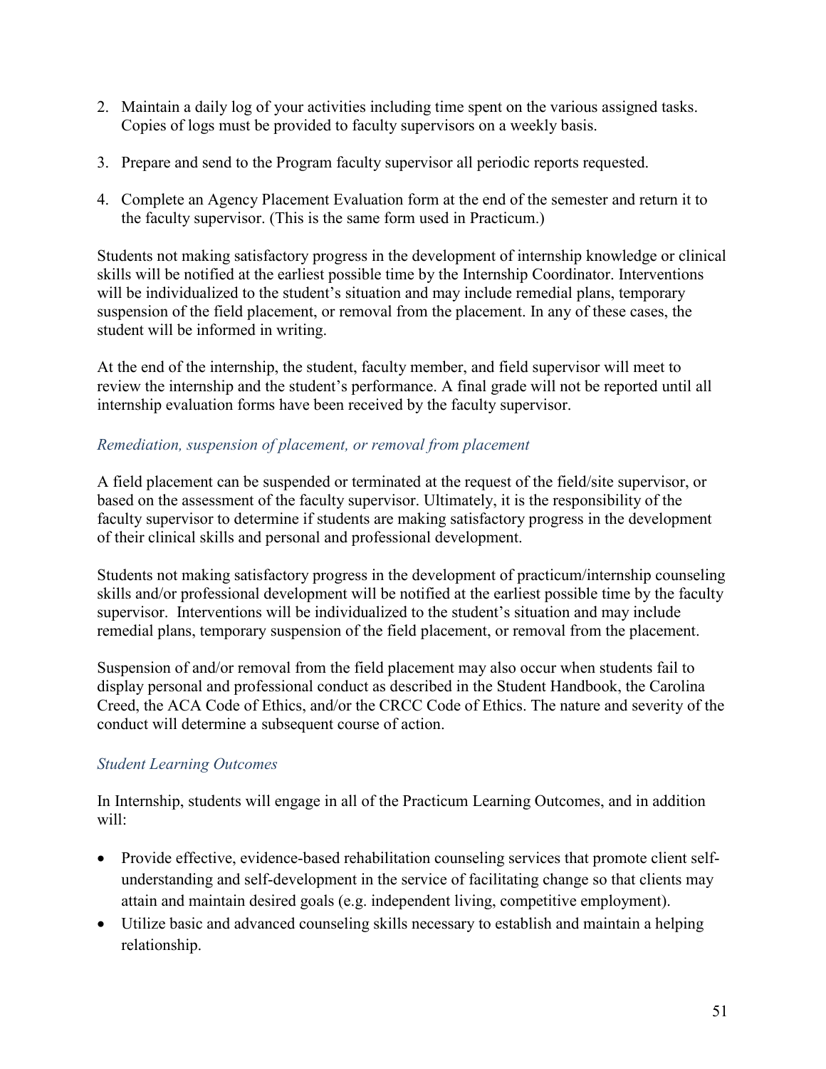2. Maintain a daily log of your activities including time spent on the various assigned tasks. Copies of logs must be provided to faculty supervisors on a weekly basis.
3. Prepare and send to the Program faculty supervisor all periodic reports requested.
4. Complete an Agency Placement Evaluation form at the end of the semester and return it to the faculty supervisor. (This is the same form used in Practicum.)

Students not making satisfactory progress in the development of internship knowledge or clinical skills will be notified at the earliest possible time by the Internship Coordinator. Interventions will be individualized to the student's situation and may include remedial plans, temporary suspension of the field placement, or removal from the placement. In any of these cases, the student will be informed in writing.

At the end of the internship, the student, faculty member, and field supervisor will meet to review the internship and the student's performance. A final grade will not be reported until all internship evaluation forms have been received by the faculty supervisor.

### *Remediation, suspension of placement, or removal from placement*

A field placement can be suspended or terminated at the request of the field/site supervisor, or based on the assessment of the faculty supervisor. Ultimately, it is the responsibility of the faculty supervisor to determine if students are making satisfactory progress in the development of their clinical skills and personal and professional development.

Students not making satisfactory progress in the development of practicum/internship counseling skills and/or professional development will be notified at the earliest possible time by the faculty supervisor. Interventions will be individualized to the student's situation and may include remedial plans, temporary suspension of the field placement, or removal from the placement.

Suspension of and/or removal from the field placement may also occur when students fail to display personal and professional conduct as described in the Student Handbook, the Carolina Creed, the ACA Code of Ethics, and/or the CRCC Code of Ethics. The nature and severity of the conduct will determine a subsequent course of action.

### *Student Learning Outcomes*

In Internship, students will engage in all of the Practicum Learning Outcomes, and in addition will:

- Provide effective, evidence-based rehabilitation counseling services that promote client self-understanding and self-development in the service of facilitating change so that clients may attain and maintain desired goals (e.g. independent living, competitive employment).
- Utilize basic and advanced counseling skills necessary to establish and maintain a helping relationship.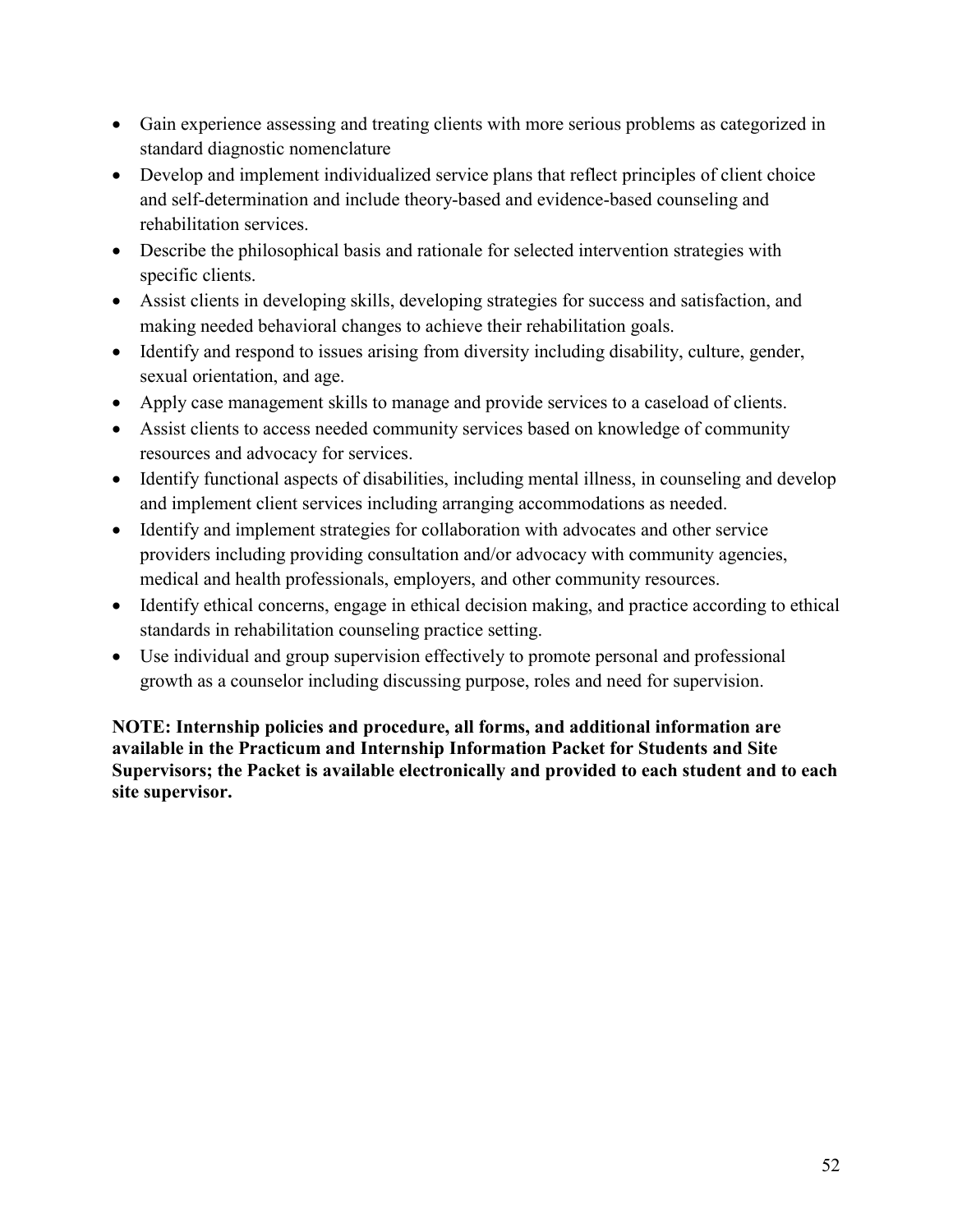- Gain experience assessing and treating clients with more serious problems as categorized in standard diagnostic nomenclature
- Develop and implement individualized service plans that reflect principles of client choice and self-determination and include theory-based and evidence-based counseling and rehabilitation services.
- Describe the philosophical basis and rationale for selected intervention strategies with specific clients.
- Assist clients in developing skills, developing strategies for success and satisfaction, and making needed behavioral changes to achieve their rehabilitation goals.
- Identify and respond to issues arising from diversity including disability, culture, gender, sexual orientation, and age.
- Apply case management skills to manage and provide services to a caseload of clients.
- Assist clients to access needed community services based on knowledge of community resources and advocacy for services.
- Identify functional aspects of disabilities, including mental illness, in counseling and develop and implement client services including arranging accommodations as needed.
- Identify and implement strategies for collaboration with advocates and other service providers including providing consultation and/or advocacy with community agencies, medical and health professionals, employers, and other community resources.
- Identify ethical concerns, engage in ethical decision making, and practice according to ethical standards in rehabilitation counseling practice setting.
- Use individual and group supervision effectively to promote personal and professional growth as a counselor including discussing purpose, roles and need for supervision.

**NOTE: Internship policies and procedure, all forms, and additional information are available in the Practicum and Internship Information Packet for Students and Site Supervisors; the Packet is available electronically and provided to each student and to each site supervisor.**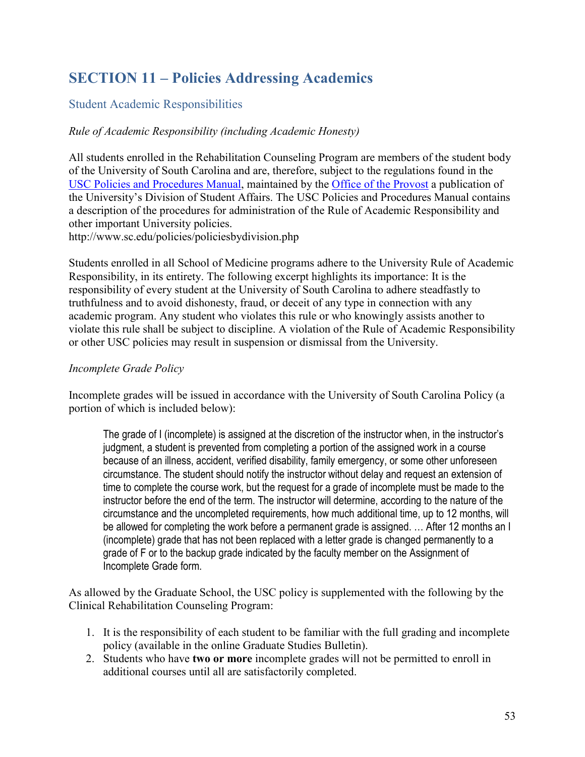## SECTION 11 – Policies Addressing Academics

### Student Academic Responsibilities

*Rule of Academic Responsibility (including Academic Honesty)*

All students enrolled in the Rehabilitation Counseling Program are members of the student body of the University of South Carolina and are, therefore, subject to the regulations found in the [USC Policies and Procedures Manual](http://www.sc.edu/policies/policiesbydivision.php), maintained by the Office of the Provost a publication of the University's Division of Student Affairs. The USC Policies and Procedures Manual contains a description of the procedures for administration of the Rule of Academic Responsibility and other important University policies.
http://www.sc.edu/policies/policiesbydivision.php

Students enrolled in all School of Medicine programs adhere to the University Rule of Academic Responsibility, in its entirety. The following excerpt highlights its importance: It is the responsibility of every student at the University of South Carolina to adhere steadfastly to truthfulness and to avoid dishonesty, fraud, or deceit of any type in connection with any academic program. Any student who violates this rule or who knowingly assists another to violate this rule shall be subject to discipline. A violation of the Rule of Academic Responsibility or other USC policies may result in suspension or dismissal from the University.

*Incomplete Grade Policy*

Incomplete grades will be issued in accordance with the University of South Carolina Policy (a portion of which is included below):

> The grade of I (incomplete) is assigned at the discretion of the instructor when, in the instructor's judgment, a student is prevented from completing a portion of the assigned work in a course because of an illness, accident, verified disability, family emergency, or some other unforeseen circumstance. The student should notify the instructor without delay and request an extension of time to complete the course work, but the request for a grade of incomplete must be made to the instructor before the end of the term. The instructor will determine, according to the nature of the circumstance and the uncompleted requirements, how much additional time, up to 12 months, will be allowed for completing the work before a permanent grade is assigned. … After 12 months an I (incomplete) grade that has not been replaced with a letter grade is changed permanently to a grade of F or to the backup grade indicated by the faculty member on the Assignment of Incomplete Grade form.

As allowed by the Graduate School, the USC policy is supplemented with the following by the Clinical Rehabilitation Counseling Program:

1. It is the responsibility of each student to be familiar with the full grading and incomplete policy (available in the online Graduate Studies Bulletin).
2. Students who have **two or more** incomplete grades will not be permitted to enroll in additional courses until all are satisfactorily completed.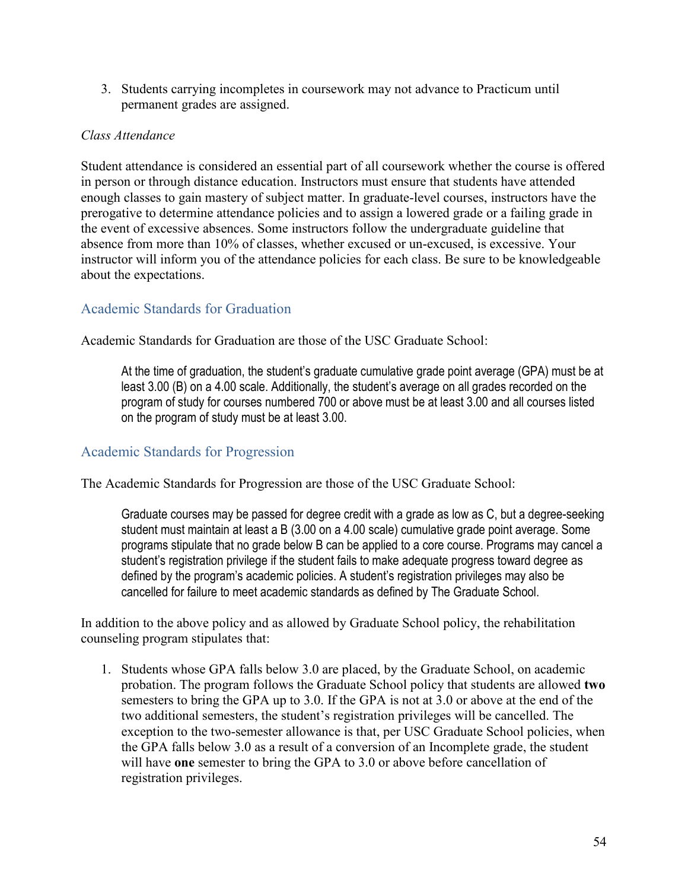3. Students carrying incompletes in coursework may not advance to Practicum until permanent grades are assigned.

*Class Attendance*

Student attendance is considered an essential part of all coursework whether the course is offered in person or through distance education. Instructors must ensure that students have attended enough classes to gain mastery of subject matter. In graduate-level courses, instructors have the prerogative to determine attendance policies and to assign a lowered grade or a failing grade in the event of excessive absences. Some instructors follow the undergraduate guideline that absence from more than 10% of classes, whether excused or un-excused, is excessive. Your instructor will inform you of the attendance policies for each class. Be sure to be knowledgeable about the expectations.

## Academic Standards for Graduation

Academic Standards for Graduation are those of the USC Graduate School:

> At the time of graduation, the student's graduate cumulative grade point average (GPA) must be at least 3.00 (B) on a 4.00 scale. Additionally, the student's average on all grades recorded on the program of study for courses numbered 700 or above must be at least 3.00 and all courses listed on the program of study must be at least 3.00.

## Academic Standards for Progression

The Academic Standards for Progression are those of the USC Graduate School:

> Graduate courses may be passed for degree credit with a grade as low as C, but a degree-seeking student must maintain at least a B (3.00 on a 4.00 scale) cumulative grade point average. Some programs stipulate that no grade below B can be applied to a core course. Programs may cancel a student's registration privilege if the student fails to make adequate progress toward degree as defined by the program's academic policies. A student's registration privileges may also be cancelled for failure to meet academic standards as defined by The Graduate School.

In addition to the above policy and as allowed by Graduate School policy, the rehabilitation counseling program stipulates that:

1. Students whose GPA falls below 3.0 are placed, by the Graduate School, on academic probation. The program follows the Graduate School policy that students are allowed **two** semesters to bring the GPA up to 3.0. If the GPA is not at 3.0 or above at the end of the two additional semesters, the student's registration privileges will be cancelled. The exception to the two-semester allowance is that, per USC Graduate School policies, when the GPA falls below 3.0 as a result of a conversion of an Incomplete grade, the student will have **one** semester to bring the GPA to 3.0 or above before cancellation of registration privileges.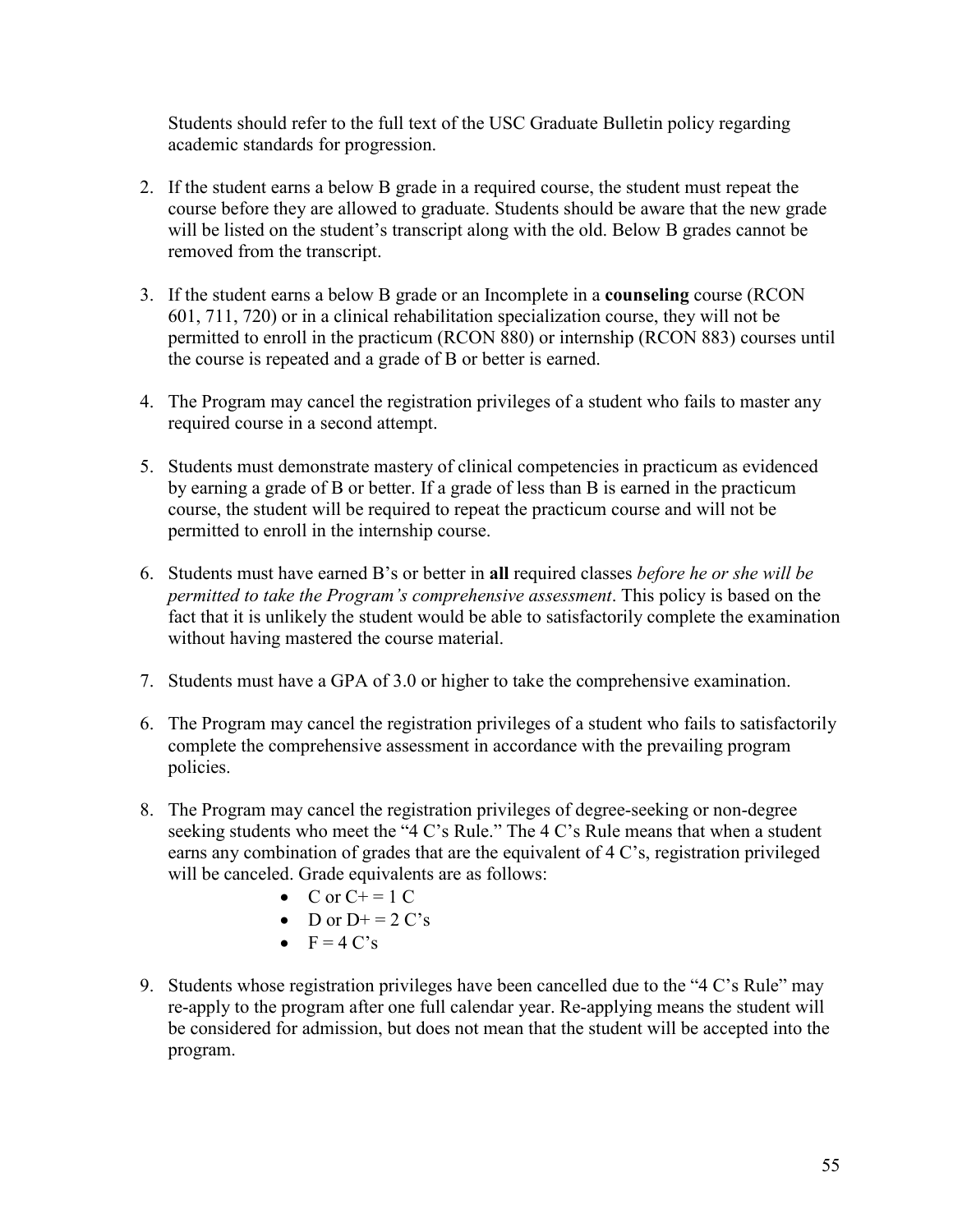Students should refer to the full text of the USC Graduate Bulletin policy regarding academic standards for progression.

2. If the student earns a below B grade in a required course, the student must repeat the course before they are allowed to graduate. Students should be aware that the new grade will be listed on the student's transcript along with the old. Below B grades cannot be removed from the transcript.

3. If the student earns a below B grade or an Incomplete in a **counseling** course (RCON 601, 711, 720) or in a clinical rehabilitation specialization course, they will not be permitted to enroll in the practicum (RCON 880) or internship (RCON 883) courses until the course is repeated and a grade of B or better is earned.

4. The Program may cancel the registration privileges of a student who fails to master any required course in a second attempt.

5. Students must demonstrate mastery of clinical competencies in practicum as evidenced by earning a grade of B or better. If a grade of less than B is earned in the practicum course, the student will be required to repeat the practicum course and will not be permitted to enroll in the internship course.

6. Students must have earned B's or better in **all** required classes *before he or she will be permitted to take the Program's comprehensive assessment*. This policy is based on the fact that it is unlikely the student would be able to satisfactorily complete the examination without having mastered the course material.

7. Students must have a GPA of 3.0 or higher to take the comprehensive examination.

6. The Program may cancel the registration privileges of a student who fails to satisfactorily complete the comprehensive assessment in accordance with the prevailing program policies.

8. The Program may cancel the registration privileges of degree-seeking or non-degree seeking students who meet the "4 C's Rule." The 4 C's Rule means that when a student earns any combination of grades that are the equivalent of 4 C's, registration privileged will be canceled. Grade equivalents are as follows:
   - C or C+ = 1 C
   - D or D+ = 2 C's
   - F = 4 C's

9. Students whose registration privileges have been cancelled due to the "4 C's Rule" may re-apply to the program after one full calendar year. Re-applying means the student will be considered for admission, but does not mean that the student will be accepted into the program.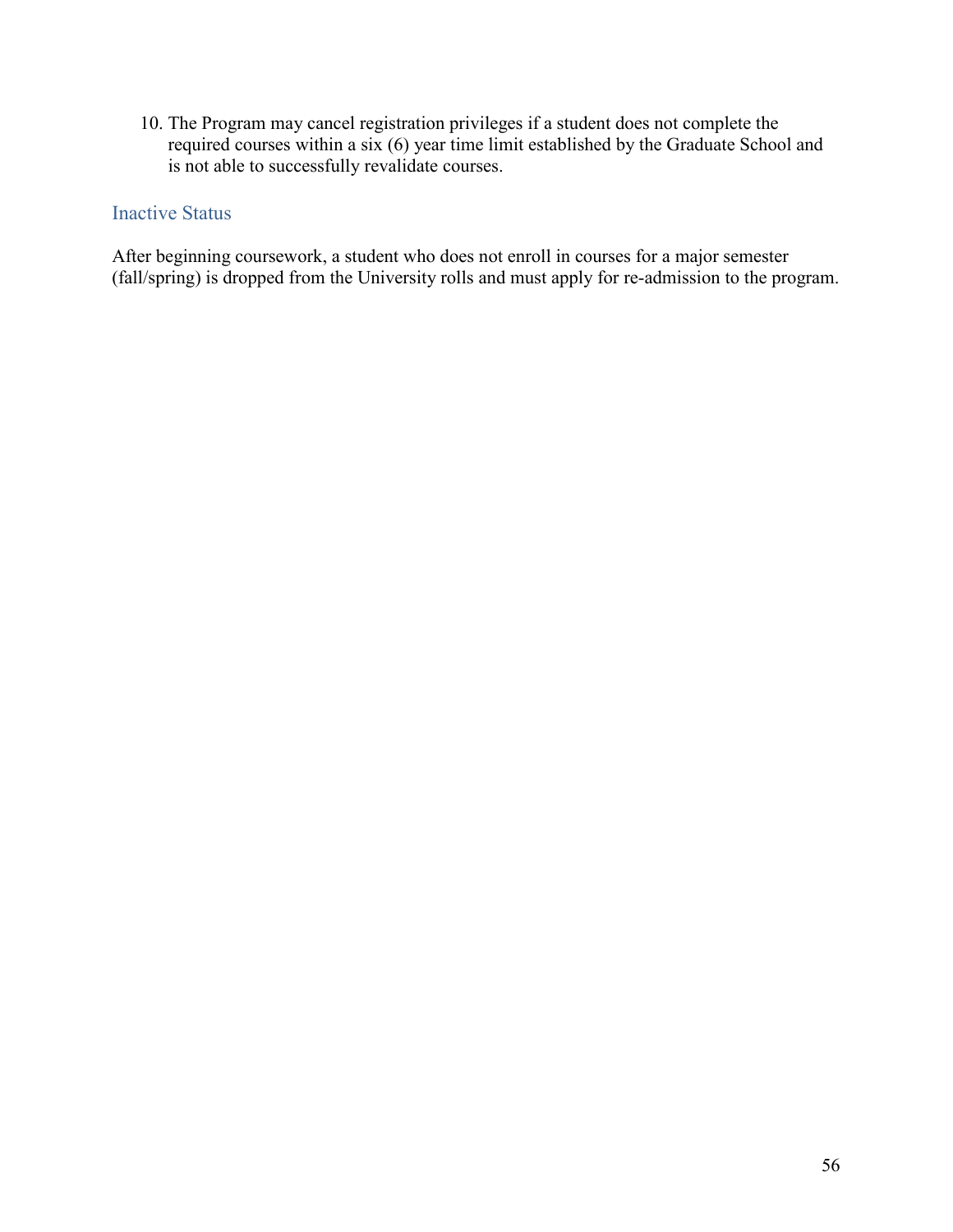10. The Program may cancel registration privileges if a student does not complete the required courses within a six (6) year time limit established by the Graduate School and is not able to successfully revalidate courses.

## Inactive Status

After beginning coursework, a student who does not enroll in courses for a major semester (fall/spring) is dropped from the University rolls and must apply for re-admission to the program.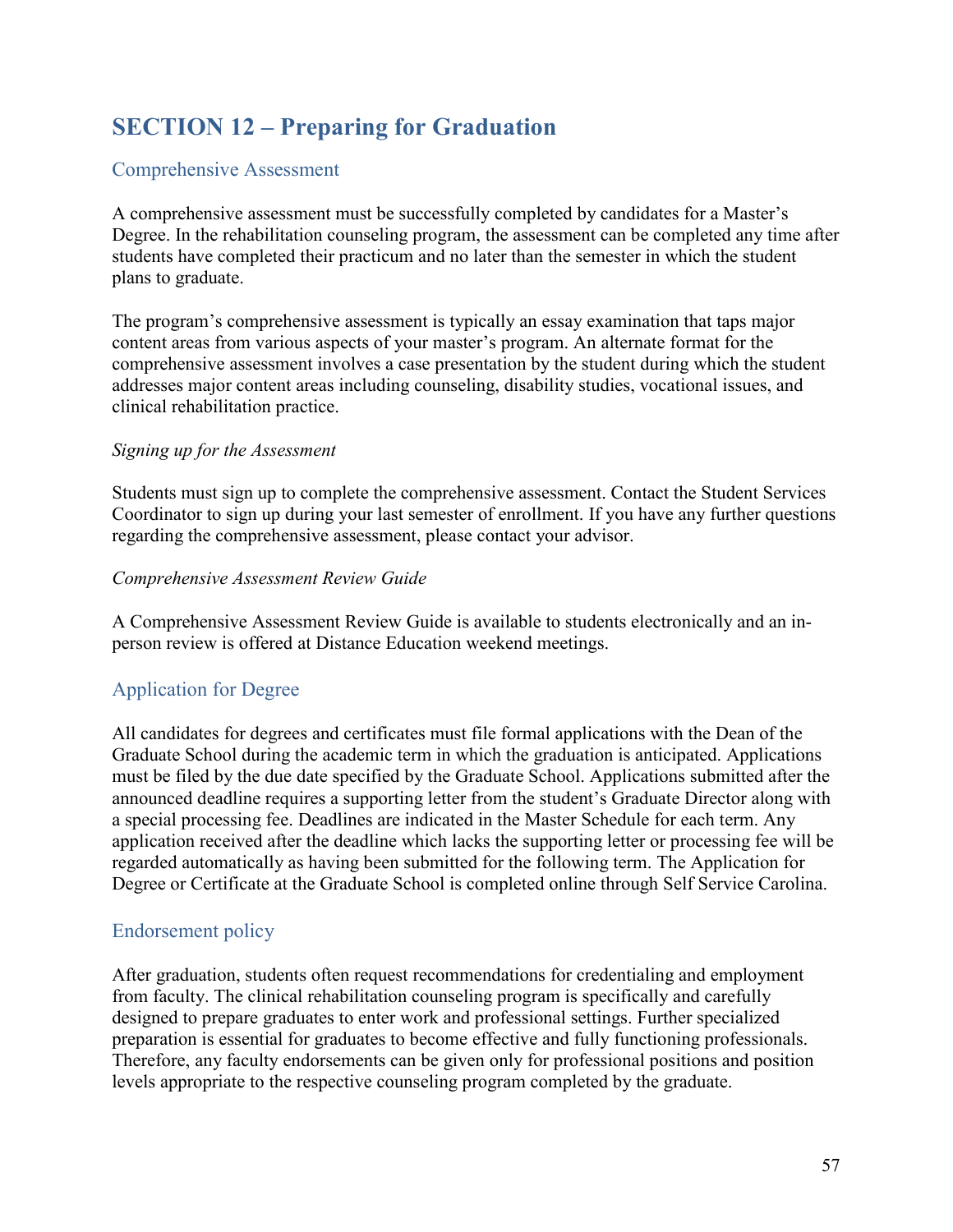# SECTION 12 – Preparing for Graduation

## Comprehensive Assessment

A comprehensive assessment must be successfully completed by candidates for a Master's Degree. In the rehabilitation counseling program, the assessment can be completed any time after students have completed their practicum and no later than the semester in which the student plans to graduate.

The program's comprehensive assessment is typically an essay examination that taps major content areas from various aspects of your master's program. An alternate format for the comprehensive assessment involves a case presentation by the student during which the student addresses major content areas including counseling, disability studies, vocational issues, and clinical rehabilitation practice.

### *Signing up for the Assessment*

Students must sign up to complete the comprehensive assessment. Contact the Student Services Coordinator to sign up during your last semester of enrollment. If you have any further questions regarding the comprehensive assessment, please contact your advisor.

### *Comprehensive Assessment Review Guide*

A Comprehensive Assessment Review Guide is available to students electronically and an in-person review is offered at Distance Education weekend meetings.

## Application for Degree

All candidates for degrees and certificates must file formal applications with the Dean of the Graduate School during the academic term in which the graduation is anticipated. Applications must be filed by the due date specified by the Graduate School. Applications submitted after the announced deadline requires a supporting letter from the student's Graduate Director along with a special processing fee. Deadlines are indicated in the Master Schedule for each term. Any application received after the deadline which lacks the supporting letter or processing fee will be regarded automatically as having been submitted for the following term. The Application for Degree or Certificate at the Graduate School is completed online through Self Service Carolina.

## Endorsement policy

After graduation, students often request recommendations for credentialing and employment from faculty. The clinical rehabilitation counseling program is specifically and carefully designed to prepare graduates to enter work and professional settings. Further specialized preparation is essential for graduates to become effective and fully functioning professionals. Therefore, any faculty endorsements can be given only for professional positions and position levels appropriate to the respective counseling program completed by the graduate.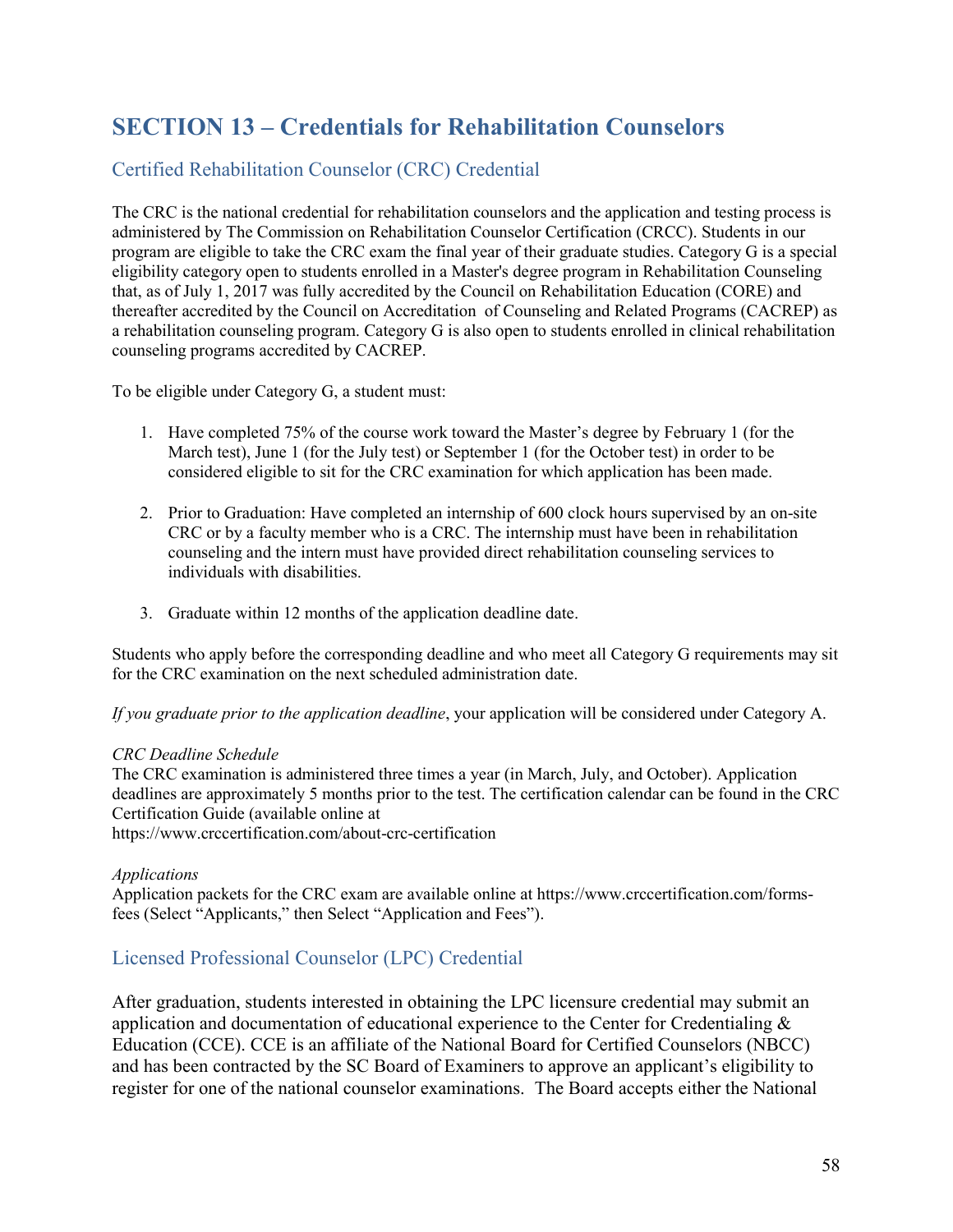# SECTION 13 – Credentials for Rehabilitation Counselors

## Certified Rehabilitation Counselor (CRC) Credential

The CRC is the national credential for rehabilitation counselors and the application and testing process is administered by The Commission on Rehabilitation Counselor Certification (CRCC). Students in our program are eligible to take the CRC exam the final year of their graduate studies. Category G is a special eligibility category open to students enrolled in a Master's degree program in Rehabilitation Counseling that, as of July 1, 2017 was fully accredited by the Council on Rehabilitation Education (CORE) and thereafter accredited by the Council on Accreditation of Counseling and Related Programs (CACREP) as a rehabilitation counseling program. Category G is also open to students enrolled in clinical rehabilitation counseling programs accredited by CACREP.

To be eligible under Category G, a student must:

1. Have completed 75% of the course work toward the Master's degree by February 1 (for the March test), June 1 (for the July test) or September 1 (for the October test) in order to be considered eligible to sit for the CRC examination for which application has been made.

2. Prior to Graduation: Have completed an internship of 600 clock hours supervised by an on-site CRC or by a faculty member who is a CRC. The internship must have been in rehabilitation counseling and the intern must have provided direct rehabilitation counseling services to individuals with disabilities.

3. Graduate within 12 months of the application deadline date.

Students who apply before the corresponding deadline and who meet all Category G requirements may sit for the CRC examination on the next scheduled administration date.

*If you graduate prior to the application deadline*, your application will be considered under Category A.

*CRC Deadline Schedule*
The CRC examination is administered three times a year (in March, July, and October). Application deadlines are approximately 5 months prior to the test. The certification calendar can be found in the CRC Certification Guide (available online at https://www.crccertification.com/about-crc-certification

*Applications*
Application packets for the CRC exam are available online at https://www.crccertification.com/forms-fees (Select "Applicants," then Select "Application and Fees").

## Licensed Professional Counselor (LPC) Credential

After graduation, students interested in obtaining the LPC licensure credential may submit an application and documentation of educational experience to the Center for Credentialing & Education (CCE). CCE is an affiliate of the National Board for Certified Counselors (NBCC) and has been contracted by the SC Board of Examiners to approve an applicant's eligibility to register for one of the national counselor examinations. The Board accepts either the National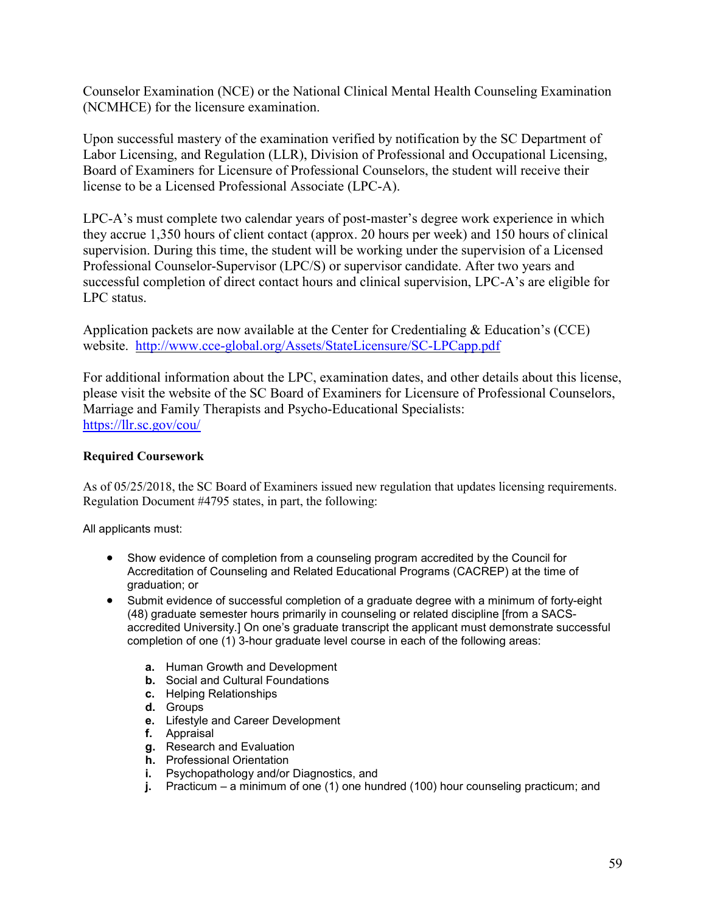Counselor Examination (NCE) or the National Clinical Mental Health Counseling Examination (NCMHCE) for the licensure examination.

Upon successful mastery of the examination verified by notification by the SC Department of Labor Licensing, and Regulation (LLR), Division of Professional and Occupational Licensing, Board of Examiners for Licensure of Professional Counselors, the student will receive their license to be a Licensed Professional Associate (LPC-A).

LPC-A's must complete two calendar years of post-master's degree work experience in which they accrue 1,350 hours of client contact (approx. 20 hours per week) and 150 hours of clinical supervision. During this time, the student will be working under the supervision of a Licensed Professional Counselor-Supervisor (LPC/S) or supervisor candidate. After two years and successful completion of direct contact hours and clinical supervision, LPC-A's are eligible for LPC status.

Application packets are now available at the Center for Credentialing & Education's (CCE) website. [http://www.cce-global.org/Assets/StateLicensure/SC-LPCapp.pdf](http://www.cce-global.org/Assets/StateLicensure/SC-LPCapp.pdf)

For additional information about the LPC, examination dates, and other details about this license, please visit the website of the SC Board of Examiners for Licensure of Professional Counselors, Marriage and Family Therapists and Psycho-Educational Specialists: [https://llr.sc.gov/cou/](https://llr.sc.gov/cou/)

**Required Coursework**

As of 05/25/2018, the SC Board of Examiners issued new regulation that updates licensing requirements. Regulation Document #4795 states, in part, the following:

All applicants must:

- Show evidence of completion from a counseling program accredited by the Council for Accreditation of Counseling and Related Educational Programs (CACREP) at the time of graduation; or
- Submit evidence of successful completion of a graduate degree with a minimum of forty-eight (48) graduate semester hours primarily in counseling or related discipline [from a SACS-accredited University.] On one's graduate transcript the applicant must demonstrate successful completion of one (1) 3-hour graduate level course in each of the following areas:

    **a.** Human Growth and Development
    **b.** Social and Cultural Foundations
    **c.** Helping Relationships
    **d.** Groups
    **e.** Lifestyle and Career Development
    **f.** Appraisal
    **g.** Research and Evaluation
    **h.** Professional Orientation
    **i.** Psychopathology and/or Diagnostics, and
    **j.** Practicum – a minimum of one (1) one hundred (100) hour counseling practicum; and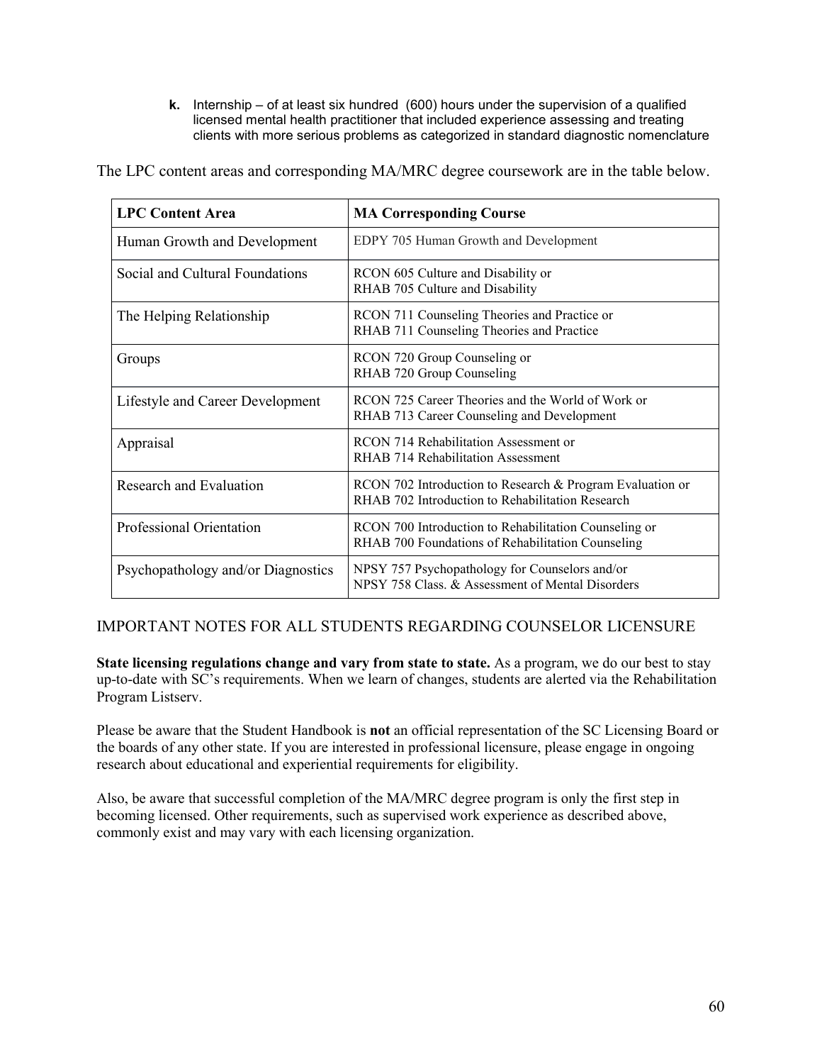k. Internship – of at least six hundred (600) hours under the supervision of a qualified licensed mental health practitioner that included experience assessing and treating clients with more serious problems as categorized in standard diagnostic nomenclature

The LPC content areas and corresponding MA/MRC degree coursework are in the table below.

| **LPC Content Area** | **MA Corresponding Course** |
|---|---|
| Human Growth and Development | EDPY 705 Human Growth and Development |
| Social and Cultural Foundations | RCON 605 Culture and Disability or<br>RHAB 705 Culture and Disability |
| The Helping Relationship | RCON 711 Counseling Theories and Practice or<br>RHAB 711 Counseling Theories and Practice |
| Groups | RCON 720 Group Counseling or<br>RHAB 720 Group Counseling |
| Lifestyle and Career Development | RCON 725 Career Theories and the World of Work or<br>RHAB 713 Career Counseling and Development |
| Appraisal | RCON 714 Rehabilitation Assessment or<br>RHAB 714 Rehabilitation Assessment |
| Research and Evaluation | RCON 702 Introduction to Research & Program Evaluation or<br>RHAB 702 Introduction to Rehabilitation Research |
| Professional Orientation | RCON 700 Introduction to Rehabilitation Counseling or<br>RHAB 700 Foundations of Rehabilitation Counseling |
| Psychopathology and/or Diagnostics | NPSY 757 Psychopathology for Counselors and/or<br>NPSY 758 Class. & Assessment of Mental Disorders |

## IMPORTANT NOTES FOR ALL STUDENTS REGARDING COUNSELOR LICENSURE

**State licensing regulations change and vary from state to state.** As a program, we do our best to stay up-to-date with SC's requirements. When we learn of changes, students are alerted via the Rehabilitation Program Listserv.

Please be aware that the Student Handbook is **not** an official representation of the SC Licensing Board or the boards of any other state. If you are interested in professional licensure, please engage in ongoing research about educational and experiential requirements for eligibility.

Also, be aware that successful completion of the MA/MRC degree program is only the first step in becoming licensed. Other requirements, such as supervised work experience as described above, commonly exist and may vary with each licensing organization.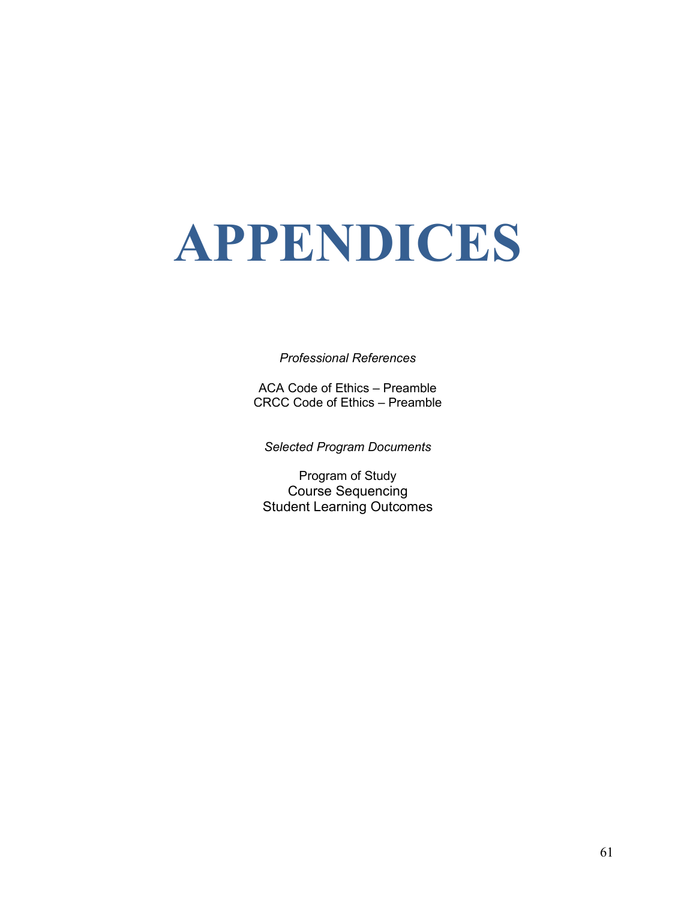# APPENDICES

*Professional References*

ACA Code of Ethics – Preamble
CRCC Code of Ethics – Preamble

*Selected Program Documents*

Program of Study
Course Sequencing
Student Learning Outcomes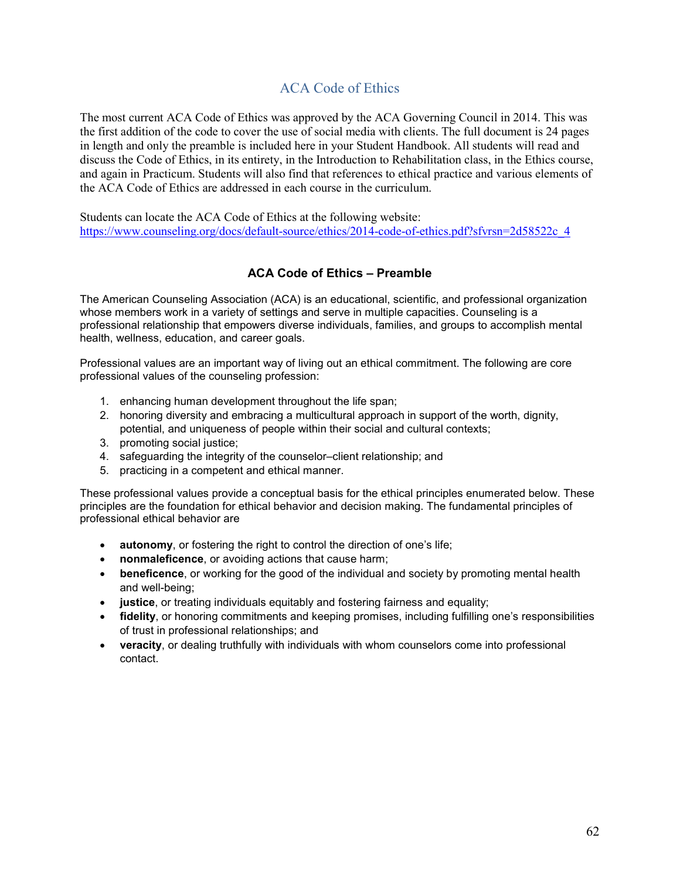# ACA Code of Ethics

The most current ACA Code of Ethics was approved by the ACA Governing Council in 2014. This was the first addition of the code to cover the use of social media with clients. The full document is 24 pages in length and only the preamble is included here in your Student Handbook. All students will read and discuss the Code of Ethics, in its entirety, in the Introduction to Rehabilitation class, in the Ethics course, and again in Practicum. Students will also find that references to ethical practice and various elements of the ACA Code of Ethics are addressed in each course in the curriculum.

Students can locate the ACA Code of Ethics at the following website:
[https://www.counseling.org/docs/default-source/ethics/2014-code-of-ethics.pdf?sfvrsn=2d58522c_4](https://www.counseling.org/docs/default-source/ethics/2014-code-of-ethics.pdf?sfvrsn=2d58522c_4)

## ACA Code of Ethics – Preamble

The American Counseling Association (ACA) is an educational, scientific, and professional organization whose members work in a variety of settings and serve in multiple capacities. Counseling is a professional relationship that empowers diverse individuals, families, and groups to accomplish mental health, wellness, education, and career goals.

Professional values are an important way of living out an ethical commitment. The following are core professional values of the counseling profession:

1. enhancing human development throughout the life span;
2. honoring diversity and embracing a multicultural approach in support of the worth, dignity, potential, and uniqueness of people within their social and cultural contexts;
3. promoting social justice;
4. safeguarding the integrity of the counselor–client relationship; and
5. practicing in a competent and ethical manner.

These professional values provide a conceptual basis for the ethical principles enumerated below. These principles are the foundation for ethical behavior and decision making. The fundamental principles of professional ethical behavior are

- **autonomy**, or fostering the right to control the direction of one's life;
- **nonmaleficence**, or avoiding actions that cause harm;
- **beneficence**, or working for the good of the individual and society by promoting mental health and well-being;
- **justice**, or treating individuals equitably and fostering fairness and equality;
- **fidelity**, or honoring commitments and keeping promises, including fulfilling one's responsibilities of trust in professional relationships; and
- **veracity**, or dealing truthfully with individuals with whom counselors come into professional contact.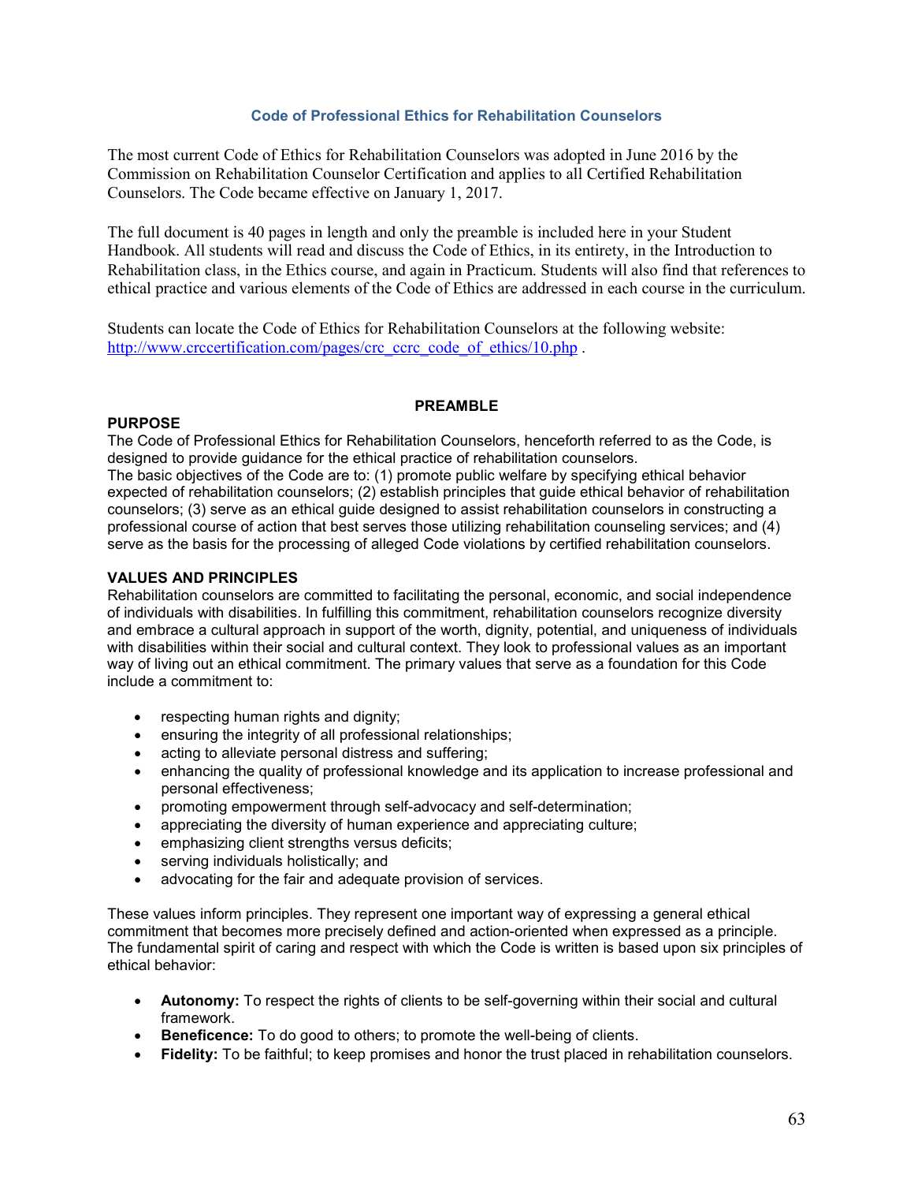## Code of Professional Ethics for Rehabilitation Counselors

The most current Code of Ethics for Rehabilitation Counselors was adopted in June 2016 by the Commission on Rehabilitation Counselor Certification and applies to all Certified Rehabilitation Counselors. The Code became effective on January 1, 2017.

The full document is 40 pages in length and only the preamble is included here in your Student Handbook. All students will read and discuss the Code of Ethics, in its entirety, in the Introduction to Rehabilitation class, in the Ethics course, and again in Practicum. Students will also find that references to ethical practice and various elements of the Code of Ethics are addressed in each course in the curriculum.

Students can locate the Code of Ethics for Rehabilitation Counselors at the following website: [http://www.crccertification.com/pages/crc_ccrc_code_of_ethics/10.php](http://www.crccertification.com/pages/crc_ccrc_code_of_ethics/10.php) .

### PREAMBLE

**PURPOSE**

The Code of Professional Ethics for Rehabilitation Counselors, henceforth referred to as the Code, is designed to provide guidance for the ethical practice of rehabilitation counselors.
The basic objectives of the Code are to: (1) promote public welfare by specifying ethical behavior expected of rehabilitation counselors; (2) establish principles that guide ethical behavior of rehabilitation counselors; (3) serve as an ethical guide designed to assist rehabilitation counselors in constructing a professional course of action that best serves those utilizing rehabilitation counseling services; and (4) serve as the basis for the processing of alleged Code violations by certified rehabilitation counselors.

**VALUES AND PRINCIPLES**

Rehabilitation counselors are committed to facilitating the personal, economic, and social independence of individuals with disabilities. In fulfilling this commitment, rehabilitation counselors recognize diversity and embrace a cultural approach in support of the worth, dignity, potential, and uniqueness of individuals with disabilities within their social and cultural context. They look to professional values as an important way of living out an ethical commitment. The primary values that serve as a foundation for this Code include a commitment to:

- respecting human rights and dignity;
- ensuring the integrity of all professional relationships;
- acting to alleviate personal distress and suffering;
- enhancing the quality of professional knowledge and its application to increase professional and personal effectiveness;
- promoting empowerment through self-advocacy and self-determination;
- appreciating the diversity of human experience and appreciating culture;
- emphasizing client strengths versus deficits;
- serving individuals holistically; and
- advocating for the fair and adequate provision of services.

These values inform principles. They represent one important way of expressing a general ethical commitment that becomes more precisely defined and action-oriented when expressed as a principle. The fundamental spirit of caring and respect with which the Code is written is based upon six principles of ethical behavior:

- **Autonomy:** To respect the rights of clients to be self-governing within their social and cultural framework.
- **Beneficence:** To do good to others; to promote the well-being of clients.
- **Fidelity:** To be faithful; to keep promises and honor the trust placed in rehabilitation counselors.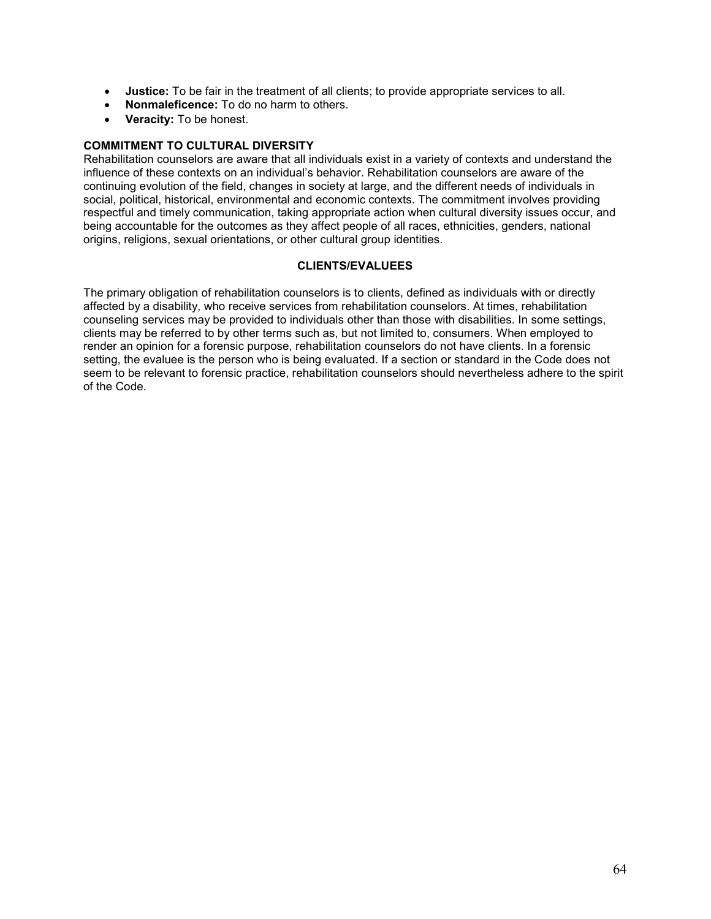- **Justice:** To be fair in the treatment of all clients; to provide appropriate services to all.
- **Nonmaleficence:** To do no harm to others.
- **Veracity:** To be honest.

### COMMITMENT TO CULTURAL DIVERSITY

Rehabilitation counselors are aware that all individuals exist in a variety of contexts and understand the influence of these contexts on an individual's behavior. Rehabilitation counselors are aware of the continuing evolution of the field, changes in society at large, and the different needs of individuals in social, political, historical, environmental and economic contexts. The commitment involves providing respectful and timely communication, taking appropriate action when cultural diversity issues occur, and being accountable for the outcomes as they affect people of all races, ethnicities, genders, national origins, religions, sexual orientations, or other cultural group identities.

## CLIENTS/EVALUEES

The primary obligation of rehabilitation counselors is to clients, defined as individuals with or directly affected by a disability, who receive services from rehabilitation counselors. At times, rehabilitation counseling services may be provided to individuals other than those with disabilities. In some settings, clients may be referred to by other terms such as, but not limited to, consumers. When employed to render an opinion for a forensic purpose, rehabilitation counselors do not have clients. In a forensic setting, the evaluee is the person who is being evaluated. If a section or standard in the Code does not seem to be relevant to forensic practice, rehabilitation counselors should nevertheless adhere to the spirit of the Code.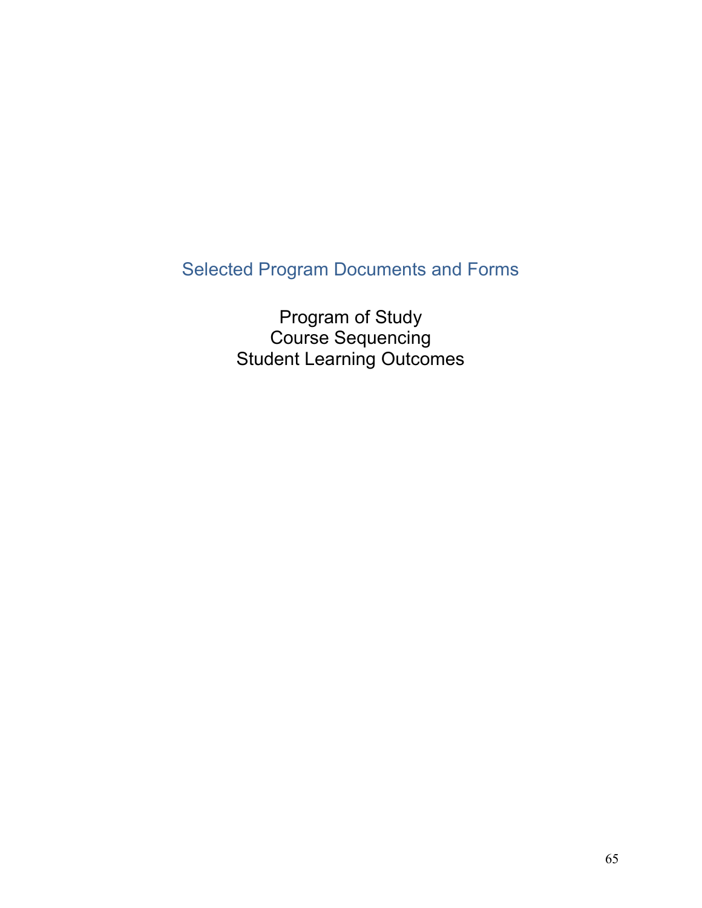# Selected Program Documents and Forms

Program of Study
Course Sequencing
Student Learning Outcomes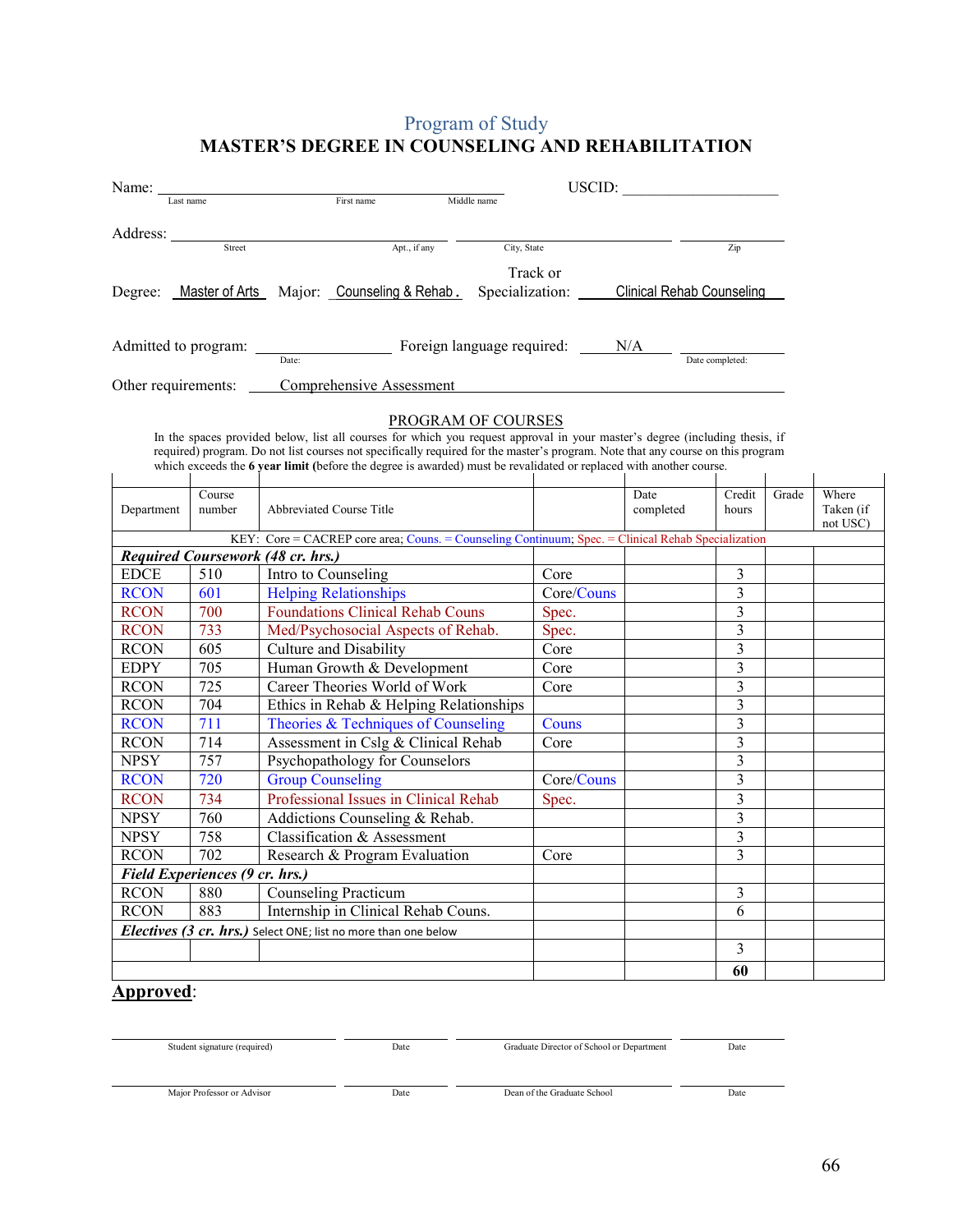# Program of Study

## MASTER'S DEGREE IN COUNSELING AND REHABILITATION

Name: ______________________________________________ USCID: ____________________
Last name First name Middle name

Address: ______________________________________________ ______________________ ____________
Street Apt., if any City, State Zip

Degree: Master of Arts Major: Counseling & Rehab. Track or Specialization: Clinical Rehab Counseling

Admitted to program: ________________ Foreign language required: N/A ________________
Date: Date completed:

Other requirements: Comprehensive Assessment

### PROGRAM OF COURSES

In the spaces provided below, list all courses for which you request approval in your master's degree (including thesis, if required) program. Do not list courses not specifically required for the master's program. Note that any course on this program which exceeds the **6 year limit (**before the degree is awarded) must be revalidated or replaced with another course.

| Department | Course number | Abbreviated Course Title | | Date completed | Credit hours | Grade | Where Taken (if not USC) |
|---|---|---|---|---|---|---|---|
| KEY: Core = CACREP core area; Couns. = Counseling Continuum; Spec. = Clinical Rehab Specialization | | | | | | | |
| ***Required Coursework (48 cr. hrs.)*** | | | | | | | |
| EDCE | 510 | Intro to Counseling | Core | | 3 | | |
| RCON | 601 | Helping Relationships | Core/Couns | | 3 | | |
| RCON | 700 | Foundations Clinical Rehab Couns | Spec. | | 3 | | |
| RCON | 733 | Med/Psychosocial Aspects of Rehab. | Spec. | | 3 | | |
| RCON | 605 | Culture and Disability | Core | | 3 | | |
| EDPY | 705 | Human Growth & Development | Core | | 3 | | |
| RCON | 725 | Career Theories World of Work | Core | | 3 | | |
| RCON | 704 | Ethics in Rehab & Helping Relationships | | | 3 | | |
| RCON | 711 | Theories & Techniques of Counseling | Couns | | 3 | | |
| RCON | 714 | Assessment in Cslg & Clinical Rehab | Core | | 3 | | |
| NPSY | 757 | Psychopathology for Counselors | | | 3 | | |
| RCON | 720 | Group Counseling | Core/Couns | | 3 | | |
| RCON | 734 | Professional Issues in Clinical Rehab | Spec. | | 3 | | |
| NPSY | 760 | Addictions Counseling & Rehab. | | | 3 | | |
| NPSY | 758 | Classification & Assessment | | | 3 | | |
| RCON | 702 | Research & Program Evaluation | Core | | 3 | | |
| ***Field Experiences (9 cr. hrs.)*** | | | | | | | |
| RCON | 880 | Counseling Practicum | | | 3 | | |
| RCON | 883 | Internship in Clinical Rehab Couns. | | | 6 | | |
| ***Electives (3 cr. hrs.)*** Select ONE; list no more than one below | | | | | | | |
| | | | | | 3 | | |
| | | | | | 60 | | |

**Approved**:

______________________ ________ ______________________ ________
Student signature (required) Date Graduate Director of School or Department Date

______________________ ________ ______________________ ________
Major Professor or Advisor Date Dean of the Graduate School Date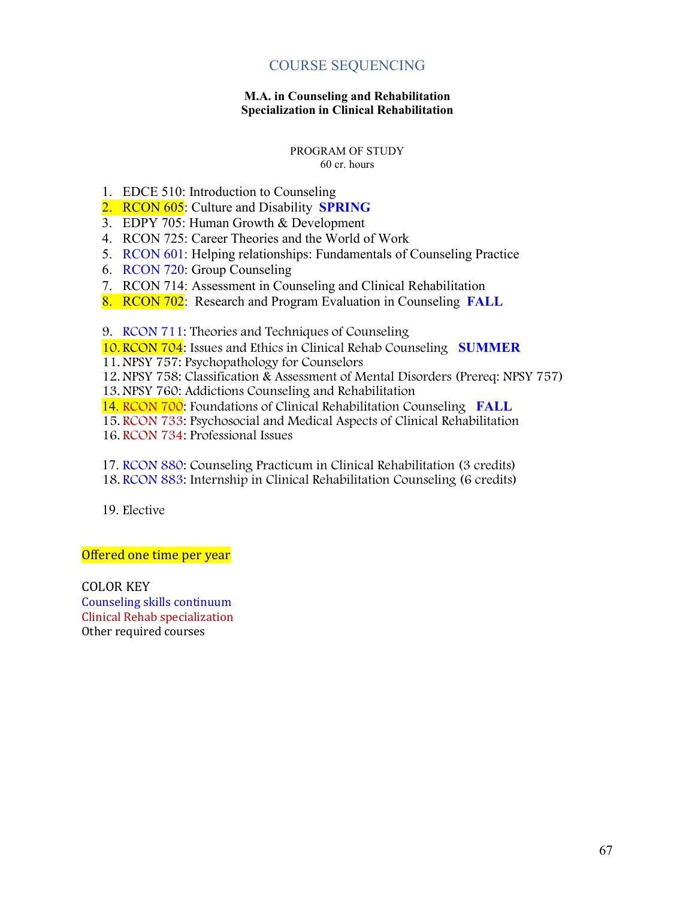# COURSE SEQUENCING

**M.A. in Counseling and Rehabilitation**
**Specialization in Clinical Rehabilitation**

PROGRAM OF STUDY
60 cr. hours

1. EDCE 510: Introduction to Counseling
2. RCON 605: Culture and Disability **SPRING**
3. EDPY 705: Human Growth & Development
4. RCON 725: Career Theories and the World of Work
5. RCON 601: Helping relationships: Fundamentals of Counseling Practice
6. RCON 720: Group Counseling
7. RCON 714: Assessment in Counseling and Clinical Rehabilitation
8. RCON 702: Research and Program Evaluation in Counseling **FALL**

9. RCON 711: Theories and Techniques of Counseling
10. RCON 704: Issues and Ethics in Clinical Rehab Counseling **SUMMER**
11. NPSY 757: Psychopathology for Counselors
12. NPSY 758: Classification & Assessment of Mental Disorders (Prereq: NPSY 757)
13. NPSY 760: Addictions Counseling and Rehabilitation
14. RCON 700: Foundations of Clinical Rehabilitation Counseling **FALL**
15. RCON 733: Psychosocial and Medical Aspects of Clinical Rehabilitation
16. RCON 734: Professional Issues

17. RCON 880: Counseling Practicum in Clinical Rehabilitation (3 credits)
18. RCON 883: Internship in Clinical Rehabilitation Counseling (6 credits)

19. Elective

Offered one time per year

COLOR KEY
Counseling skills continuum
Clinical Rehab specialization
Other required courses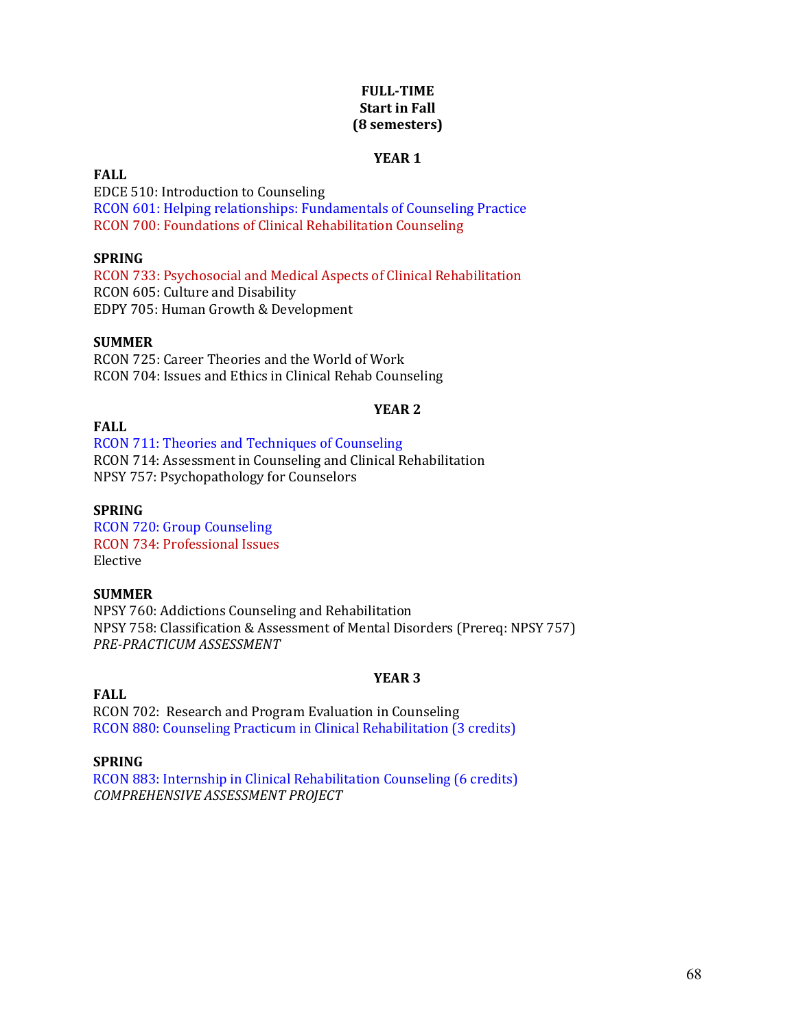**FULL-TIME**
**Start in Fall**
**(8 semesters)**

**YEAR 1**

**FALL**
EDCE 510: Introduction to Counseling
RCON 601: Helping relationships: Fundamentals of Counseling Practice
RCON 700: Foundations of Clinical Rehabilitation Counseling

**SPRING**
RCON 733: Psychosocial and Medical Aspects of Clinical Rehabilitation
RCON 605: Culture and Disability
EDPY 705: Human Growth & Development

**SUMMER**
RCON 725: Career Theories and the World of Work
RCON 704: Issues and Ethics in Clinical Rehab Counseling

**YEAR 2**

**FALL**
RCON 711: Theories and Techniques of Counseling
RCON 714: Assessment in Counseling and Clinical Rehabilitation
NPSY 757: Psychopathology for Counselors

**SPRING**
RCON 720: Group Counseling
RCON 734: Professional Issues
Elective

**SUMMER**
NPSY 760: Addictions Counseling and Rehabilitation
NPSY 758: Classification & Assessment of Mental Disorders (Prereq: NPSY 757)
*PRE-PRACTICUM ASSESSMENT*

**YEAR 3**

**FALL**
RCON 702: Research and Program Evaluation in Counseling
RCON 880: Counseling Practicum in Clinical Rehabilitation (3 credits)

**SPRING**
RCON 883: Internship in Clinical Rehabilitation Counseling (6 credits)
*COMPREHENSIVE ASSESSMENT PROJECT*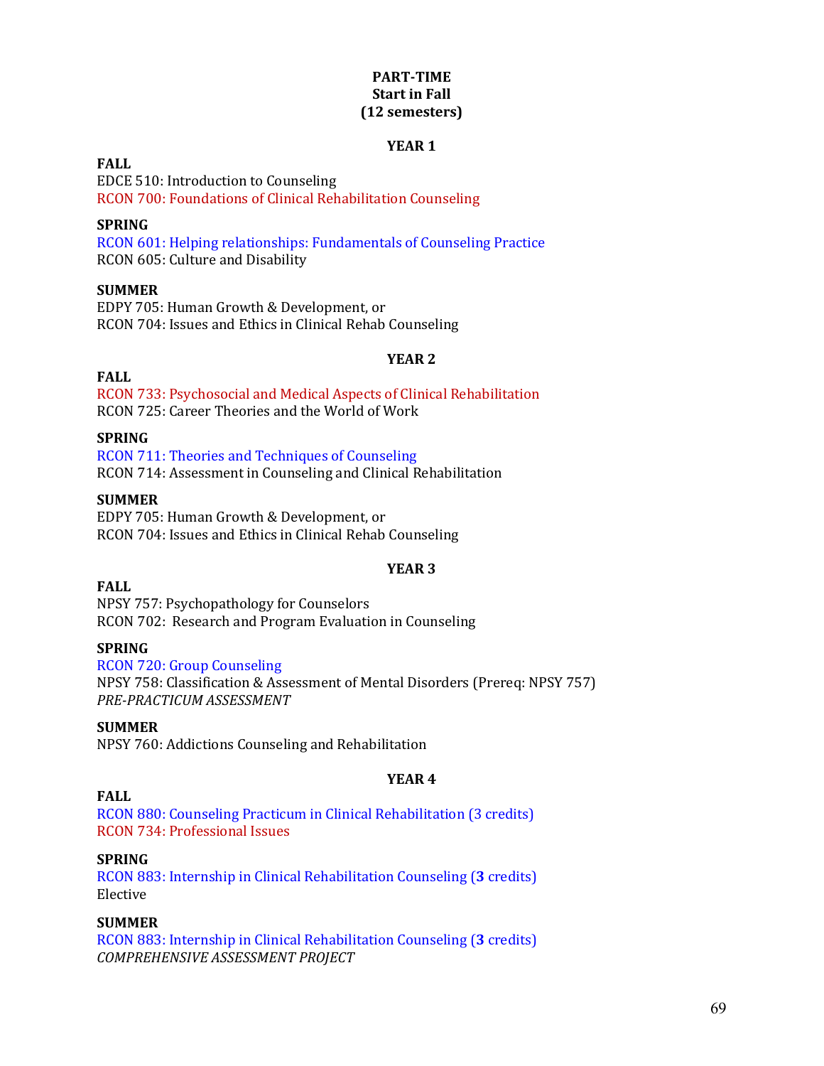**PART-TIME**
**Start in Fall**
**(12 semesters)**

**YEAR 1**

**FALL**
EDCE 510: Introduction to Counseling
RCON 700: Foundations of Clinical Rehabilitation Counseling

**SPRING**
RCON 601: Helping relationships: Fundamentals of Counseling Practice
RCON 605: Culture and Disability

**SUMMER**
EDPY 705: Human Growth & Development, or
RCON 704: Issues and Ethics in Clinical Rehab Counseling

**YEAR 2**

**FALL**
RCON 733: Psychosocial and Medical Aspects of Clinical Rehabilitation
RCON 725: Career Theories and the World of Work

**SPRING**
RCON 711: Theories and Techniques of Counseling
RCON 714: Assessment in Counseling and Clinical Rehabilitation

**SUMMER**
EDPY 705: Human Growth & Development, or
RCON 704: Issues and Ethics in Clinical Rehab Counseling

**YEAR 3**

**FALL**
NPSY 757: Psychopathology for Counselors
RCON 702: Research and Program Evaluation in Counseling

**SPRING**
RCON 720: Group Counseling
NPSY 758: Classification & Assessment of Mental Disorders (Prereq: NPSY 757)
*PRE-PRACTICUM ASSESSMENT*

**SUMMER**
NPSY 760: Addictions Counseling and Rehabilitation

**YEAR 4**

**FALL**
RCON 880: Counseling Practicum in Clinical Rehabilitation (3 credits)
RCON 734: Professional Issues

**SPRING**
RCON 883: Internship in Clinical Rehabilitation Counseling (**3** credits)
Elective

**SUMMER**
RCON 883: Internship in Clinical Rehabilitation Counseling (**3** credits)
*COMPREHENSIVE ASSESSMENT PROJECT*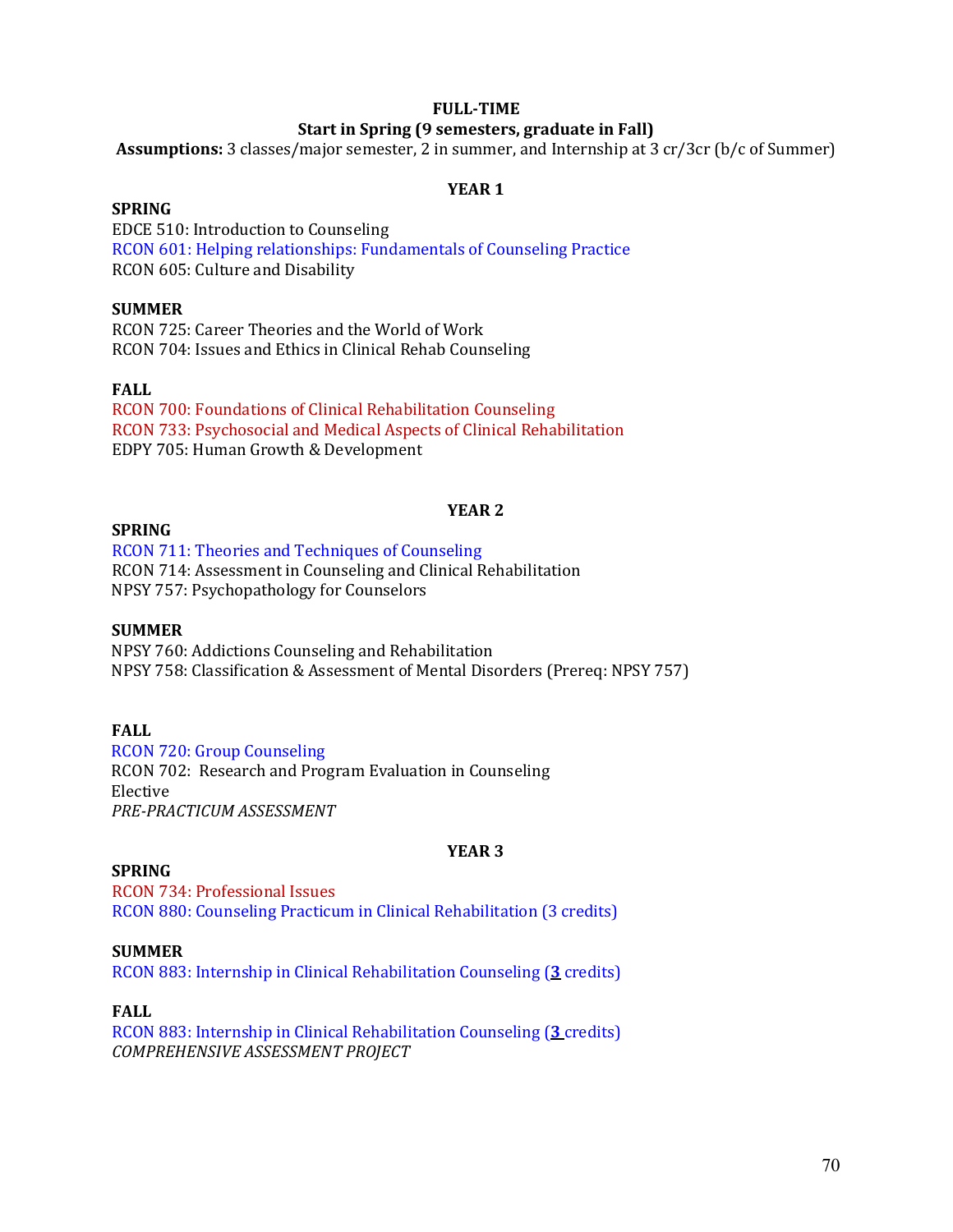**FULL-TIME**

**Start in Spring (9 semesters, graduate in Fall)**

**Assumptions:** 3 classes/major semester, 2 in summer, and Internship at 3 cr/3cr (b/c of Summer)

## YEAR 1

**SPRING**

EDCE 510: Introduction to Counseling
RCON 601: Helping relationships: Fundamentals of Counseling Practice
RCON 605: Culture and Disability

**SUMMER**

RCON 725: Career Theories and the World of Work
RCON 704: Issues and Ethics in Clinical Rehab Counseling

**FALL**

RCON 700: Foundations of Clinical Rehabilitation Counseling
RCON 733: Psychosocial and Medical Aspects of Clinical Rehabilitation
EDPY 705: Human Growth & Development

## YEAR 2

**SPRING**

RCON 711: Theories and Techniques of Counseling
RCON 714: Assessment in Counseling and Clinical Rehabilitation
NPSY 757: Psychopathology for Counselors

**SUMMER**

NPSY 760: Addictions Counseling and Rehabilitation
NPSY 758: Classification & Assessment of Mental Disorders (Prereq: NPSY 757)

**FALL**

RCON 720: Group Counseling
RCON 702: Research and Program Evaluation in Counseling
Elective
*PRE-PRACTICUM ASSESSMENT*

## YEAR 3

**SPRING**

RCON 734: Professional Issues
RCON 880: Counseling Practicum in Clinical Rehabilitation (3 credits)

**SUMMER**

RCON 883: Internship in Clinical Rehabilitation Counseling (**3** credits)

**FALL**

RCON 883: Internship in Clinical Rehabilitation Counseling (**3** credits)
*COMPREHENSIVE ASSESSMENT PROJECT*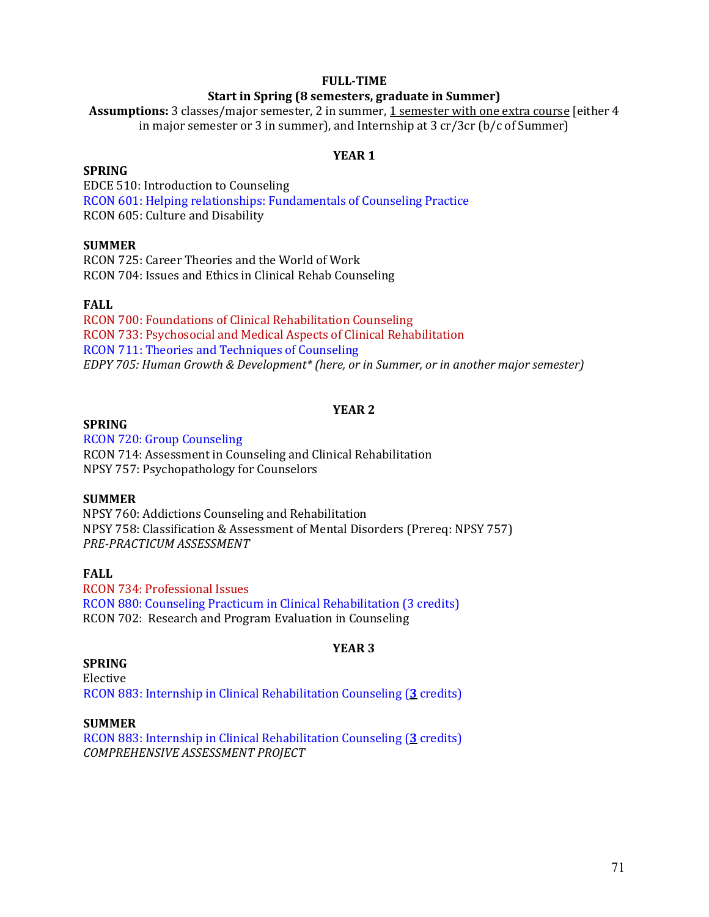## FULL-TIME

### Start in Spring (8 semesters, graduate in Summer)

**Assumptions:** 3 classes/major semester, 2 in summer, <u>1 semester with one extra course</u> [either 4 in major semester or 3 in summer), and Internship at 3 cr/3cr (b/c of Summer)

### YEAR 1

**SPRING**

EDCE 510: Introduction to Counseling
RCON 601: Helping relationships: Fundamentals of Counseling Practice
RCON 605: Culture and Disability

**SUMMER**

RCON 725: Career Theories and the World of Work
RCON 704: Issues and Ethics in Clinical Rehab Counseling

**FALL**

RCON 700: Foundations of Clinical Rehabilitation Counseling
RCON 733: Psychosocial and Medical Aspects of Clinical Rehabilitation
RCON 711: Theories and Techniques of Counseling
*EDPY 705: Human Growth & Development* (here, or in Summer, or in another major semester)*

### YEAR 2

**SPRING**

RCON 720: Group Counseling
RCON 714: Assessment in Counseling and Clinical Rehabilitation
NPSY 757: Psychopathology for Counselors

**SUMMER**

NPSY 760: Addictions Counseling and Rehabilitation
NPSY 758: Classification & Assessment of Mental Disorders (Prereq: NPSY 757)
*PRE-PRACTICUM ASSESSMENT*

**FALL**

RCON 734: Professional Issues
RCON 880: Counseling Practicum in Clinical Rehabilitation (3 credits)
RCON 702: Research and Program Evaluation in Counseling

### YEAR 3

**SPRING**

Elective
RCON 883: Internship in Clinical Rehabilitation Counseling (**<u>3</u>** credits)

**SUMMER**

RCON 883: Internship in Clinical Rehabilitation Counseling (**<u>3</u>** credits)
*COMPREHENSIVE ASSESSMENT PROJECT*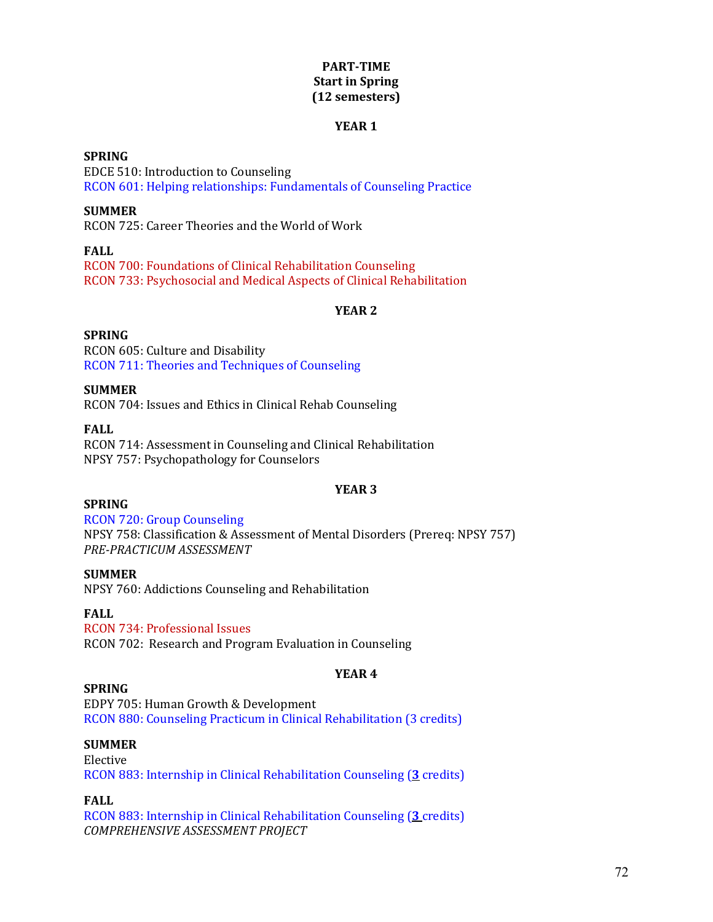**PART-TIME**
**Start in Spring**
**(12 semesters)**

**YEAR 1**

**SPRING**
EDCE 510: Introduction to Counseling
RCON 601: Helping relationships: Fundamentals of Counseling Practice

**SUMMER**
RCON 725: Career Theories and the World of Work

**FALL**
RCON 700: Foundations of Clinical Rehabilitation Counseling
RCON 733: Psychosocial and Medical Aspects of Clinical Rehabilitation

**YEAR 2**

**SPRING**
RCON 605: Culture and Disability
RCON 711: Theories and Techniques of Counseling

**SUMMER**
RCON 704: Issues and Ethics in Clinical Rehab Counseling

**FALL**
RCON 714: Assessment in Counseling and Clinical Rehabilitation
NPSY 757: Psychopathology for Counselors

**YEAR 3**

**SPRING**
RCON 720: Group Counseling
NPSY 758: Classification & Assessment of Mental Disorders (Prereq: NPSY 757)
*PRE-PRACTICUM ASSESSMENT*

**SUMMER**
NPSY 760: Addictions Counseling and Rehabilitation

**FALL**
RCON 734: Professional Issues
RCON 702: Research and Program Evaluation in Counseling

**YEAR 4**

**SPRING**
EDPY 705: Human Growth & Development
RCON 880: Counseling Practicum in Clinical Rehabilitation (3 credits)

**SUMMER**
Elective
RCON 883: Internship in Clinical Rehabilitation Counseling (**3** credits)

**FALL**
RCON 883: Internship in Clinical Rehabilitation Counseling (**3** credits)
*COMPREHENSIVE ASSESSMENT PROJECT*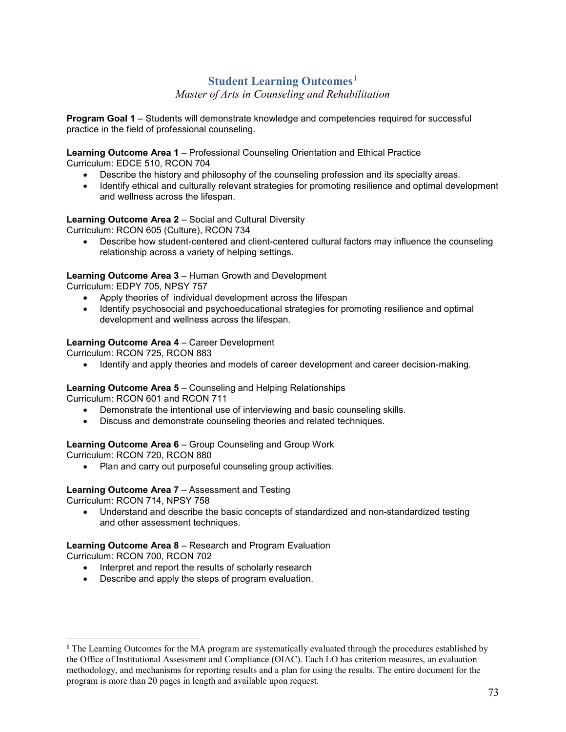## Student Learning Outcomes[1]

*Master of Arts in Counseling and Rehabilitation*

**Program Goal 1** – Students will demonstrate knowledge and competencies required for successful practice in the field of professional counseling.

**Learning Outcome Area 1** – Professional Counseling Orientation and Ethical Practice
Curriculum: EDCE 510, RCON 704

- Describe the history and philosophy of the counseling profession and its specialty areas.
- Identify ethical and culturally relevant strategies for promoting resilience and optimal development and wellness across the lifespan.

**Learning Outcome Area 2** – Social and Cultural Diversity
Curriculum: RCON 605 (Culture), RCON 734

- Describe how student-centered and client-centered cultural factors may influence the counseling relationship across a variety of helping settings.

**Learning Outcome Area 3** – Human Growth and Development
Curriculum: EDPY 705, NPSY 757

- Apply theories of individual development across the lifespan
- Identify psychosocial and psychoeducational strategies for promoting resilience and optimal development and wellness across the lifespan.

**Learning Outcome Area 4** – Career Development
Curriculum: RCON 725, RCON 883

- Identify and apply theories and models of career development and career decision-making.

**Learning Outcome Area 5** – Counseling and Helping Relationships
Curriculum: RCON 601 and RCON 711

- Demonstrate the intentional use of interviewing and basic counseling skills.
- Discuss and demonstrate counseling theories and related techniques.

**Learning Outcome Area 6** – Group Counseling and Group Work
Curriculum: RCON 720, RCON 880

- Plan and carry out purposeful counseling group activities.

**Learning Outcome Area 7** – Assessment and Testing
Curriculum: RCON 714, NPSY 758

- Understand and describe the basic concepts of standardized and non-standardized testing and other assessment techniques.

**Learning Outcome Area 8** – Research and Program Evaluation
Curriculum: RCON 700, RCON 702

- Interpret and report the results of scholarly research
- Describe and apply the steps of program evaluation.

---

[1] The Learning Outcomes for the MA program are systematically evaluated through the procedures established by the Office of Institutional Assessment and Compliance (OIAC). Each LO has criterion measures, an evaluation methodology, and mechanisms for reporting results and a plan for using the results. The entire document for the program is more than 20 pages in length and available upon request.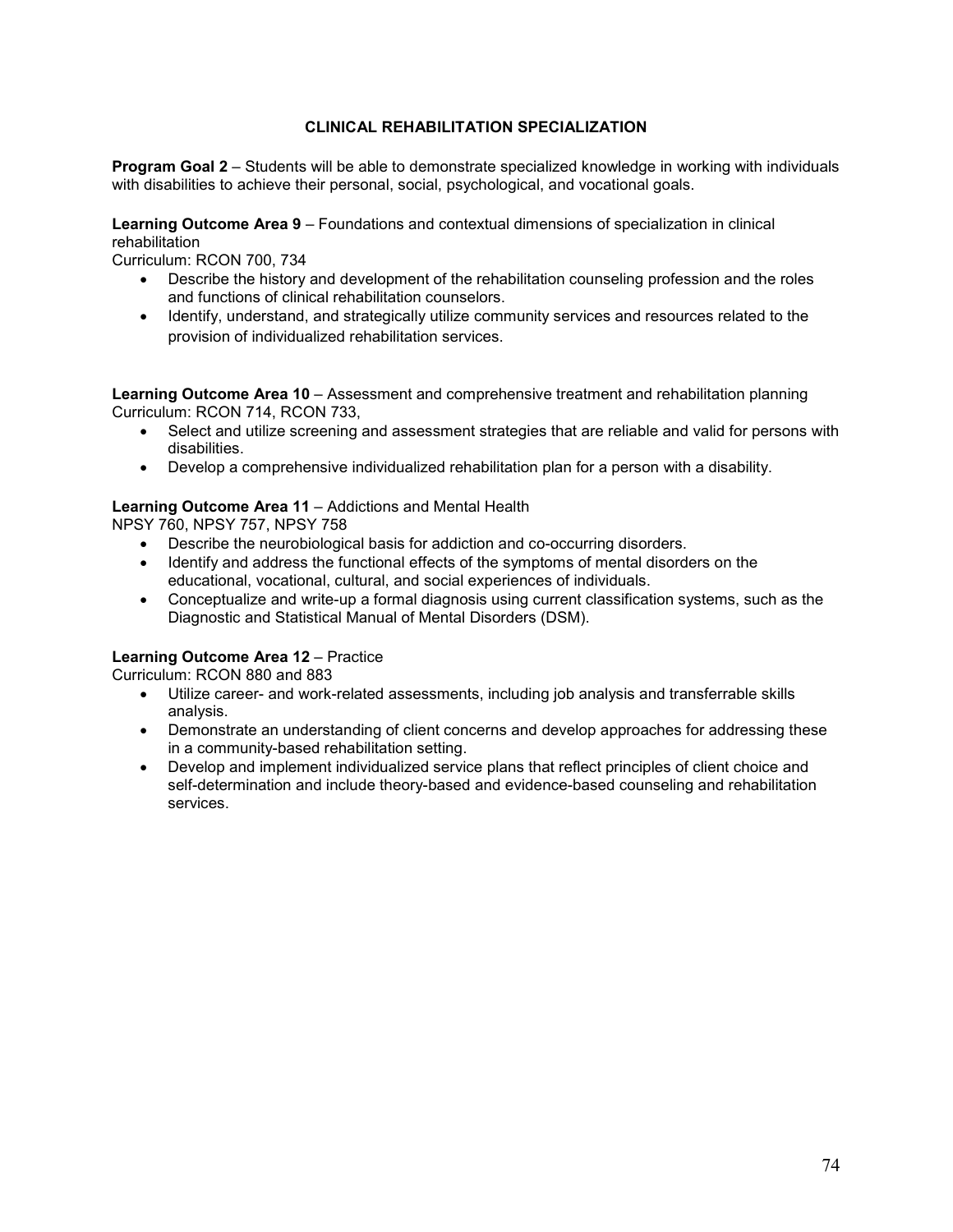## CLINICAL REHABILITATION SPECIALIZATION

**Program Goal 2** – Students will be able to demonstrate specialized knowledge in working with individuals with disabilities to achieve their personal, social, psychological, and vocational goals.

**Learning Outcome Area 9** – Foundations and contextual dimensions of specialization in clinical rehabilitation
Curriculum: RCON 700, 734

- Describe the history and development of the rehabilitation counseling profession and the roles and functions of clinical rehabilitation counselors.
- Identify, understand, and strategically utilize community services and resources related to the provision of individualized rehabilitation services.

**Learning Outcome Area 10** – Assessment and comprehensive treatment and rehabilitation planning
Curriculum: RCON 714, RCON 733,

- Select and utilize screening and assessment strategies that are reliable and valid for persons with disabilities.
- Develop a comprehensive individualized rehabilitation plan for a person with a disability.

**Learning Outcome Area 11** – Addictions and Mental Health
NPSY 760, NPSY 757, NPSY 758

- Describe the neurobiological basis for addiction and co-occurring disorders.
- Identify and address the functional effects of the symptoms of mental disorders on the educational, vocational, cultural, and social experiences of individuals.
- Conceptualize and write-up a formal diagnosis using current classification systems, such as the Diagnostic and Statistical Manual of Mental Disorders (DSM).

**Learning Outcome Area 12** – Practice
Curriculum: RCON 880 and 883

- Utilize career- and work-related assessments, including job analysis and transferrable skills analysis.
- Demonstrate an understanding of client concerns and develop approaches for addressing these in a community-based rehabilitation setting.
- Develop and implement individualized service plans that reflect principles of client choice and self-determination and include theory-based and evidence-based counseling and rehabilitation services.